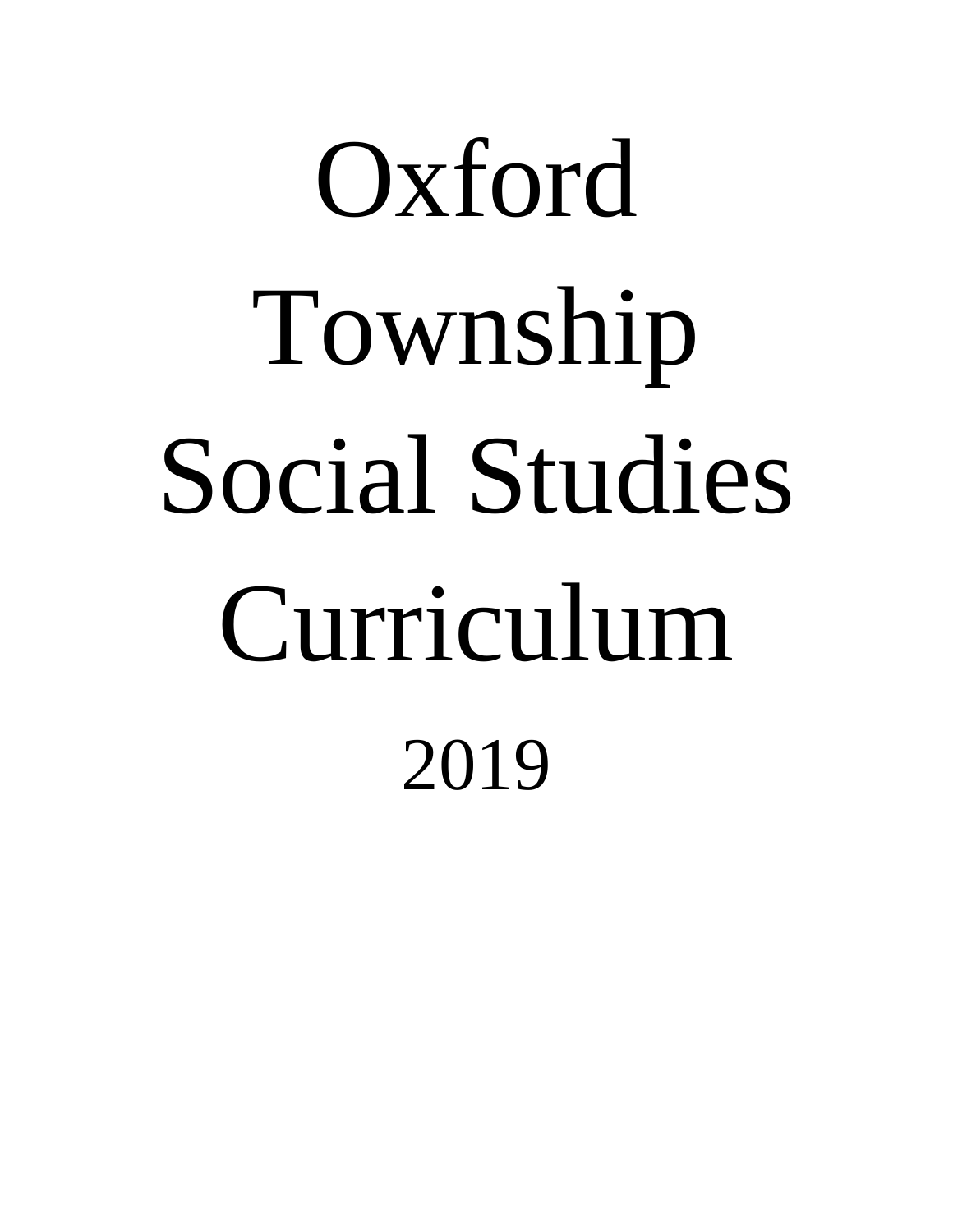# Oxford Township Social Studies Curriculum

2019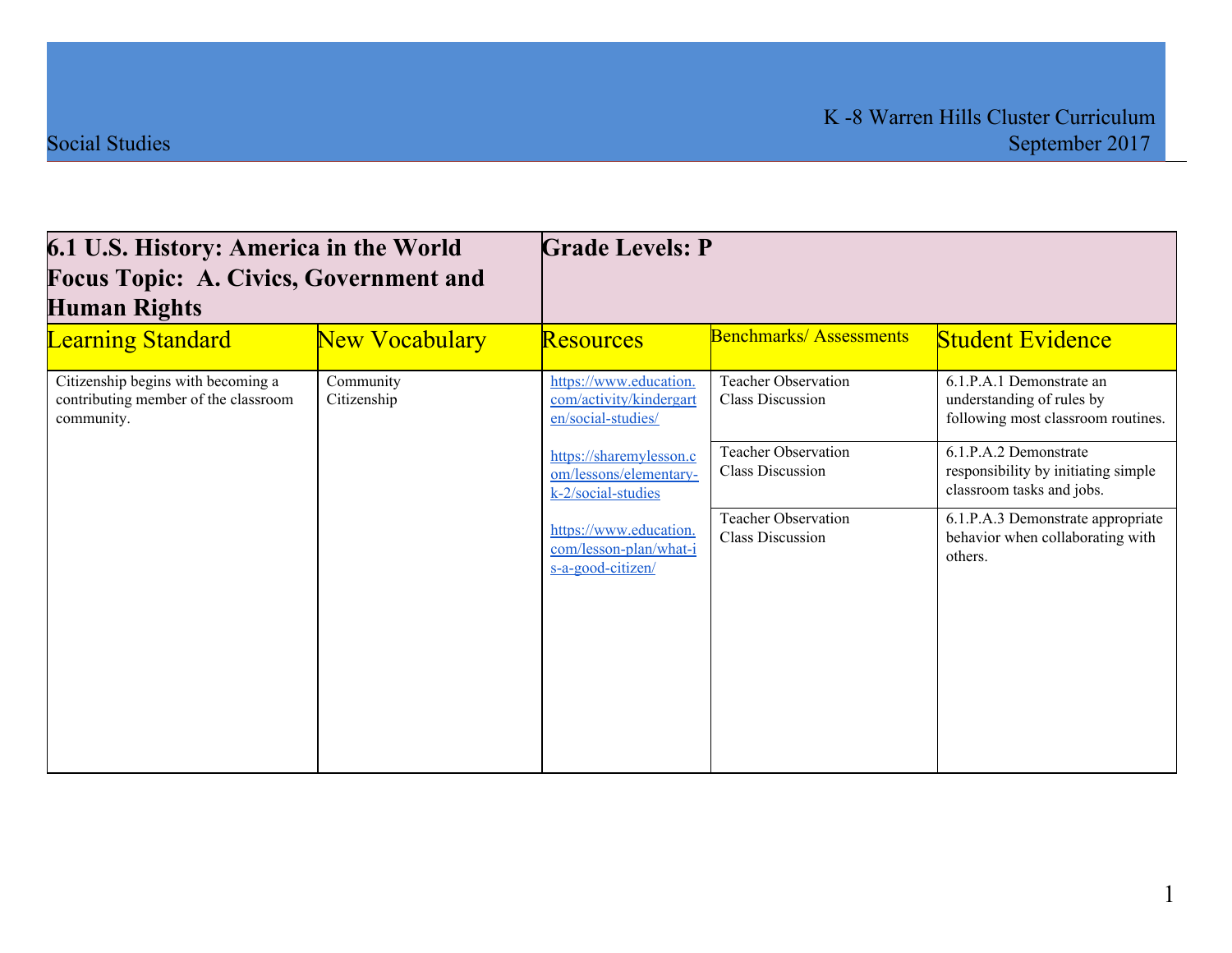| 6.1 U.S. History: America in the World<br>Focus Topic: A. Civics, Government and Human Rights | | Grade Levels: P | | |
|---|---|---|---|---|
| Learning Standard | New Vocabulary | Resources | Benchmarks/ Assessments | Student Evidence |
| Citizenship begins with becoming a contributing member of the classroom community. | Community<br>Citizenship | https://www.education.com/activity/kindergarten/social-studies/<br><br>https://sharemylesson.com/lessons/elementary-k-2/social-studies<br><br>https://www.education.com/lesson-plan/what-is-a-good-citizen/ | Teacher Observation<br>Class Discussion | 6.1.P.A.1 Demonstrate an understanding of rules by following most classroom routines. |
| | | | Teacher Observation<br>Class Discussion | 6.1.P.A.2 Demonstrate responsibility by initiating simple classroom tasks and jobs. |
| | | | Teacher Observation<br>Class Discussion | 6.1.P.A.3 Demonstrate appropriate behavior when collaborating with others. |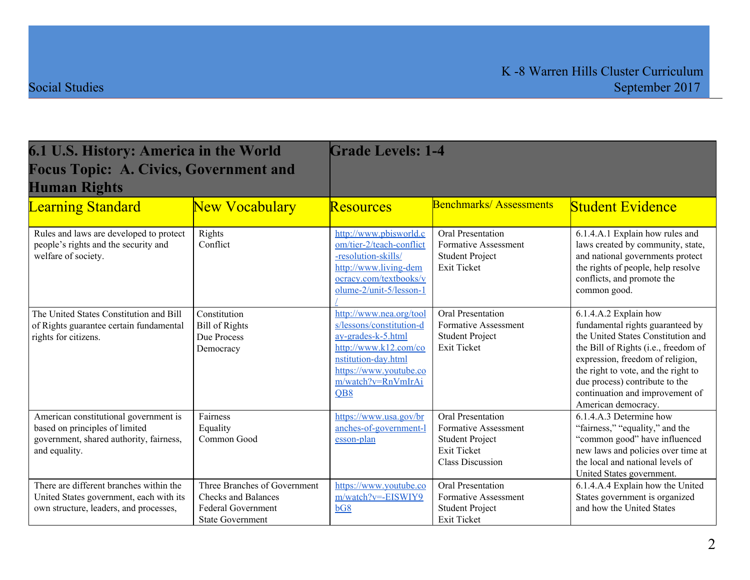| 6.1 U.S. History: America in the World Focus Topic: A. Civics, Government and Human Rights | | Grade Levels: 1-4 | | |
|---|---|---|---|---|
| Learning Standard | New Vocabulary | Resources | Benchmarks/ Assessments | Student Evidence |
| Rules and laws are developed to protect people's rights and the security and welfare of society. | Rights<br>Conflict | http://www.pbisworld.com/tier-2/teach-conflict-resolution-skills/<br>http://www.living-democracy.com/textbooks/volume-2/unit-5/lesson-1/ | Oral Presentation<br>Formative Assessment<br>Student Project<br>Exit Ticket | 6.1.4.A.1 Explain how rules and laws created by community, state, and national governments protect the rights of people, help resolve conflicts, and promote the common good. |
| The United States Constitution and Bill of Rights guarantee certain fundamental rights for citizens. | Constitution<br>Bill of Rights<br>Due Process<br>Democracy | http://www.nea.org/tools/lessons/constitution-day-grades-k-5.html<br>http://www.k12.com/constitution-day.html<br>https://www.youtube.com/watch?v=RnVmIrAiQB8 | Oral Presentation<br>Formative Assessment<br>Student Project<br>Exit Ticket | 6.1.4.A.2 Explain how fundamental rights guaranteed by the United States Constitution and the Bill of Rights (i.e., freedom of expression, freedom of religion, the right to vote, and the right to due process) contribute to the continuation and improvement of American democracy. |
| American constitutional government is based on principles of limited government, shared authority, fairness, and equality. | Fairness<br>Equality<br>Common Good | https://www.usa.gov/branches-of-government-lesson-plan | Oral Presentation<br>Formative Assessment<br>Student Project<br>Exit Ticket<br>Class Discussion | 6.1.4.A.3 Determine how "fairness," "equality," and the "common good" have influenced new laws and policies over time at the local and national levels of United States government. |
| There are different branches within the United States government, each with its own structure, leaders, and processes, | Three Branches of Government<br>Checks and Balances<br>Federal Government<br>State Government | https://www.youtube.com/watch?v=-EISWIY9bG8 | Oral Presentation<br>Formative Assessment<br>Student Project<br>Exit Ticket | 6.1.4.A.4 Explain how the United States government is organized and how the United States |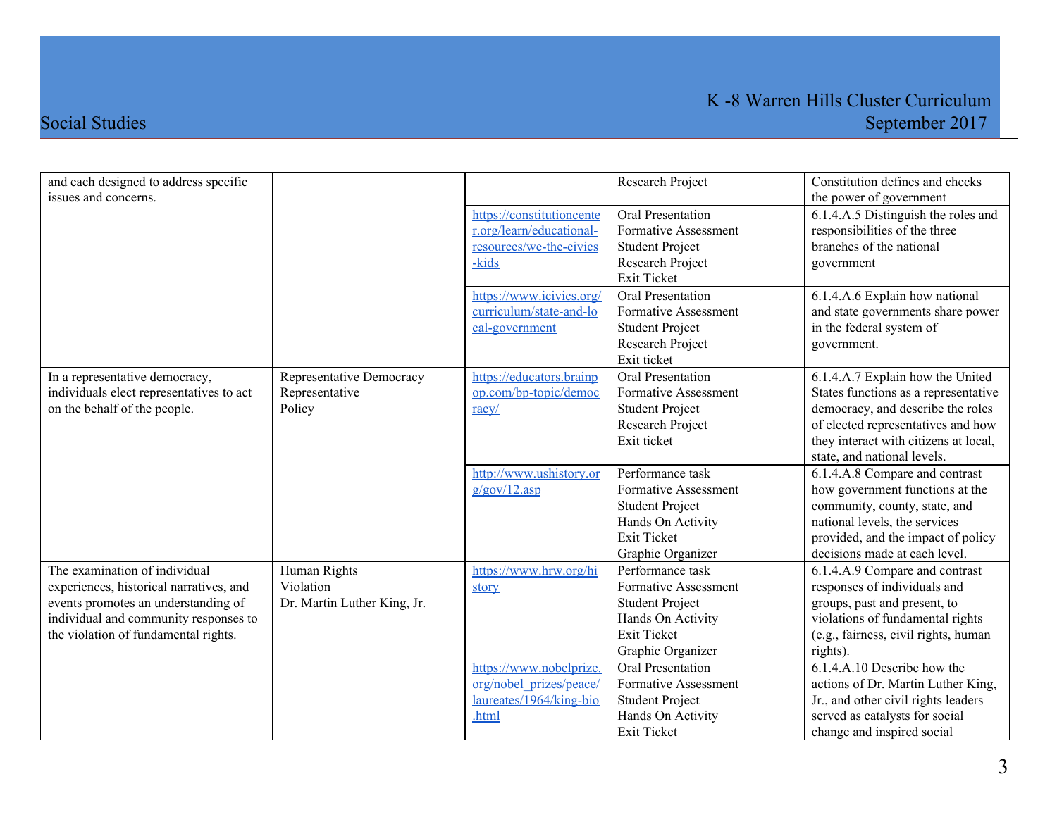| | | | | |
|---|---|---|---|---|
| and each designed to address specific issues and concerns. | | | Research Project | Constitution defines and checks the power of government |
| | | https://constitutioncenter.org/learn/educational-resources/we-the-civics-kids | Oral Presentation<br>Formative Assessment<br>Student Project<br>Research Project<br>Exit Ticket | 6.1.4.A.5 Distinguish the roles and responsibilities of the three branches of the national government |
| | | https://www.icivics.org/curriculum/state-and-local-government | Oral Presentation<br>Formative Assessment<br>Student Project<br>Research Project<br>Exit ticket | 6.1.4.A.6 Explain how national and state governments share power in the federal system of government. |
| In a representative democracy, individuals elect representatives to act on the behalf of the people. | Representative Democracy<br>Representative<br>Policy | https://educators.brainpop.com/bp-topic/democracy/ | Oral Presentation<br>Formative Assessment<br>Student Project<br>Research Project<br>Exit ticket | 6.1.4.A.7 Explain how the United States functions as a representative democracy, and describe the roles of elected representatives and how they interact with citizens at local, state, and national levels. |
| | | http://www.ushistory.org/gov/12.asp | Performance task<br>Formative Assessment<br>Student Project<br>Hands On Activity<br>Exit Ticket<br>Graphic Organizer | 6.1.4.A.8 Compare and contrast how government functions at the community, county, state, and national levels, the services provided, and the impact of policy decisions made at each level. |
| The examination of individual experiences, historical narratives, and events promotes an understanding of individual and community responses to the violation of fundamental rights. | Human Rights<br>Violation<br>Dr. Martin Luther King, Jr. | https://www.hrw.org/history | Performance task<br>Formative Assessment<br>Student Project<br>Hands On Activity<br>Exit Ticket<br>Graphic Organizer | 6.1.4.A.9 Compare and contrast responses of individuals and groups, past and present, to violations of fundamental rights (e.g., fairness, civil rights, human rights). |
| | | https://www.nobelprize.org/nobel_prizes/peace/laureates/1964/king-bio.html | Oral Presentation<br>Formative Assessment<br>Student Project<br>Hands On Activity<br>Exit Ticket | 6.1.4.A.10 Describe how the actions of Dr. Martin Luther King, Jr., and other civil rights leaders served as catalysts for social change and inspired social |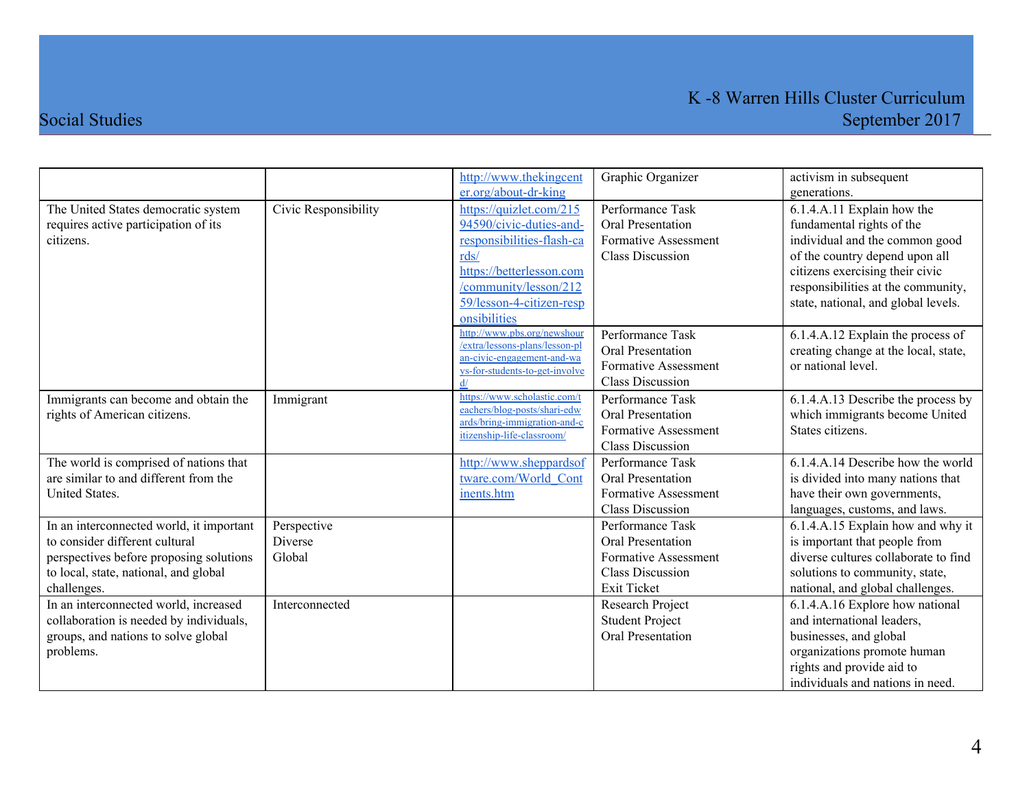| | | | | |
|---|---|---|---|---|
| | | http://www.thekingcenter.org/about-dr-king | Graphic Organizer | activism in subsequent generations. |
| The United States democratic system requires active participation of its citizens. | Civic Responsibility | https://quizlet.com/21594590/civic-duties-and-responsibilities-flash-cards/ https://betterlesson.com/community/lesson/21259/lesson-4-citizen-responsibilities | Performance Task Oral Presentation Formative Assessment Class Discussion | 6.1.4.A.11 Explain how the fundamental rights of the individual and the common good of the country depend upon all citizens exercising their civic responsibilities at the community, state, national, and global levels. |
| | | http://www.pbs.org/newshour/extra/lessons-plans/lesson-plan-civic-engagement-and-ways-for-students-to-get-involved/ | Performance Task Oral Presentation Formative Assessment Class Discussion | 6.1.4.A.12 Explain the process of creating change at the local, state, or national level. |
| Immigrants can become and obtain the rights of American citizens. | Immigrant | https://www.scholastic.com/teachers/blog-posts/shari-edwards/bring-immigration-and-citizenship-life-classroom/ | Performance Task Oral Presentation Formative Assessment Class Discussion | 6.1.4.A.13 Describe the process by which immigrants become United States citizens. |
| The world is comprised of nations that are similar to and different from the United States. | | http://www.sheppardsoftware.com/World_Continents.htm | Performance Task Oral Presentation Formative Assessment Class Discussion | 6.1.4.A.14 Describe how the world is divided into many nations that have their own governments, languages, customs, and laws. |
| In an interconnected world, it important to consider different cultural perspectives before proposing solutions to local, state, national, and global challenges. | Perspective Diverse Global | | Performance Task Oral Presentation Formative Assessment Class Discussion Exit Ticket | 6.1.4.A.15 Explain how and why it is important that people from diverse cultures collaborate to find solutions to community, state, national, and global challenges. |
| In an interconnected world, increased collaboration is needed by individuals, groups, and nations to solve global problems. | Interconnected | | Research Project Student Project Oral Presentation | 6.1.4.A.16 Explore how national and international leaders, businesses, and global organizations promote human rights and provide aid to individuals and nations in need. |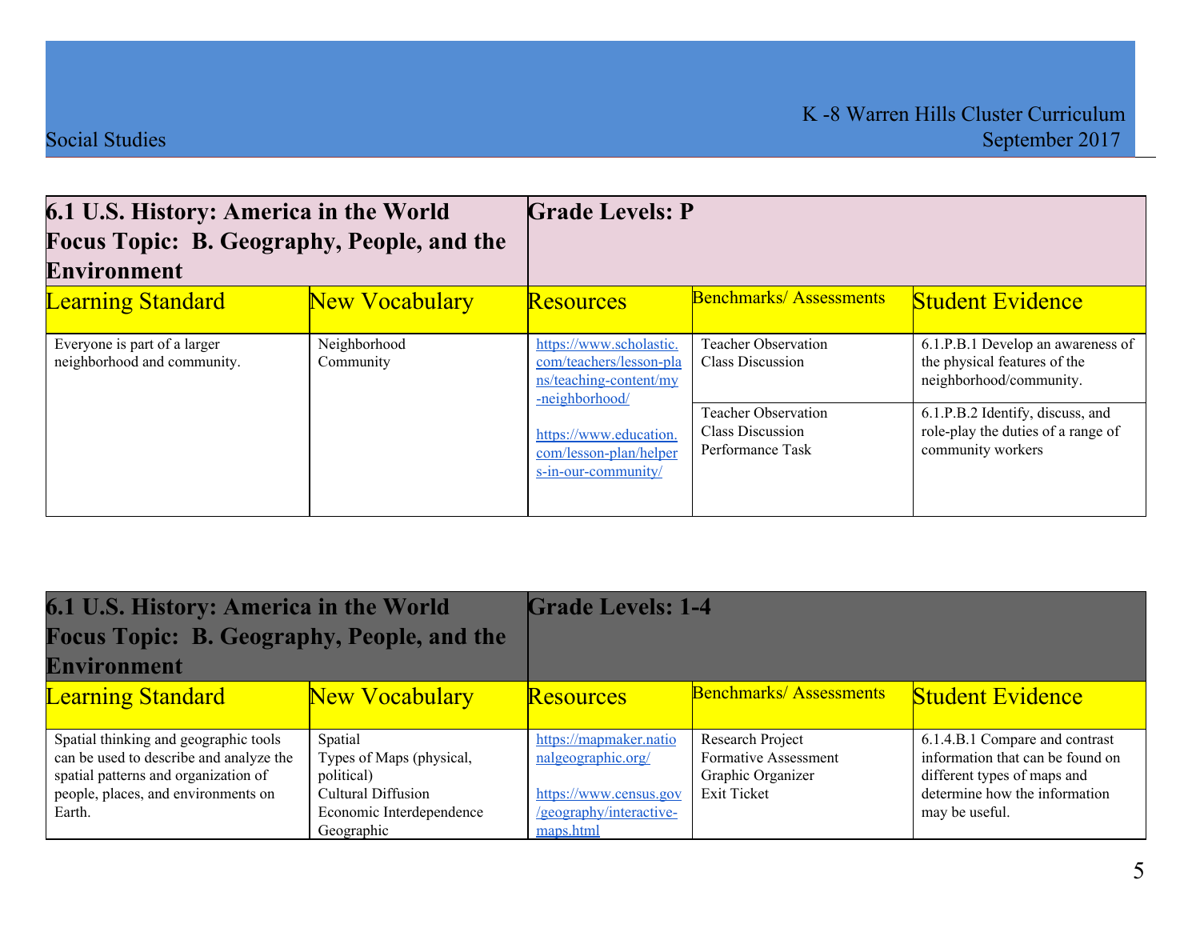| 6.1 U.S. History: America in the World<br>Focus Topic: B. Geography, People, and the Environment | | Grade Levels: P | | |
|---|---|---|---|---|
| Learning Standard | New Vocabulary | Resources | Benchmarks/ Assessments | Student Evidence |
| Everyone is part of a larger neighborhood and community. | Neighborhood<br>Community | https://www.scholastic.com/teachers/lesson-plans/teaching-content/my-neighborhood/<br><br>https://www.education.com/lesson-plan/helpers-in-our-community/ | Teacher Observation<br>Class Discussion | 6.1.P.B.1 Develop an awareness of the physical features of the neighborhood/community. |
| | | | Teacher Observation<br>Class Discussion<br>Performance Task | 6.1.P.B.2 Identify, discuss, and role-play the duties of a range of community workers |

| 6.1 U.S. History: America in the World<br>Focus Topic: B. Geography, People, and the Environment | | Grade Levels: 1-4 | | |
|---|---|---|---|---|
| Learning Standard | New Vocabulary | Resources | Benchmarks/ Assessments | Student Evidence |
| Spatial thinking and geographic tools can be used to describe and analyze the spatial patterns and organization of people, places, and environments on Earth. | Spatial<br>Types of Maps (physical, political)<br>Cultural Diffusion<br>Economic Interdependence<br>Geographic | https://mapmaker.nationalgeographic.org/<br><br>https://www.census.gov/geography/interactive-maps.html | Research Project<br>Formative Assessment<br>Graphic Organizer<br>Exit Ticket | 6.1.4.B.1 Compare and contrast information that can be found on different types of maps and determine how the information may be useful. |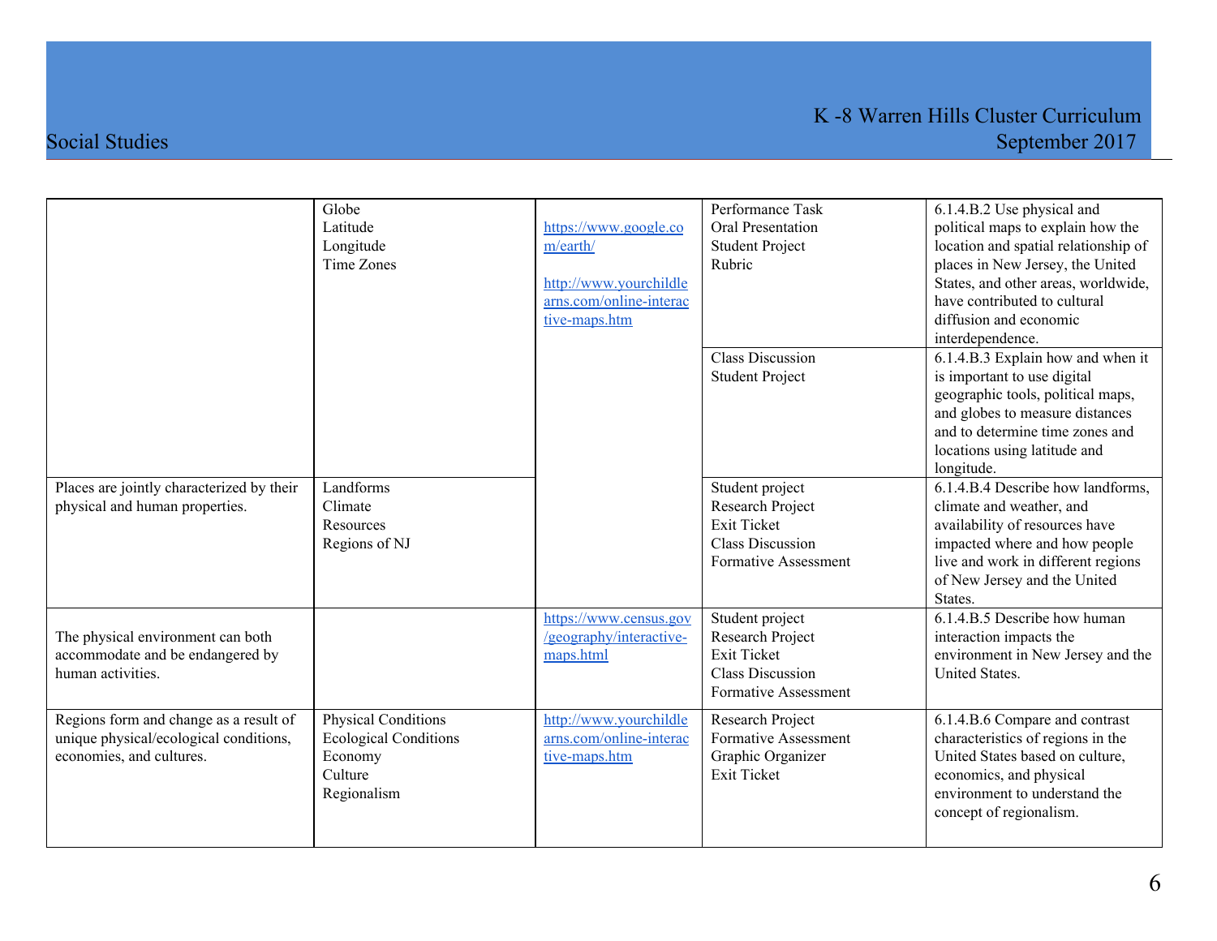| | | | | |
|---|---|---|---|---|
| | Globe<br>Latitude<br>Longitude<br>Time Zones | https://www.google.com/earth/<br><br>http://www.yourchildlearns.com/online-interactive-maps.htm | Performance Task<br>Oral Presentation<br>Student Project<br>Rubric | 6.1.4.B.2 Use physical and political maps to explain how the location and spatial relationship of places in New Jersey, the United States, and other areas, worldwide, have contributed to cultural diffusion and economic interdependence. |
| | | | Class Discussion<br>Student Project | 6.1.4.B.3 Explain how and when it is important to use digital geographic tools, political maps, and globes to measure distances and to determine time zones and locations using latitude and longitude. |
| Places are jointly characterized by their physical and human properties. | Landforms<br>Climate<br>Resources<br>Regions of NJ | | Student project<br>Research Project<br>Exit Ticket<br>Class Discussion<br>Formative Assessment | 6.1.4.B.4 Describe how landforms, climate and weather, and availability of resources have impacted where and how people live and work in different regions of New Jersey and the United States. |
| The physical environment can both accommodate and be endangered by human activities. | | https://www.census.gov/geography/interactive-maps.html | Student project<br>Research Project<br>Exit Ticket<br>Class Discussion<br>Formative Assessment | 6.1.4.B.5 Describe how human interaction impacts the environment in New Jersey and the United States. |
| Regions form and change as a result of unique physical/ecological conditions, economies, and cultures. | Physical Conditions<br>Ecological Conditions<br>Economy<br>Culture<br>Regionalism | http://www.yourchildlearns.com/online-interactive-maps.htm | Research Project<br>Formative Assessment<br>Graphic Organizer<br>Exit Ticket | 6.1.4.B.6 Compare and contrast characteristics of regions in the United States based on culture, economics, and physical environment to understand the concept of regionalism. |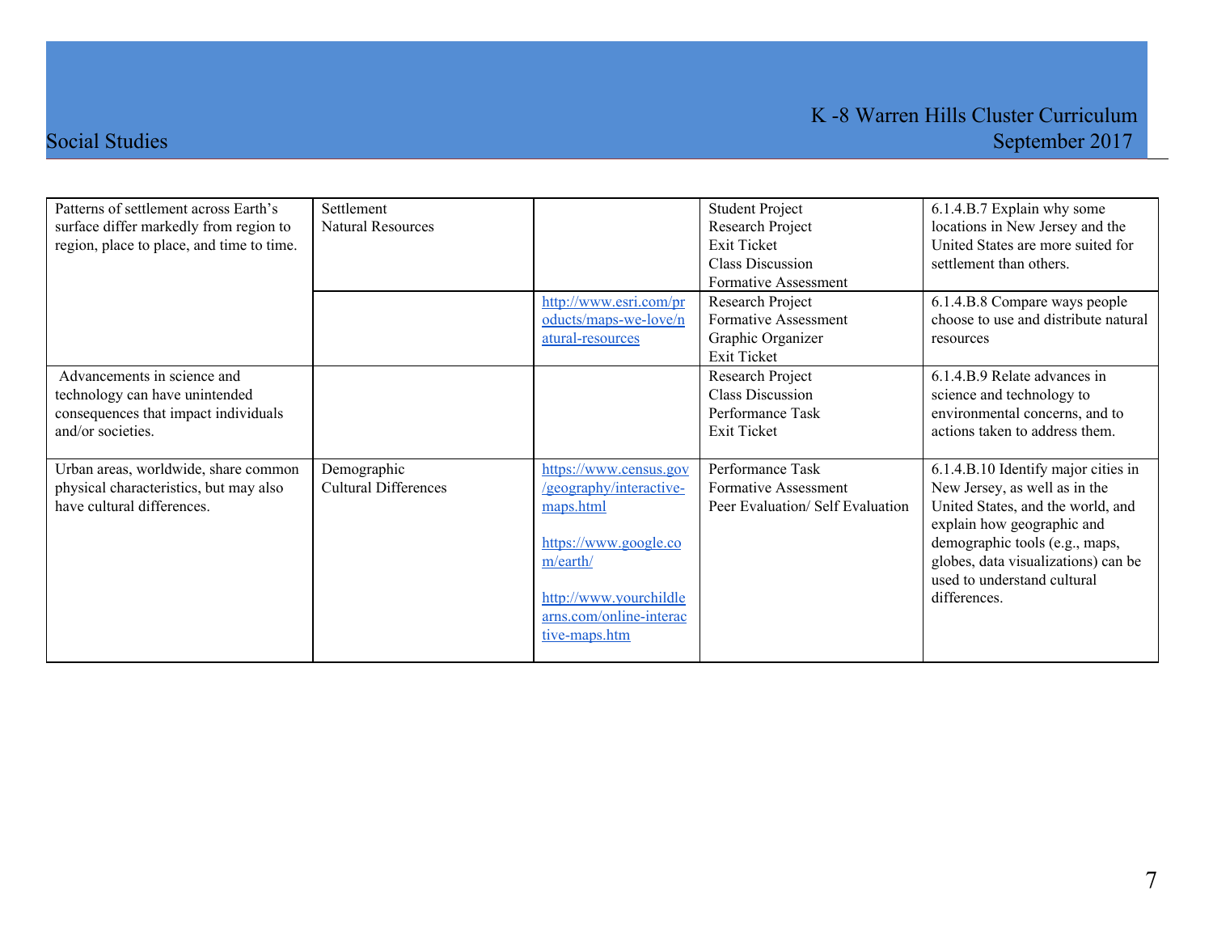| | | | | |
|---|---|---|---|---|
| Patterns of settlement across Earth's surface differ markedly from region to region, place to place, and time to time. | Settlement<br>Natural Resources | | Student Project<br>Research Project<br>Exit Ticket<br>Class Discussion<br>Formative Assessment | 6.1.4.B.7 Explain why some locations in New Jersey and the United States are more suited for settlement than others. |
| | | http://www.esri.com/products/maps-we-love/natural-resources | Research Project<br>Formative Assessment<br>Graphic Organizer<br>Exit Ticket | 6.1.4.B.8 Compare ways people choose to use and distribute natural resources |
| Advancements in science and technology can have unintended consequences that impact individuals and/or societies. | | | Research Project<br>Class Discussion<br>Performance Task<br>Exit Ticket | 6.1.4.B.9 Relate advances in science and technology to environmental concerns, and to actions taken to address them. |
| Urban areas, worldwide, share common physical characteristics, but may also have cultural differences. | Demographic<br>Cultural Differences | https://www.census.gov/geography/interactive-maps.html<br><br>https://www.google.com/earth/<br><br>http://www.yourchildlearns.com/online-interactive-maps.htm | Performance Task<br>Formative Assessment<br>Peer Evaluation/ Self Evaluation | 6.1.4.B.10 Identify major cities in New Jersey, as well as in the United States, and the world, and explain how geographic and demographic tools (e.g., maps, globes, data visualizations) can be used to understand cultural differences. |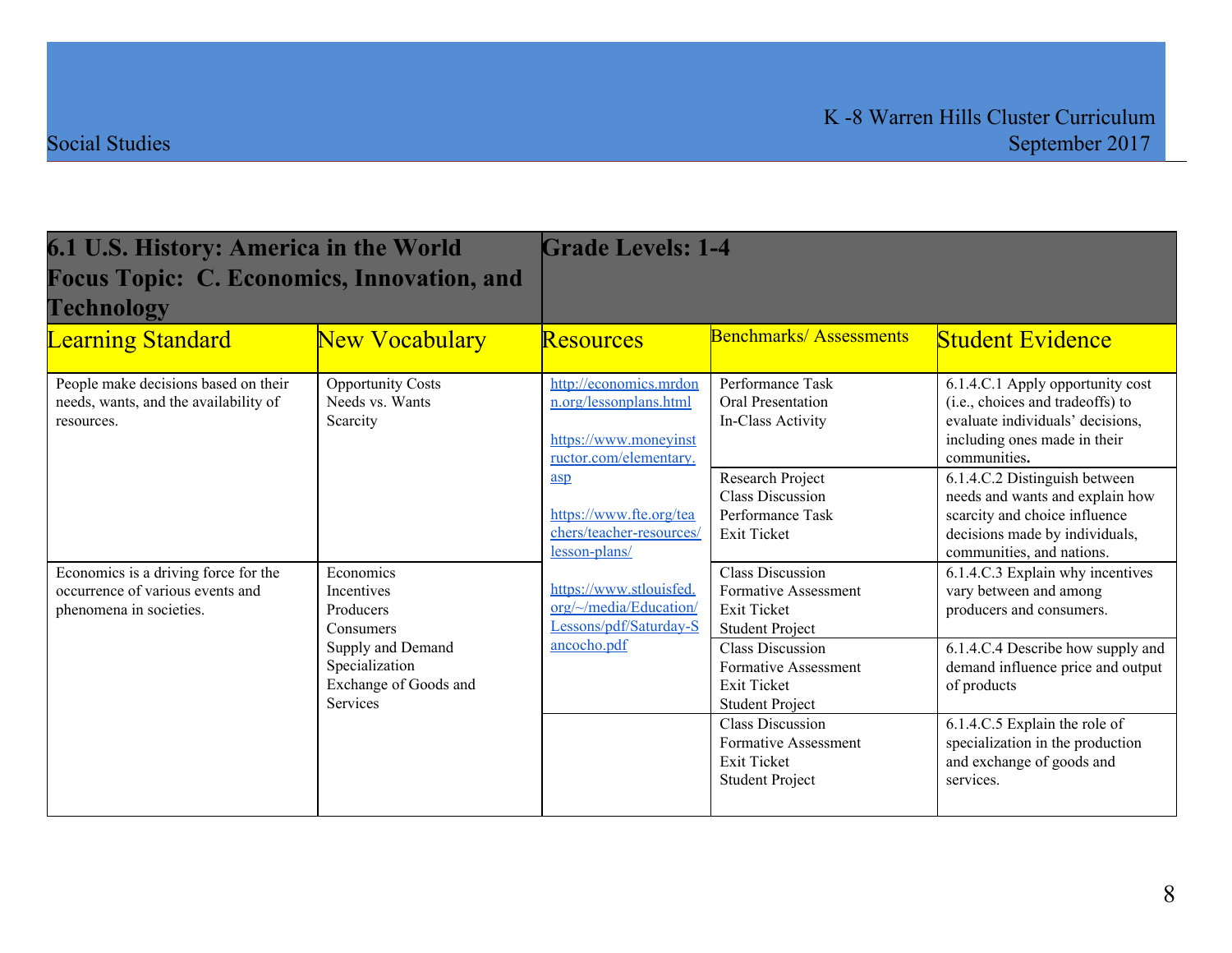| 6.1 U.S. History: America in the World<br>Focus Topic: C. Economics, Innovation, and Technology | | Grade Levels: 1-4 | | |
|---|---|---|---|---|
| **Learning Standard** | **New Vocabulary** | **Resources** | **Benchmarks/ Assessments** | **Student Evidence** |
| People make decisions based on their needs, wants, and the availability of resources. | Opportunity Costs<br>Needs vs. Wants<br>Scarcity | http://economics.mrdonn.org/lessonplans.html<br><br>https://www.moneyinstructor.com/elementary.asp<br><br>https://www.fte.org/teachers/teacher-resources/lesson-plans/<br><br>https://www.stlouisfed.org/~/media/Education/Lessons/pdf/Saturday-Sancocho.pdf | Performance Task<br>Oral Presentation<br>In-Class Activity | 6.1.4.C.1 Apply opportunity cost (i.e., choices and tradeoffs) to evaluate individuals' decisions, including ones made in their communities. |
| | | | Research Project<br>Class Discussion<br>Performance Task<br>Exit Ticket | 6.1.4.C.2 Distinguish between needs and wants and explain how scarcity and choice influence decisions made by individuals, communities, and nations. |
| Economics is a driving force for the occurrence of various events and phenomena in societies. | Economics<br>Incentives<br>Producers<br>Consumers<br>Supply and Demand<br>Specialization<br>Exchange of Goods and Services | | Class Discussion<br>Formative Assessment<br>Exit Ticket<br>Student Project | 6.1.4.C.3 Explain why incentives vary between and among producers and consumers. |
| | | | Class Discussion<br>Formative Assessment<br>Exit Ticket<br>Student Project | 6.1.4.C.4 Describe how supply and demand influence price and output of products |
| | | | Class Discussion<br>Formative Assessment<br>Exit Ticket<br>Student Project | 6.1.4.C.5 Explain the role of specialization in the production and exchange of goods and services. |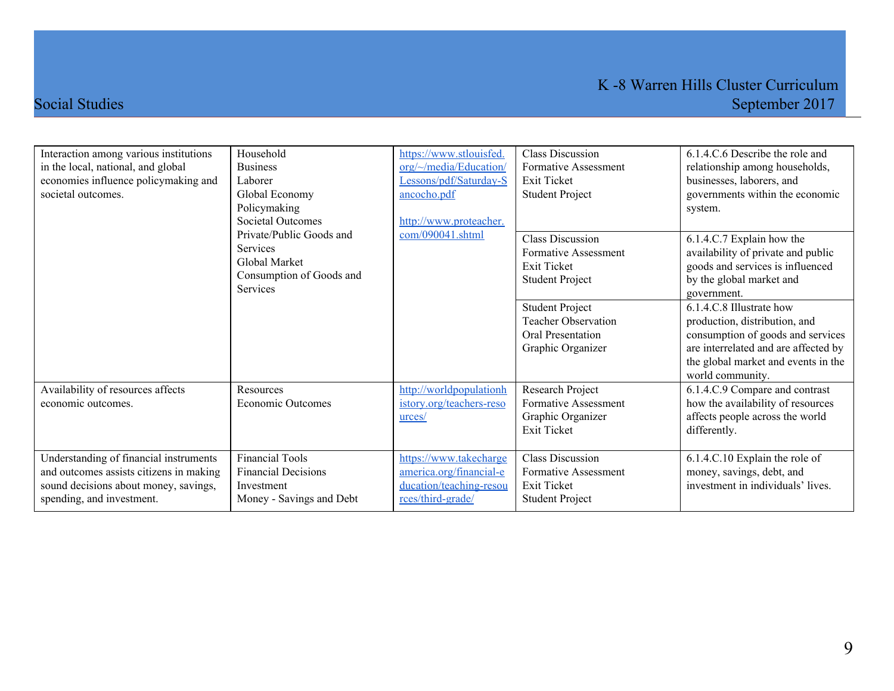| | | | | |
|---|---|---|---|---|
| Interaction among various institutions in the local, national, and global economies influence policymaking and societal outcomes. | Household<br>Business<br>Laborer<br>Global Economy<br>Policymaking<br>Societal Outcomes<br>Private/Public Goods and Services<br>Global Market<br>Consumption of Goods and Services | https://www.stlouisfed.org/~/media/Education/Lessons/pdf/Saturday-Sancocho.pdf<br><br>http://www.proteacher.com/090041.shtml | Class Discussion<br>Formative Assessment<br>Exit Ticket<br>Student Project | 6.1.4.C.6 Describe the role and relationship among households, businesses, laborers, and governments within the economic system. |
| | | | Class Discussion<br>Formative Assessment<br>Exit Ticket<br>Student Project | 6.1.4.C.7 Explain how the availability of private and public goods and services is influenced by the global market and government. |
| | | | Student Project<br>Teacher Observation<br>Oral Presentation<br>Graphic Organizer | 6.1.4.C.8 Illustrate how production, distribution, and consumption of goods and services are interrelated and are affected by the global market and events in the world community. |
| Availability of resources affects economic outcomes. | Resources<br>Economic Outcomes | http://worldpopulationhistory.org/teachers-resources/ | Research Project<br>Formative Assessment<br>Graphic Organizer<br>Exit Ticket | 6.1.4.C.9 Compare and contrast how the availability of resources affects people across the world differently. |
| Understanding of financial instruments and outcomes assists citizens in making sound decisions about money, savings, spending, and investment. | Financial Tools<br>Financial Decisions<br>Investment<br>Money - Savings and Debt | https://www.takechargeamerica.org/financial-education/teaching-resources/third-grade/ | Class Discussion<br>Formative Assessment<br>Exit Ticket<br>Student Project | 6.1.4.C.10 Explain the role of money, savings, debt, and investment in individuals' lives. |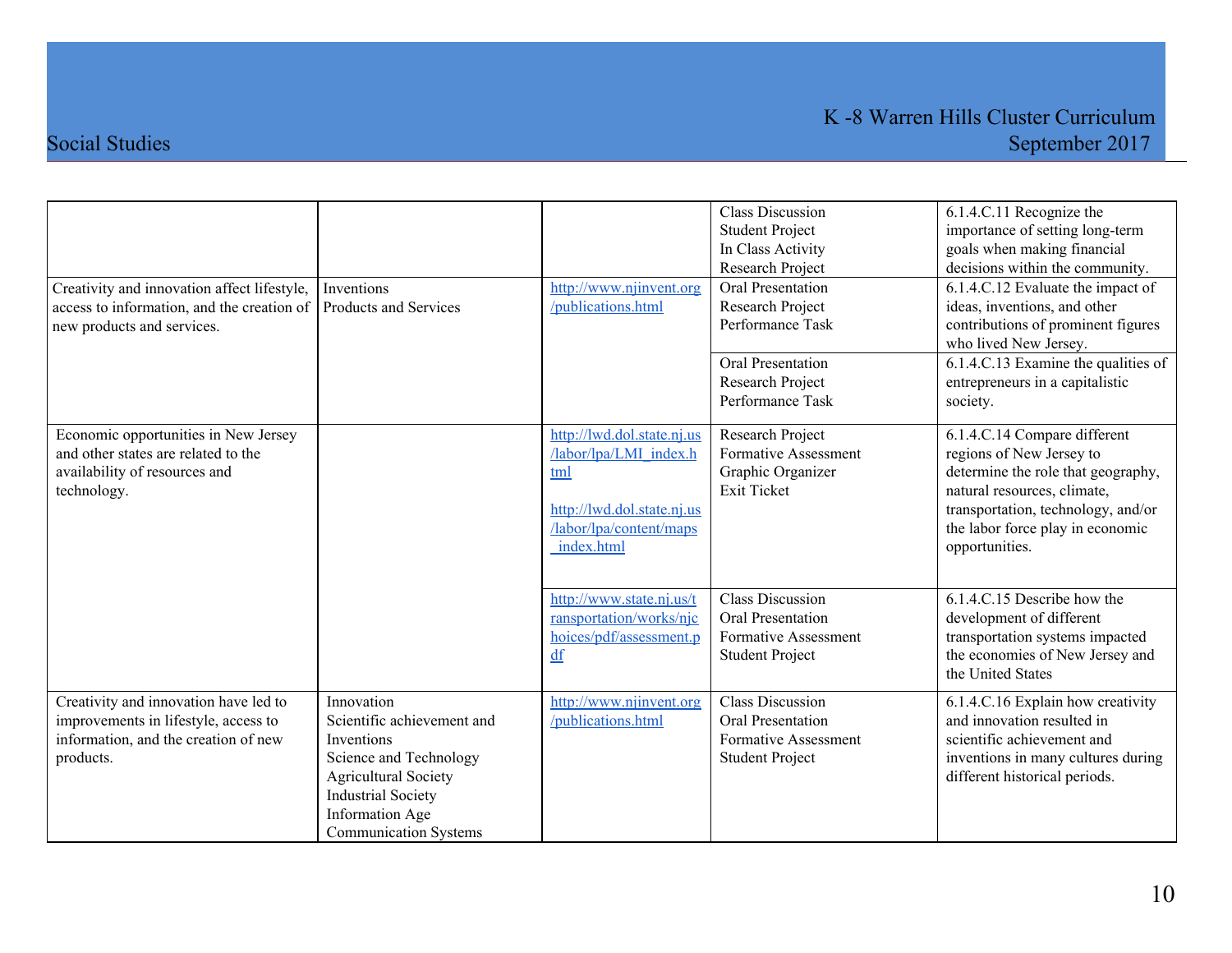| | | | | |
|---|---|---|---|---|
| | | | Class Discussion<br>Student Project<br>In Class Activity<br>Research Project | 6.1.4.C.11 Recognize the importance of setting long-term goals when making financial decisions within the community. |
| Creativity and innovation affect lifestyle, access to information, and the creation of new products and services. | Inventions<br>Products and Services | http://www.njinvent.org/publications.html | Oral Presentation<br>Research Project<br>Performance Task | 6.1.4.C.12 Evaluate the impact of ideas, inventions, and other contributions of prominent figures who lived New Jersey. |
| | | | Oral Presentation<br>Research Project<br>Performance Task | 6.1.4.C.13 Examine the qualities of entrepreneurs in a capitalistic society. |
| Economic opportunities in New Jersey and other states are related to the availability of resources and technology. | | http://lwd.dol.state.nj.us/labor/lpa/LMI_index.html<br><br>http://lwd.dol.state.nj.us/labor/lpa/content/maps_index.html | Research Project<br>Formative Assessment<br>Graphic Organizer<br>Exit Ticket | 6.1.4.C.14 Compare different regions of New Jersey to determine the role that geography, natural resources, climate, transportation, technology, and/or the labor force play in economic opportunities. |
| | | http://www.state.nj.us/transportation/works/njchoices/pdf/assessment.pdf | Class Discussion<br>Oral Presentation<br>Formative Assessment<br>Student Project | 6.1.4.C.15 Describe how the development of different transportation systems impacted the economies of New Jersey and the United States |
| Creativity and innovation have led to improvements in lifestyle, access to information, and the creation of new products. | Innovation<br>Scientific achievement and Inventions<br>Science and Technology<br>Agricultural Society<br>Industrial Society<br>Information Age<br>Communication Systems | http://www.njinvent.org/publications.html | Class Discussion<br>Oral Presentation<br>Formative Assessment<br>Student Project | 6.1.4.C.16 Explain how creativity and innovation resulted in scientific achievement and inventions in many cultures during different historical periods. |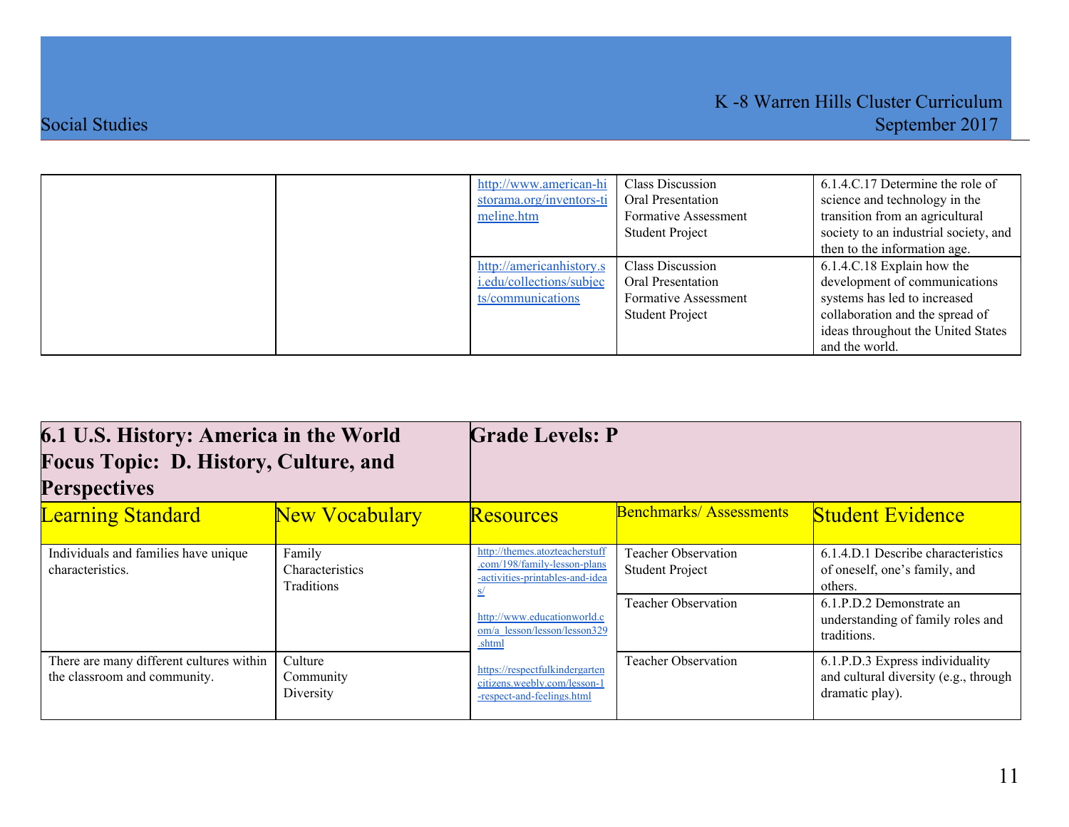| | | Resources | Benchmarks/ Assessments | Student Evidence |
|---|---|---|---|---|
| | | http://www.american-historama.org/inventors-timeline.htm | Class Discussion<br>Oral Presentation<br>Formative Assessment<br>Student Project | 6.1.4.C.17 Determine the role of science and technology in the transition from an agricultural society to an industrial society, and then to the information age. |
| | | http://americanhistory.si.edu/collections/subjects/communications | Class Discussion<br>Oral Presentation<br>Formative Assessment<br>Student Project | 6.1.4.C.18 Explain how the development of communications systems has led to increased collaboration and the spread of ideas throughout the United States and the world. |

| **6.1 U.S. History: America in the World**<br>**Focus Topic: D. History, Culture, and Perspectives** | | **Grade Levels: P** | | |
|---|---|---|---|---|
| Learning Standard | New Vocabulary | Resources | Benchmarks/ Assessments | Student Evidence |
| Individuals and families have unique characteristics. | Family<br>Characteristics<br>Traditions | http://themes.atozteacherstuff.com/198/family-lesson-plans-activities-printables-and-ideas/<br><br>http://www.educationworld.com/a_lesson/lesson/lesson329.shtml<br><br>https://respectfulkindergartencitizens.weebly.com/lesson-1-respect-and-feelings.html | Teacher Observation<br>Student Project | 6.1.4.D.1 Describe characteristics of oneself, one's family, and others. |
| | | | Teacher Observation | 6.1.P.D.2 Demonstrate an understanding of family roles and traditions. |
| There are many different cultures within the classroom and community. | Culture<br>Community<br>Diversity | | Teacher Observation | 6.1.P.D.3 Express individuality and cultural diversity (e.g., through dramatic play). |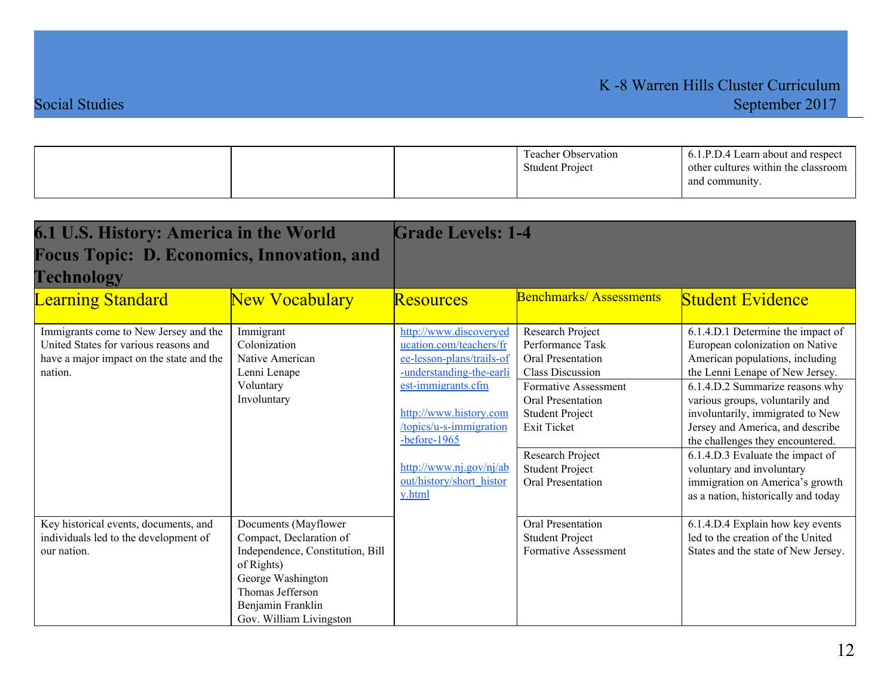| | | | Teacher Observation<br>Student Project | 6.1.P.D.4 Learn about and respect other cultures within the classroom and community. |
|---|---|---|---|---|

| **6.1 U.S. History: America in the World Focus Topic: D. Economics, Innovation, and Technology** | | **Grade Levels: 1-4** | | |
|---|---|---|---|---|
| Learning Standard | New Vocabulary | Resources | Benchmarks/ Assessments | Student Evidence |
| Immigrants come to New Jersey and the United States for various reasons and have a major impact on the state and the nation. | Immigrant<br>Colonization<br>Native American<br>Lenni Lenape<br>Voluntary<br>Involuntary | http://www.discoveryeducation.com/teachers/free-lesson-plans/trails-of-understanding-the-earliest-immigrants.cfm<br><br>http://www.history.com/topics/u-s-immigration-before-1965<br><br>http://www.nj.gov/nj/about/history/short_history.html | Research Project<br>Performance Task<br>Oral Presentation<br>Class Discussion | 6.1.4.D.1 Determine the impact of European colonization on Native American populations, including the Lenni Lenape of New Jersey. |
| | | | Formative Assessment<br>Oral Presentation<br>Student Project<br>Exit Ticket | 6.1.4.D.2 Summarize reasons why various groups, voluntarily and involuntarily, immigrated to New Jersey and America, and describe the challenges they encountered. |
| | | | Research Project<br>Student Project<br>Oral Presentation | 6.1.4.D.3 Evaluate the impact of voluntary and involuntary immigration on America's growth as a nation, historically and today |
| Key historical events, documents, and individuals led to the development of our nation. | Documents (Mayflower Compact, Declaration of Independence, Constitution, Bill of Rights)<br>George Washington<br>Thomas Jefferson<br>Benjamin Franklin<br>Gov. William Livingston | | Oral Presentation<br>Student Project<br>Formative Assessment | 6.1.4.D.4 Explain how key events led to the creation of the United States and the state of New Jersey. |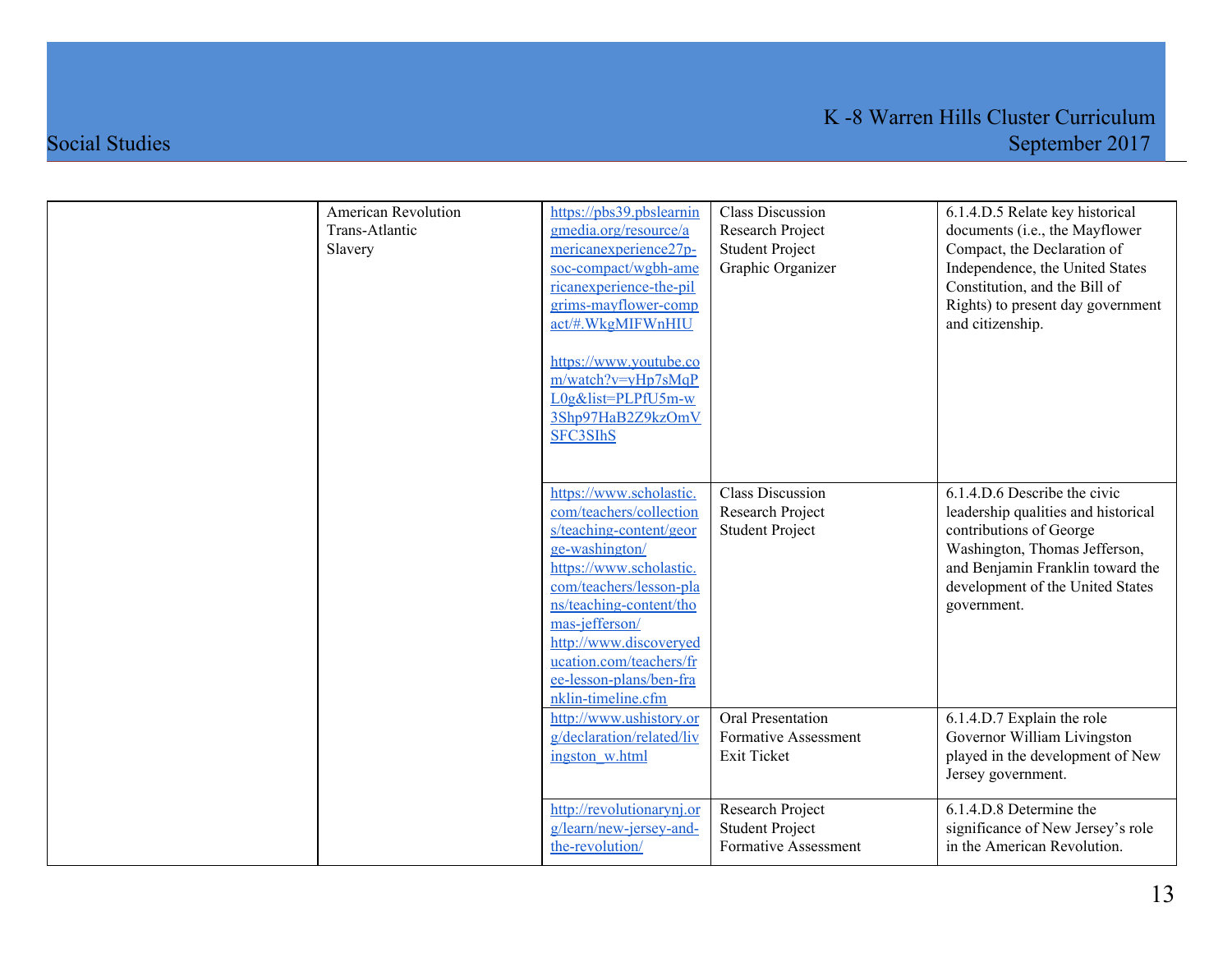| | | | | |
|---|---|---|---|---|
| | American Revolution<br>Trans-Atlantic<br>Slavery | https://pbs39.pbslearningmedia.org/resource/americanexperience27p-soc-compact/wgbh-americanexperience-the-pilgrims-mayflower-compact/#.WkgMIFWnHIU<br><br>https://www.youtube.com/watch?v=yHp7sMqPL0g&list=PLPfU5m-w3Shp97HaB2Z9kzOmVSFC3SIhS | Class Discussion<br>Research Project<br>Student Project<br>Graphic Organizer | 6.1.4.D.5 Relate key historical documents (i.e., the Mayflower Compact, the Declaration of Independence, the United States Constitution, and the Bill of Rights) to present day government and citizenship. |
| | | https://www.scholastic.com/teachers/collections/teaching-content/george-washington/<br>https://www.scholastic.com/teachers/lesson-plans/teaching-content/thomas-jefferson/<br>http://www.discoveryeducation.com/teachers/free-lesson-plans/ben-franklin-timeline.cfm | Class Discussion<br>Research Project<br>Student Project | 6.1.4.D.6 Describe the civic leadership qualities and historical contributions of George Washington, Thomas Jefferson, and Benjamin Franklin toward the development of the United States government. |
| | | http://www.ushistory.org/declaration/related/livingston_w.html | Oral Presentation<br>Formative Assessment<br>Exit Ticket | 6.1.4.D.7 Explain the role Governor William Livingston played in the development of New Jersey government. |
| | | http://revolutionarynj.org/learn/new-jersey-and-the-revolution/ | Research Project<br>Student Project<br>Formative Assessment | 6.1.4.D.8 Determine the significance of New Jersey's role in the American Revolution. |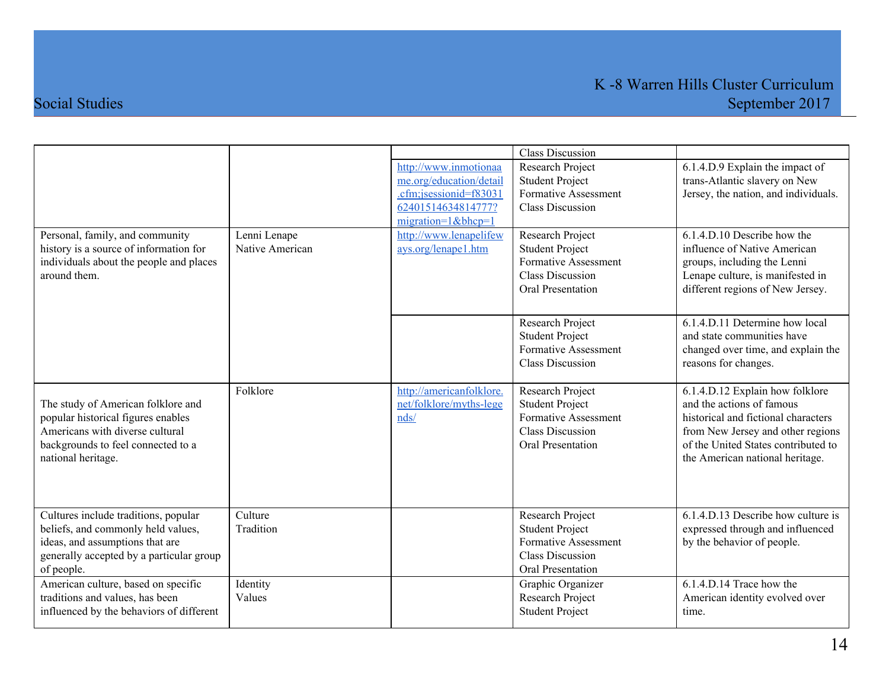| | | | | |
|---|---|---|---|---|
| | | | Class Discussion | |
| | | http://www.inmotionaame.org/education/detail.cfm;jsessionid=f8303162401514634814777?migration=1&bhcp=1 | Research Project<br>Student Project<br>Formative Assessment<br>Class Discussion | 6.1.4.D.9 Explain the impact of trans-Atlantic slavery on New Jersey, the nation, and individuals. |
| Personal, family, and community history is a source of information for individuals about the people and places around them. | Lenni Lenape<br>Native American | http://www.lenapelifeways.org/lenape1.htm | Research Project<br>Student Project<br>Formative Assessment<br>Class Discussion<br>Oral Presentation | 6.1.4.D.10 Describe how the influence of Native American groups, including the Lenni Lenape culture, is manifested in different regions of New Jersey. |
| | | | Research Project<br>Student Project<br>Formative Assessment<br>Class Discussion | 6.1.4.D.11 Determine how local and state communities have changed over time, and explain the reasons for changes. |
| The study of American folklore and popular historical figures enables Americans with diverse cultural backgrounds to feel connected to a national heritage. | Folklore | http://americanfolklore.net/folklore/myths-legends/ | Research Project<br>Student Project<br>Formative Assessment<br>Class Discussion<br>Oral Presentation | 6.1.4.D.12 Explain how folklore and the actions of famous historical and fictional characters from New Jersey and other regions of the United States contributed to the American national heritage. |
| Cultures include traditions, popular beliefs, and commonly held values, ideas, and assumptions that are generally accepted by a particular group of people. | Culture<br>Tradition | | Research Project<br>Student Project<br>Formative Assessment<br>Class Discussion<br>Oral Presentation | 6.1.4.D.13 Describe how culture is expressed through and influenced by the behavior of people. |
| American culture, based on specific traditions and values, has been influenced by the behaviors of different | Identity<br>Values | | Graphic Organizer<br>Research Project<br>Student Project | 6.1.4.D.14 Trace how the American identity evolved over time. |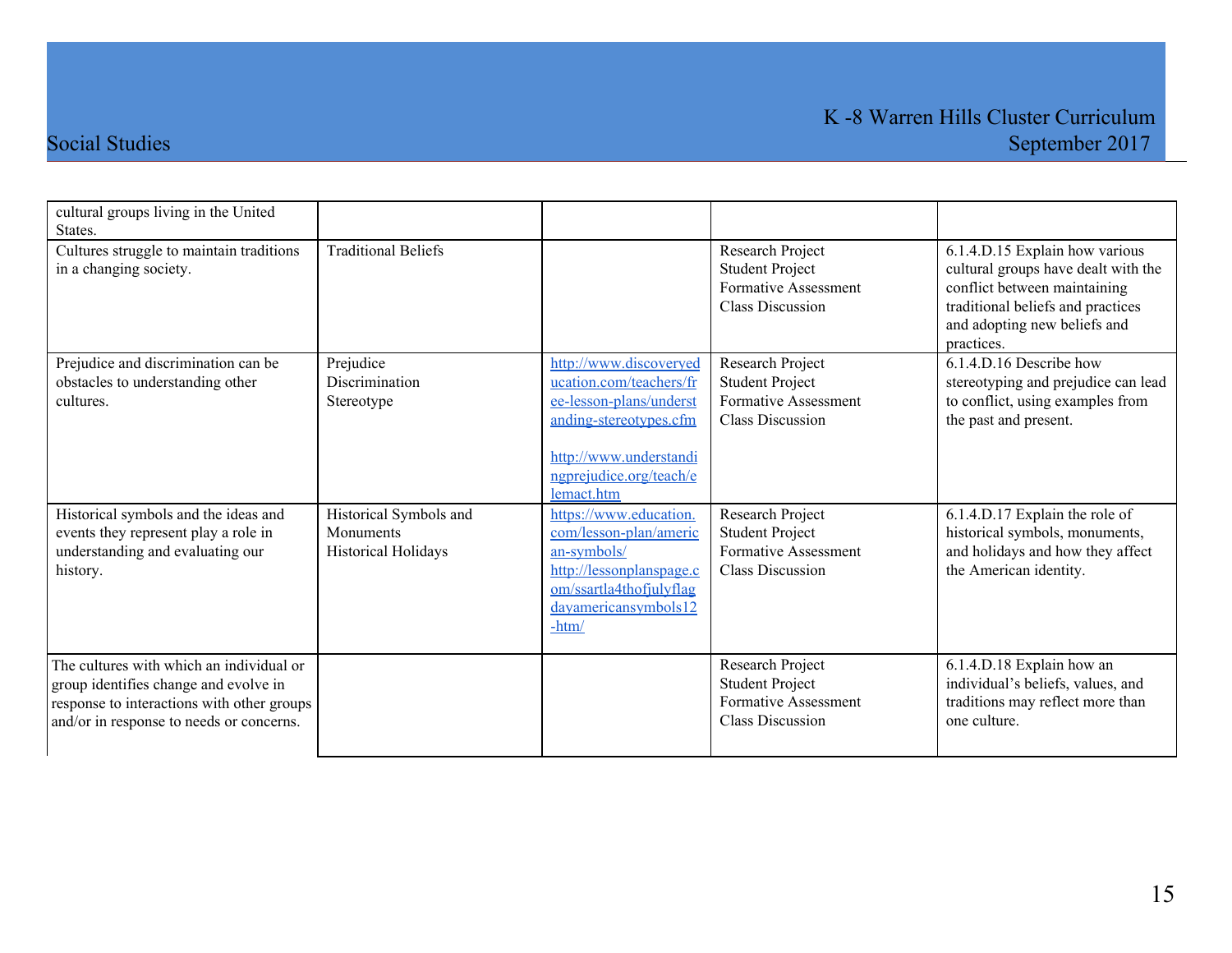| | | | | |
|---|---|---|---|---|
| cultural groups living in the United States. | | | | |
| Cultures struggle to maintain traditions in a changing society. | Traditional Beliefs | | Research Project<br>Student Project<br>Formative Assessment<br>Class Discussion | 6.1.4.D.15 Explain how various cultural groups have dealt with the conflict between maintaining traditional beliefs and practices and adopting new beliefs and practices. |
| Prejudice and discrimination can be obstacles to understanding other cultures. | Prejudice<br>Discrimination<br>Stereotype | http://www.discoveryeducation.com/teachers/free-lesson-plans/understanding-stereotypes.cfm<br><br>http://www.understandingprejudice.org/teach/elemact.htm | Research Project<br>Student Project<br>Formative Assessment<br>Class Discussion | 6.1.4.D.16 Describe how stereotyping and prejudice can lead to conflict, using examples from the past and present. |
| Historical symbols and the ideas and events they represent play a role in understanding and evaluating our history. | Historical Symbols and Monuments<br>Historical Holidays | https://www.education.com/lesson-plan/american-symbols/<br>http://lessonplanspage.com/ssartla4thofjulyflagdayamericansymbols12-htm/ | Research Project<br>Student Project<br>Formative Assessment<br>Class Discussion | 6.1.4.D.17 Explain the role of historical symbols, monuments, and holidays and how they affect the American identity. |
| The cultures with which an individual or group identifies change and evolve in response to interactions with other groups and/or in response to needs or concerns. | | | Research Project<br>Student Project<br>Formative Assessment<br>Class Discussion | 6.1.4.D.18 Explain how an individual's beliefs, values, and traditions may reflect more than one culture. |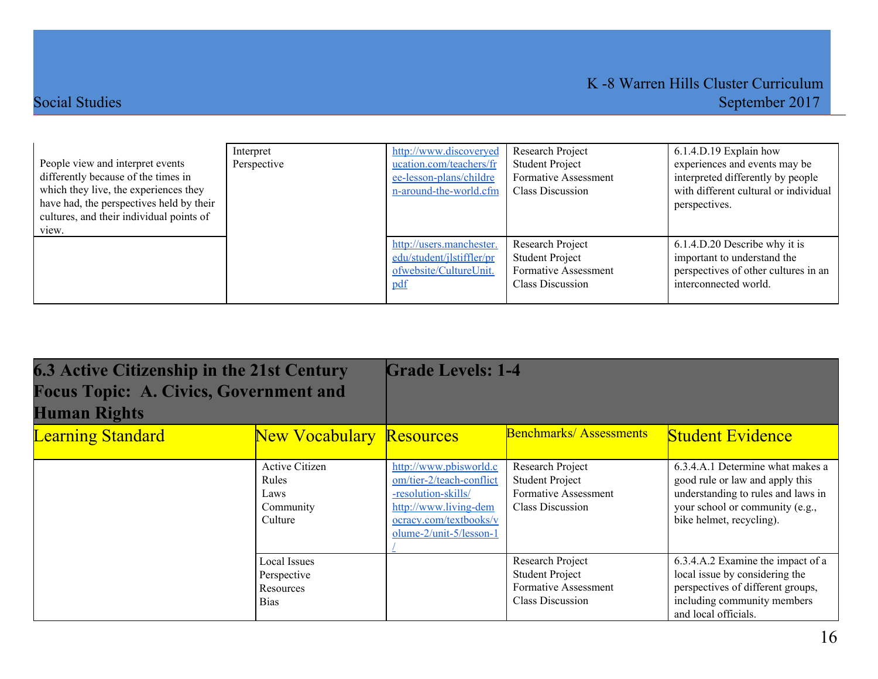| | | | | |
|---|---|---|---|---|
| People view and interpret events differently because of the times in which they live, the experiences they have had, the perspectives held by their cultures, and their individual points of view. | Interpret<br>Perspective | http://www.discoveryeducation.com/teachers/free-lesson-plans/children-around-the-world.cfm | Research Project<br>Student Project<br>Formative Assessment<br>Class Discussion | 6.1.4.D.19 Explain how experiences and events may be interpreted differently by people with different cultural or individual perspectives. |
| | | http://users.manchester.edu/student/jlstiffler/profwebsite/CultureUnit.pdf | Research Project<br>Student Project<br>Formative Assessment<br>Class Discussion | 6.1.4.D.20 Describe why it is important to understand the perspectives of other cultures in an interconnected world. |

| **6.3 Active Citizenship in the 21st Century Focus Topic: A. Civics, Government and Human Rights** | | **Grade Levels: 1-4** | | |
|---|---|---|---|---|
| Learning Standard | New Vocabulary | Resources | Benchmarks/ Assessments | Student Evidence |
| | Active Citizen<br>Rules<br>Laws<br>Community<br>Culture | http://www.pbisworld.com/tier-2/teach-conflict-resolution-skills/<br>http://www.living-democracy.com/textbooks/volume-2/unit-5/lesson-1/ | Research Project<br>Student Project<br>Formative Assessment<br>Class Discussion | 6.3.4.A.1 Determine what makes a good rule or law and apply this understanding to rules and laws in your school or community (e.g., bike helmet, recycling). |
| | Local Issues<br>Perspective<br>Resources<br>Bias | | Research Project<br>Student Project<br>Formative Assessment<br>Class Discussion | 6.3.4.A.2 Examine the impact of a local issue by considering the perspectives of different groups, including community members and local officials. |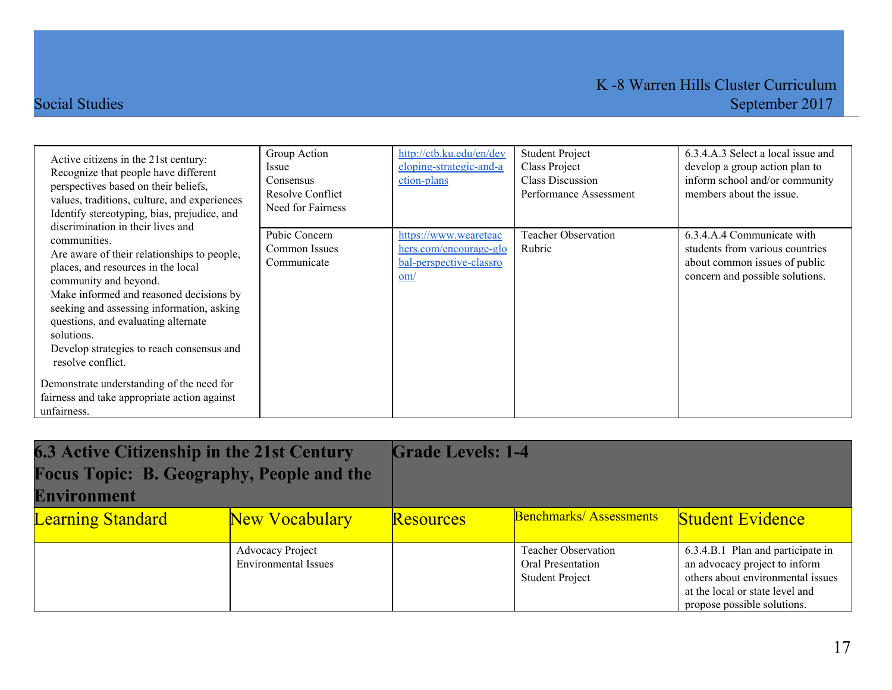| | | | | |
|---|---|---|---|---|
| Active citizens in the 21st century:<br>Recognize that people have different perspectives based on their beliefs, values, traditions, culture, and experiences<br>Identify stereotyping, bias, prejudice, and discrimination in their lives and communities.<br>Are aware of their relationships to people, places, and resources in the local community and beyond.<br>Make informed and reasoned decisions by seeking and assessing information, asking questions, and evaluating alternate solutions.<br>Develop strategies to reach consensus and resolve conflict.<br><br>Demonstrate understanding of the need for fairness and take appropriate action against unfairness. | Group Action<br>Issue<br>Consensus<br>Resolve Conflict<br>Need for Fairness | http://ctb.ku.edu/en/developing-strategic-and-action-plans | Student Project<br>Class Project<br>Class Discussion<br>Performance Assessment | 6.3.4.A.3 Select a local issue and develop a group action plan to inform school and/or community members about the issue. |
| | Pubic Concern<br>Common Issues<br>Communicate | https://www.weareteachers.com/encourage-global-perspective-classroom/ | Teacher Observation<br>Rubric | 6.3.4.A.4 Communicate with students from various countries about common issues of public concern and possible solutions. |

| **6.3 Active Citizenship in the 21st Century Focus Topic: B. Geography, People and the Environment** | | **Grade Levels: 1-4** | | |
|---|---|---|---|---|
| Learning Standard | New Vocabulary | Resources | Benchmarks/ Assessments | Student Evidence |
| | Advocacy Project<br>Environmental Issues | | Teacher Observation<br>Oral Presentation<br>Student Project | 6.3.4.B.1 Plan and participate in an advocacy project to inform others about environmental issues at the local or state level and propose possible solutions. |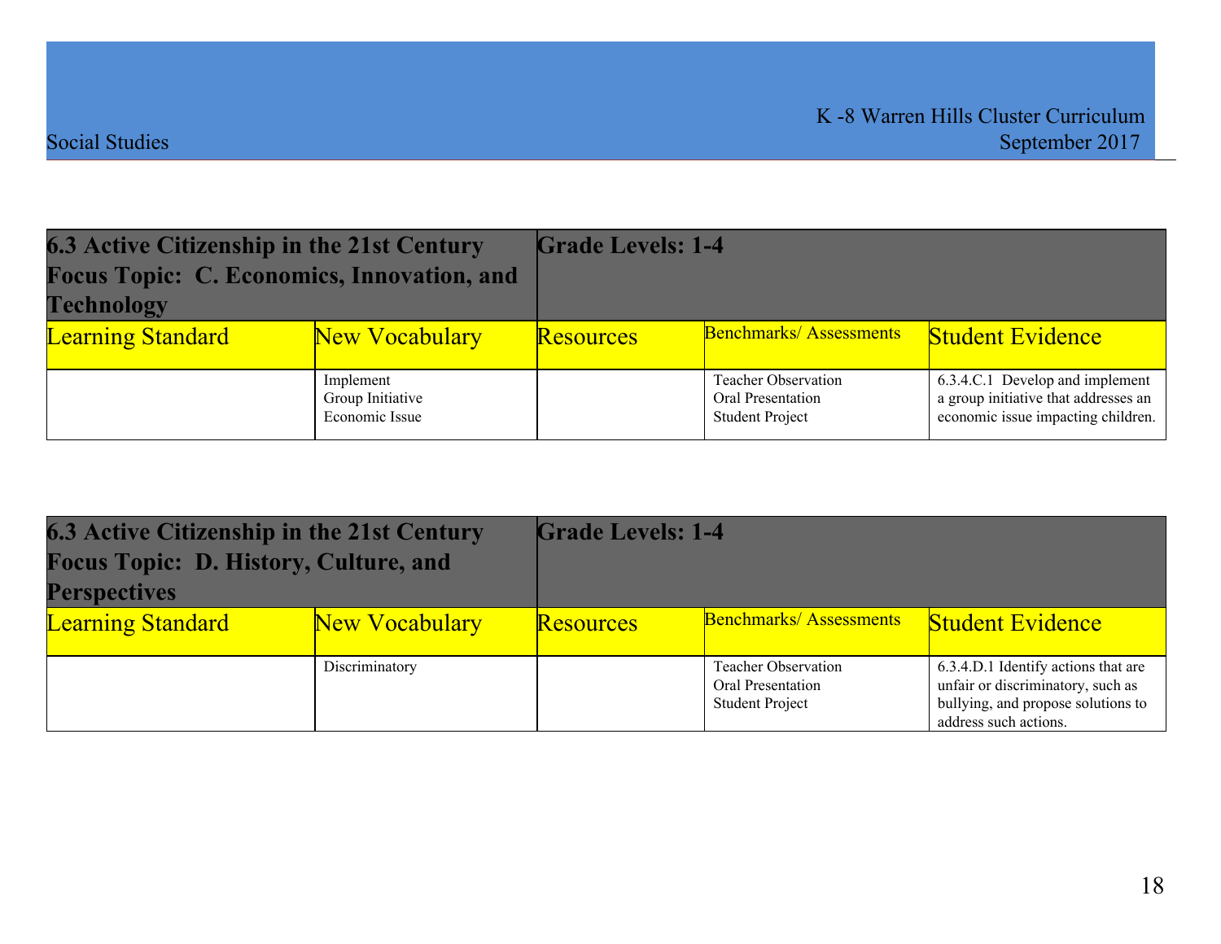| 6.3 Active Citizenship in the 21st Century Focus Topic: C. Economics, Innovation, and Technology | | Grade Levels: 1-4 | | |
|---|---|---|---|---|
| Learning Standard | New Vocabulary | Resources | Benchmarks/ Assessments | Student Evidence |
| | Implement<br>Group Initiative<br>Economic Issue | | Teacher Observation<br>Oral Presentation<br>Student Project | 6.3.4.C.1 Develop and implement a group initiative that addresses an economic issue impacting children. |

| 6.3 Active Citizenship in the 21st Century Focus Topic: D. History, Culture, and Perspectives | | Grade Levels: 1-4 | | |
|---|---|---|---|---|
| Learning Standard | New Vocabulary | Resources | Benchmarks/ Assessments | Student Evidence |
| | Discriminatory | | Teacher Observation<br>Oral Presentation<br>Student Project | 6.3.4.D.1 Identify actions that are unfair or discriminatory, such as bullying, and propose solutions to address such actions. |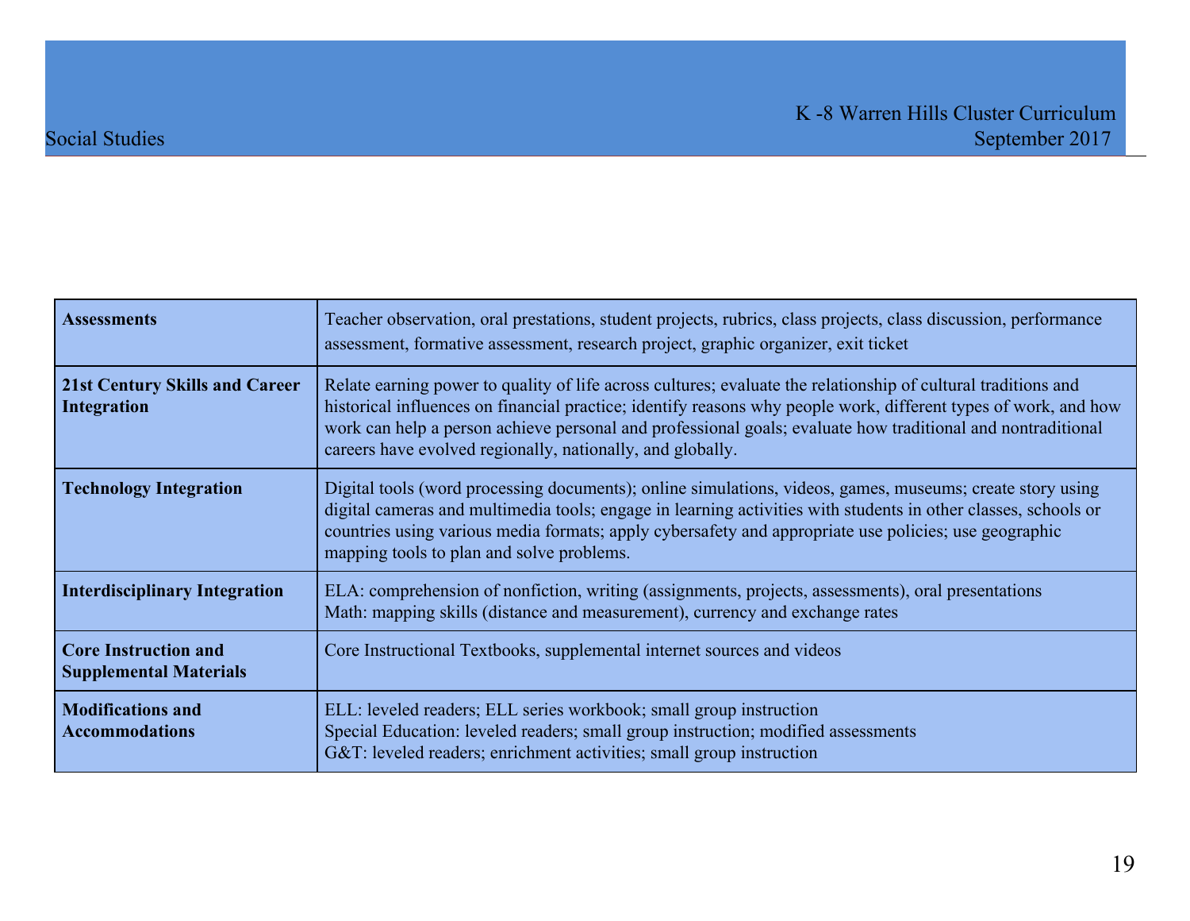| Assessments | Teacher observation, oral prestations, student projects, rubrics, class projects, class discussion, performance assessment, formative assessment, research project, graphic organizer, exit ticket |
|---|---|
| **21st Century Skills and Career Integration** | Relate earning power to quality of life across cultures; evaluate the relationship of cultural traditions and historical influences on financial practice; identify reasons why people work, different types of work, and how work can help a person achieve personal and professional goals; evaluate how traditional and nontraditional careers have evolved regionally, nationally, and globally. |
| **Technology Integration** | Digital tools (word processing documents); online simulations, videos, games, museums; create story using digital cameras and multimedia tools; engage in learning activities with students in other classes, schools or countries using various media formats; apply cybersafety and appropriate use policies; use geographic mapping tools to plan and solve problems. |
| **Interdisciplinary Integration** | ELA: comprehension of nonfiction, writing (assignments, projects, assessments), oral presentations<br>Math: mapping skills (distance and measurement), currency and exchange rates |
| **Core Instruction and Supplemental Materials** | Core Instructional Textbooks, supplemental internet sources and videos |
| **Modifications and Accommodations** | ELL: leveled readers; ELL series workbook; small group instruction<br>Special Education: leveled readers; small group instruction; modified assessments<br>G&T: leveled readers; enrichment activities; small group instruction |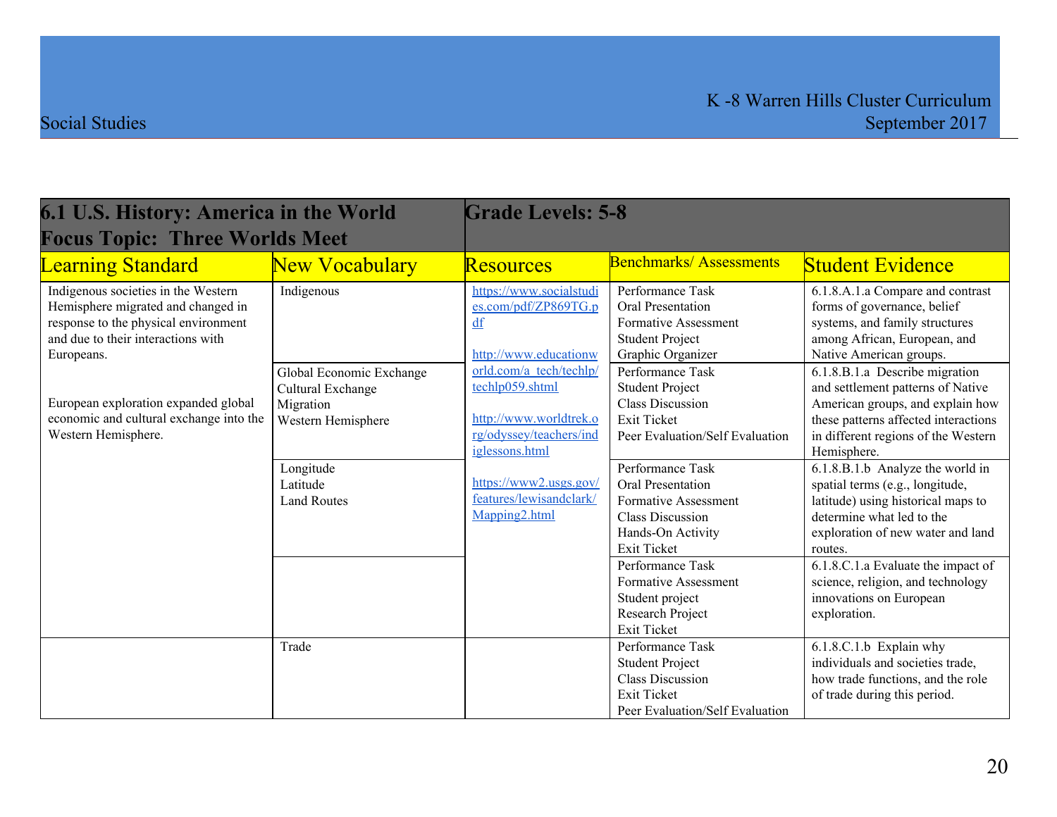| 6.1 U.S. History: America in the World<br>Focus Topic: Three Worlds Meet | | Grade Levels: 5-8 | | |
|---|---|---|---|---|
| Learning Standard | New Vocabulary | Resources | Benchmarks/ Assessments | Student Evidence |
| Indigenous societies in the Western Hemisphere migrated and changed in response to the physical environment and due to their interactions with Europeans.<br><br>European exploration expanded global economic and cultural exchange into the Western Hemisphere. | Indigenous | https://www.socialstudies.com/pdf/ZP869TG.pdf<br><br>http://www.educationworld.com/a_tech/techlp/techlp059.shtml<br><br>http://www.worldtrek.org/odyssey/teachers/indiglessons.html<br><br>https://www2.usgs.gov/features/lewisandclark/Mapping2.html | Performance Task<br>Oral Presentation<br>Formative Assessment<br>Student Project<br>Graphic Organizer | 6.1.8.A.1.a Compare and contrast forms of governance, belief systems, and family structures among African, European, and Native American groups. |
| | Global Economic Exchange<br>Cultural Exchange<br>Migration<br>Western Hemisphere | | Performance Task<br>Student Project<br>Class Discussion<br>Exit Ticket<br>Peer Evaluation/Self Evaluation | 6.1.8.B.1.a Describe migration and settlement patterns of Native American groups, and explain how these patterns affected interactions in different regions of the Western Hemisphere. |
| | Longitude<br>Latitude<br>Land Routes | | Performance Task<br>Oral Presentation<br>Formative Assessment<br>Class Discussion<br>Hands-On Activity<br>Exit Ticket | 6.1.8.B.1.b Analyze the world in spatial terms (e.g., longitude, latitude) using historical maps to determine what led to the exploration of new water and land routes. |
| | | | Performance Task<br>Formative Assessment<br>Student project<br>Research Project<br>Exit Ticket | 6.1.8.C.1.a Evaluate the impact of science, religion, and technology innovations on European exploration. |
| | Trade | | Performance Task<br>Student Project<br>Class Discussion<br>Exit Ticket<br>Peer Evaluation/Self Evaluation | 6.1.8.C.1.b Explain why individuals and societies trade, how trade functions, and the role of trade during this period. |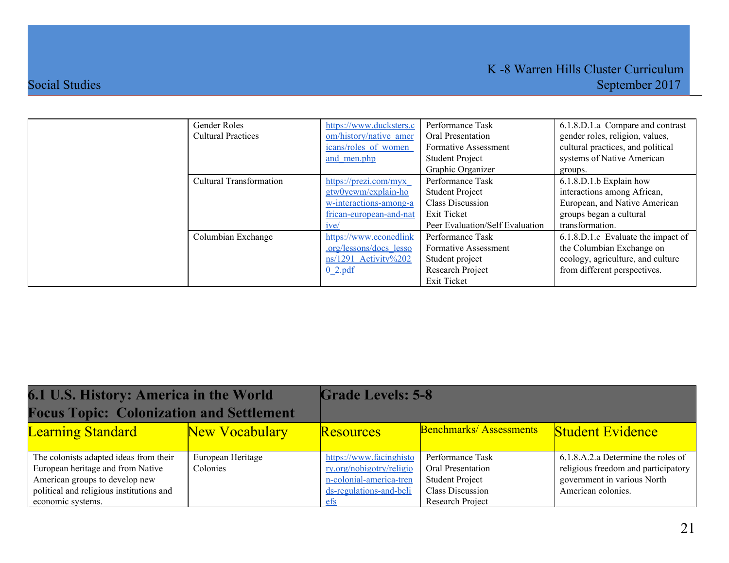| | | | | |
|---|---|---|---|---|
| | Gender Roles<br>Cultural Practices | https://www.ducksters.com/history/native_americans/roles_of_women_and_men.php | Performance Task<br>Oral Presentation<br>Formative Assessment<br>Student Project<br>Graphic Organizer | 6.1.8.D.1.a Compare and contrast gender roles, religion, values, cultural practices, and political systems of Native American groups. |
| | Cultural Transformation | https://prezi.com/myx_gtw0yewm/explain-how-interactions-among-african-european-and-native/ | Performance Task<br>Student Project<br>Class Discussion<br>Exit Ticket<br>Peer Evaluation/Self Evaluation | 6.1.8.D.1.b Explain how interactions among African, European, and Native American groups began a cultural transformation. |
| | Columbian Exchange | https://www.econedlink.org/lessons/docs_lessons/1291_Activity%2020_2.pdf | Performance Task<br>Formative Assessment<br>Student project<br>Research Project<br>Exit Ticket | 6.1.8.D.1.c Evaluate the impact of the Columbian Exchange on ecology, agriculture, and culture from different perspectives. |

| **6.1 U.S. History: America in the World**<br>**Focus Topic: Colonization and Settlement** | | **Grade Levels: 5-8** | | |
|---|---|---|---|---|
| Learning Standard | New Vocabulary | Resources | Benchmarks/ Assessments | Student Evidence |
| The colonists adapted ideas from their European heritage and from Native American groups to develop new political and religious institutions and economic systems. | European Heritage<br>Colonies | https://www.facinghistory.org/nobigotry/religion-colonial-america-trends-regulations-and-beliefs | Performance Task<br>Oral Presentation<br>Student Project<br>Class Discussion<br>Research Project | 6.1.8.A.2.a Determine the roles of religious freedom and participatory government in various North American colonies. |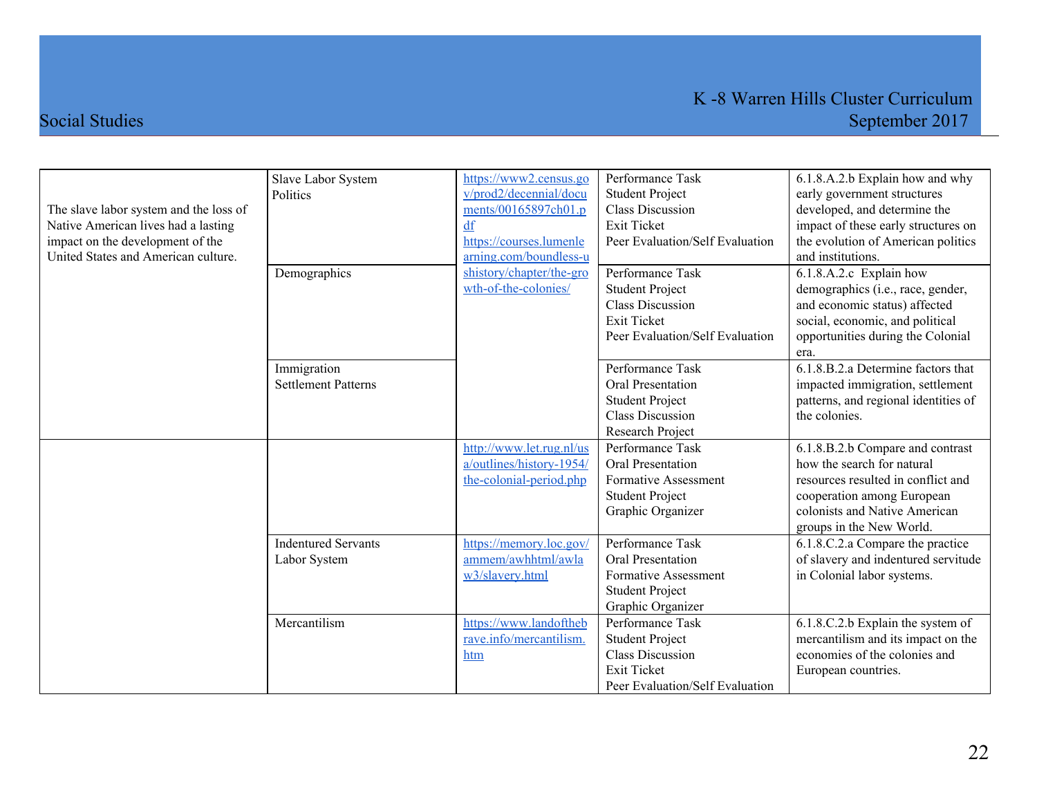| | | | | |
|---|---|---|---|---|
| The slave labor system and the loss of Native American lives had a lasting impact on the development of the United States and American culture. | Slave Labor System<br>Politics | https://www2.census.gov/prod2/decennial/documents/00165897ch01.pdf<br>https://courses.lumenlearning.com/boundless-ushistory/chapter/the-growth-of-the-colonies/ | Performance Task<br>Student Project<br>Class Discussion<br>Exit Ticket<br>Peer Evaluation/Self Evaluation | 6.1.8.A.2.b Explain how and why early government structures developed, and determine the impact of these early structures on the evolution of American politics and institutions. |
| | Demographics | | Performance Task<br>Student Project<br>Class Discussion<br>Exit Ticket<br>Peer Evaluation/Self Evaluation | 6.1.8.A.2.c Explain how demographics (i.e., race, gender, and economic status) affected social, economic, and political opportunities during the Colonial era. |
| | Immigration<br>Settlement Patterns | | Performance Task<br>Oral Presentation<br>Student Project<br>Class Discussion<br>Research Project | 6.1.8.B.2.a Determine factors that impacted immigration, settlement patterns, and regional identities of the colonies. |
| | | http://www.let.rug.nl/usa/outlines/history-1954/the-colonial-period.php | Performance Task<br>Oral Presentation<br>Formative Assessment<br>Student Project<br>Graphic Organizer | 6.1.8.B.2.b Compare and contrast how the search for natural resources resulted in conflict and cooperation among European colonists and Native American groups in the New World. |
| | Indentured Servants<br>Labor System | https://memory.loc.gov/ammem/awhhtml/awlaw3/slavery.html | Performance Task<br>Oral Presentation<br>Formative Assessment<br>Student Project<br>Graphic Organizer | 6.1.8.C.2.a Compare the practice of slavery and indentured servitude in Colonial labor systems. |
| | Mercantilism | https://www.landofthebrave.info/mercantilism.htm | Performance Task<br>Student Project<br>Class Discussion<br>Exit Ticket<br>Peer Evaluation/Self Evaluation | 6.1.8.C.2.b Explain the system of mercantilism and its impact on the economies of the colonies and European countries. |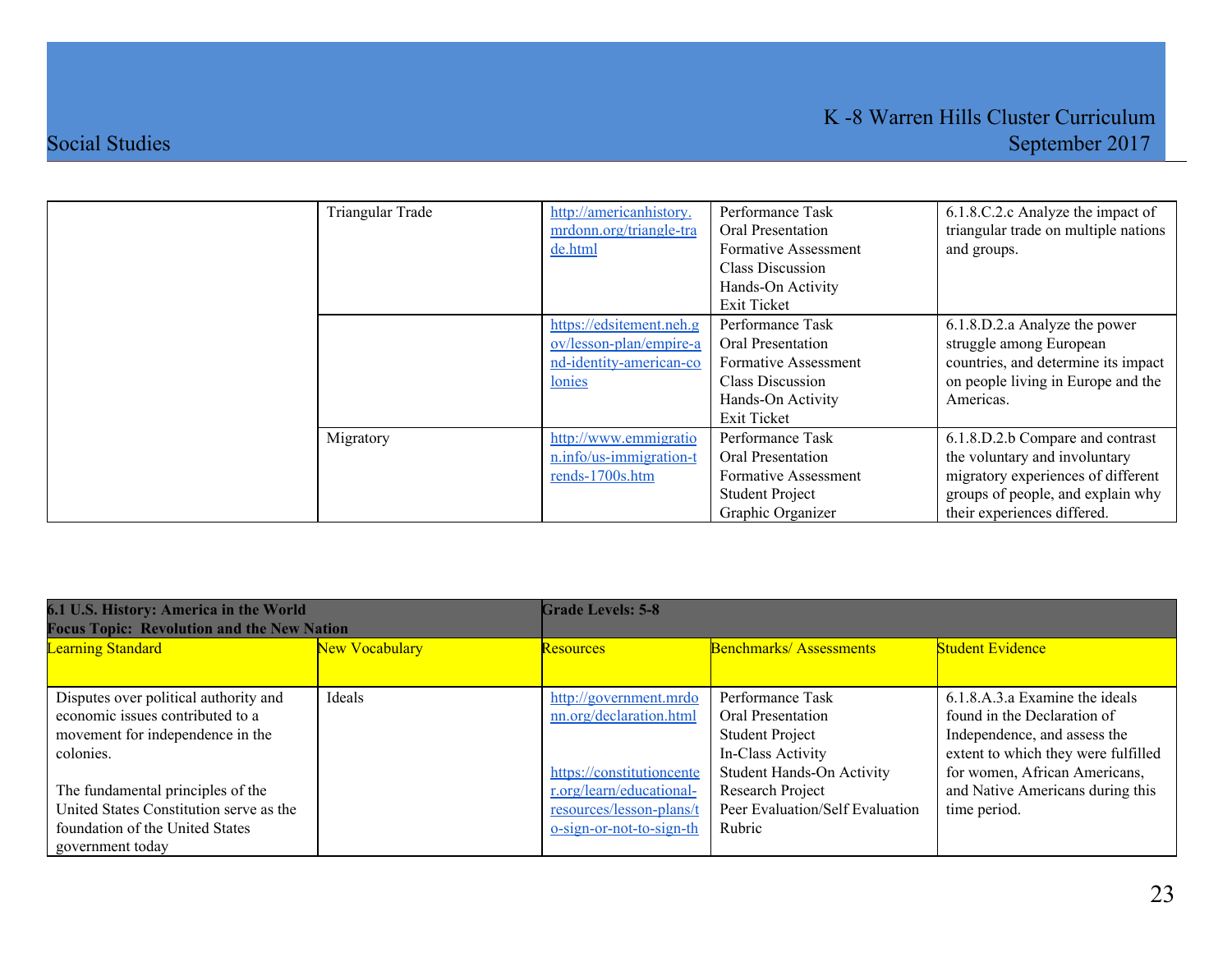| | | | | |
|---|---|---|---|---|
| | Triangular Trade | http://americanhistory.mrdonn.org/triangle-trade.html | Performance Task<br>Oral Presentation<br>Formative Assessment<br>Class Discussion<br>Hands-On Activity<br>Exit Ticket | 6.1.8.C.2.c Analyze the impact of triangular trade on multiple nations and groups. |
| | | https://edsitement.neh.gov/lesson-plan/empire-and-identity-american-colonies | Performance Task<br>Oral Presentation<br>Formative Assessment<br>Class Discussion<br>Hands-On Activity<br>Exit Ticket | 6.1.8.D.2.a Analyze the power struggle among European countries, and determine its impact on people living in Europe and the Americas. |
| | Migratory | http://www.emmigration.info/us-immigration-trends-1700s.htm | Performance Task<br>Oral Presentation<br>Formative Assessment<br>Student Project<br>Graphic Organizer | 6.1.8.D.2.b Compare and contrast the voluntary and involuntary migratory experiences of different groups of people, and explain why their experiences differed. |

| **6.1 U.S. History: America in the World**<br>**Focus Topic: Revolution and the New Nation** | | **Grade Levels: 5-8** | | |
|---|---|---|---|---|
| Learning Standard | New Vocabulary | Resources | Benchmarks/ Assessments | Student Evidence |
| Disputes over political authority and economic issues contributed to a movement for independence in the colonies.<br><br>The fundamental principles of the United States Constitution serve as the foundation of the United States government today | Ideals | http://government.mrdonn.org/declaration.html<br><br>https://constitutioncenter.org/learn/educational-resources/lesson-plans/to-sign-or-not-to-sign-th | Performance Task<br>Oral Presentation<br>Student Project<br>In-Class Activity<br>Student Hands-On Activity<br>Research Project<br>Peer Evaluation/Self Evaluation<br>Rubric | 6.1.8.A.3.a Examine the ideals found in the Declaration of Independence, and assess the extent to which they were fulfilled for women, African Americans, and Native Americans during this time period. |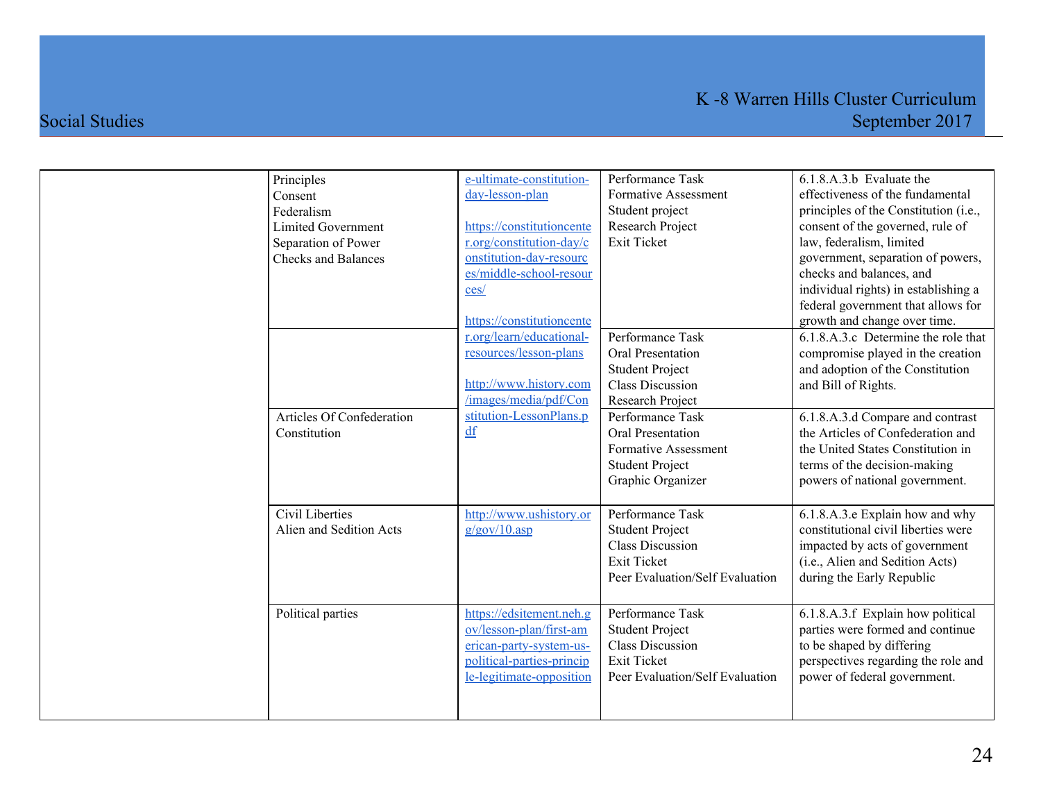| | | | | |
|---|---|---|---|---|
| | Principles<br>Consent<br>Federalism<br>Limited Government<br>Separation of Power<br>Checks and Balances | e-ultimate-constitution-day-lesson-plan<br><br>https://constitutioncenter.org/constitution-day/constitution-day-resources/middle-school-resources/<br><br>https://constitutioncenter.org/learn/educational-resources/lesson-plans<br><br>http://www.history.com/images/media/pdf/Constitution-LessonPlans.pdf | Performance Task<br>Formative Assessment<br>Student project<br>Research Project<br>Exit Ticket | 6.1.8.A.3.b Evaluate the effectiveness of the fundamental principles of the Constitution (i.e., consent of the governed, rule of law, federalism, limited government, separation of powers, checks and balances, and individual rights) in establishing a federal government that allows for growth and change over time. |
| | | | Performance Task<br>Oral Presentation<br>Student Project<br>Class Discussion<br>Research Project | 6.1.8.A.3.c Determine the role that compromise played in the creation and adoption of the Constitution and Bill of Rights. |
| | Articles Of Confederation<br>Constitution | | Performance Task<br>Oral Presentation<br>Formative Assessment<br>Student Project<br>Graphic Organizer | 6.1.8.A.3.d Compare and contrast the Articles of Confederation and the United States Constitution in terms of the decision-making powers of national government. |
| | Civil Liberties<br>Alien and Sedition Acts | http://www.ushistory.org/gov/10.asp | Performance Task<br>Student Project<br>Class Discussion<br>Exit Ticket<br>Peer Evaluation/Self Evaluation | 6.1.8.A.3.e Explain how and why constitutional civil liberties were impacted by acts of government (i.e., Alien and Sedition Acts) during the Early Republic |
| | Political parties | https://edsitement.neh.gov/lesson-plan/first-american-party-system-us-political-parties-principle-legitimate-opposition | Performance Task<br>Student Project<br>Class Discussion<br>Exit Ticket<br>Peer Evaluation/Self Evaluation | 6.1.8.A.3.f Explain how political parties were formed and continue to be shaped by differing perspectives regarding the role and power of federal government. |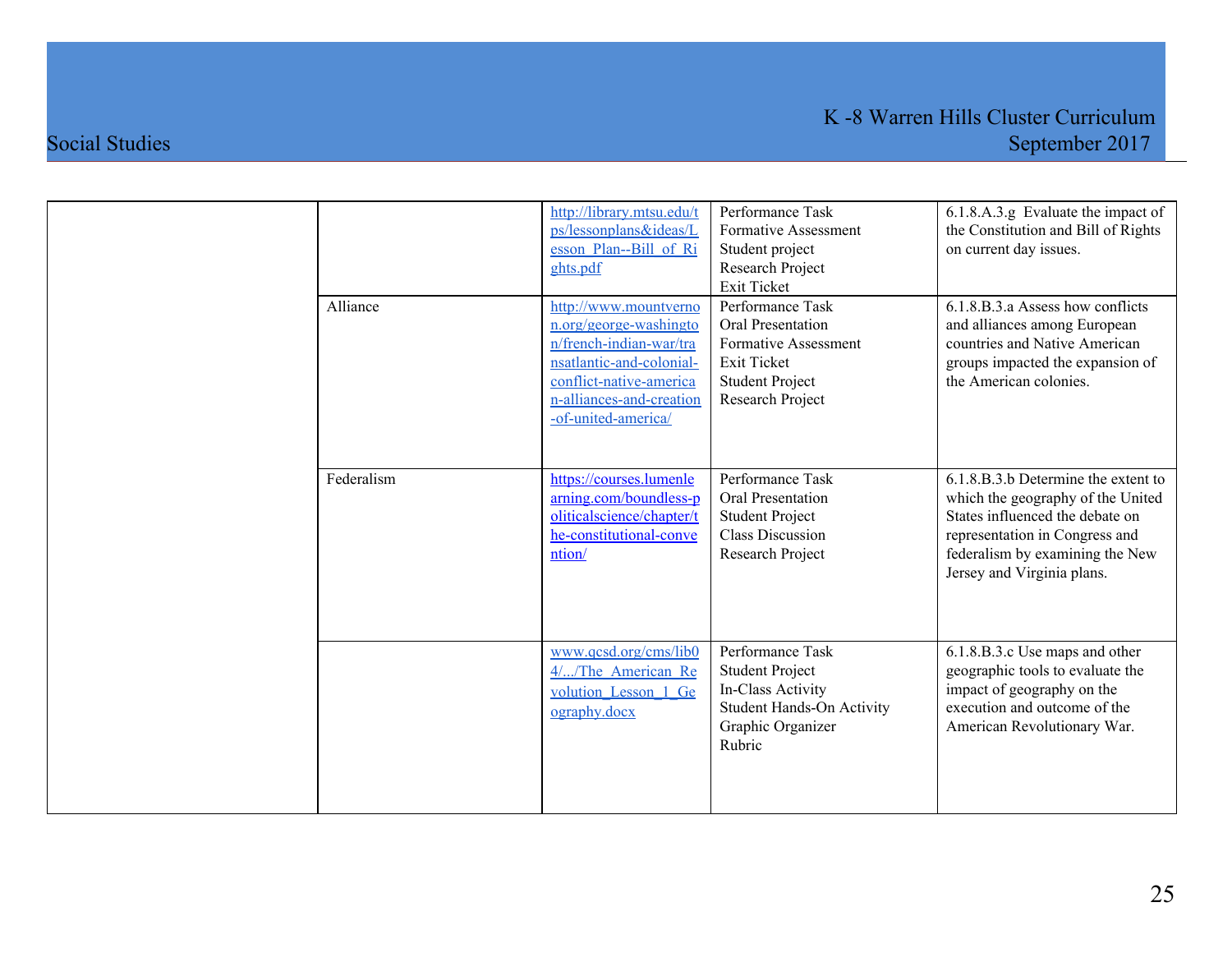| | | | | |
|---|---|---|---|---|
| | | http://library.mtsu.edu/tps/lessonplans&ideas/Lesson_Plan--Bill_of_Rights.pdf | Performance Task<br>Formative Assessment<br>Student project<br>Research Project<br>Exit Ticket | 6.1.8.A.3.g Evaluate the impact of the Constitution and Bill of Rights on current day issues. |
| | Alliance | http://www.mountvernon.org/george-washington/french-indian-war/transatlantic-and-colonial-conflict-native-american-alliances-and-creation-of-united-america/ | Performance Task<br>Oral Presentation<br>Formative Assessment<br>Exit Ticket<br>Student Project<br>Research Project | 6.1.8.B.3.a Assess how conflicts and alliances among European countries and Native American groups impacted the expansion of the American colonies. |
| | Federalism | https://courses.lumenlearning.com/boundless-politicalscience/chapter/the-constitutional-convention/ | Performance Task<br>Oral Presentation<br>Student Project<br>Class Discussion<br>Research Project | 6.1.8.B.3.b Determine the extent to which the geography of the United States influenced the debate on representation in Congress and federalism by examining the New Jersey and Virginia plans. |
| | | www.qcsd.org/cms/lib04/.../The_American_Revolution_Lesson_1_Geography.docx | Performance Task<br>Student Project<br>In-Class Activity<br>Student Hands-On Activity<br>Graphic Organizer<br>Rubric | 6.1.8.B.3.c Use maps and other geographic tools to evaluate the impact of geography on the execution and outcome of the American Revolutionary War. |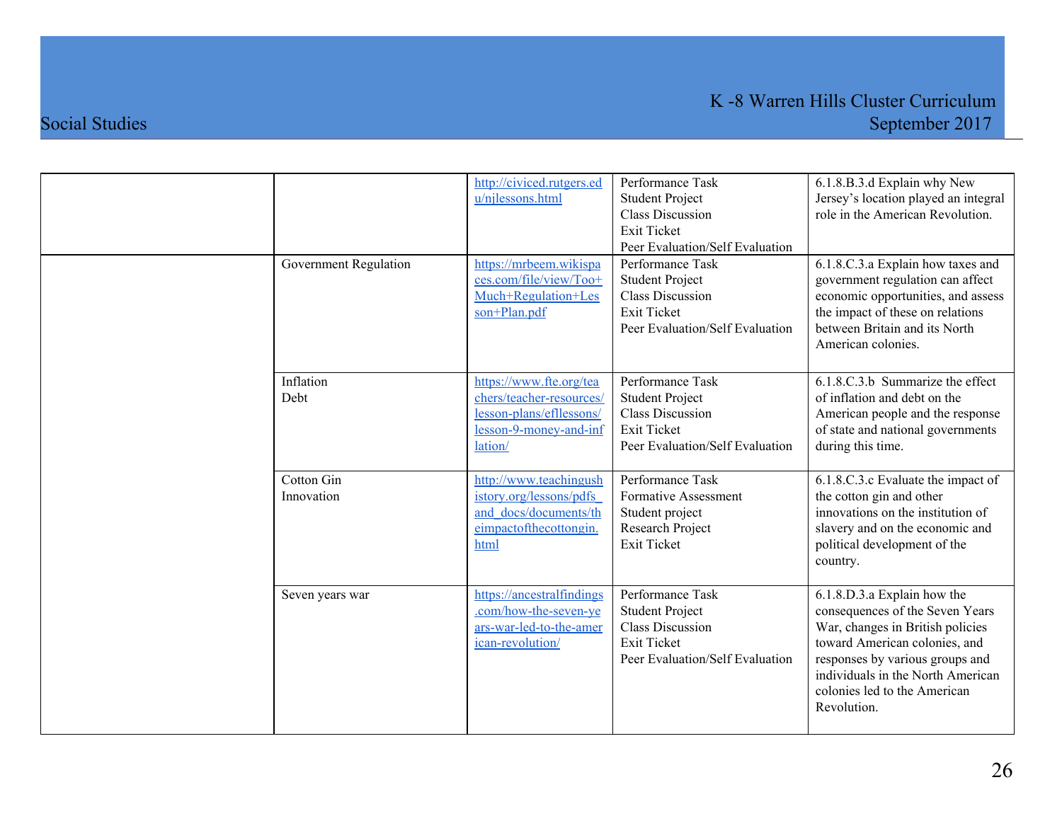| | | | | |
|---|---|---|---|---|
| | | http://civiced.rutgers.edu/njlessons.html | Performance Task<br>Student Project<br>Class Discussion<br>Exit Ticket<br>Peer Evaluation/Self Evaluation | 6.1.8.B.3.d Explain why New Jersey's location played an integral role in the American Revolution. |
| | Government Regulation | https://mrbeem.wikispaces.com/file/view/Too+Much+Regulation+Lesson+Plan.pdf | Performance Task<br>Student Project<br>Class Discussion<br>Exit Ticket<br>Peer Evaluation/Self Evaluation | 6.1.8.C.3.a Explain how taxes and government regulation can affect economic opportunities, and assess the impact of these on relations between Britain and its North American colonies. |
| | Inflation<br>Debt | https://www.fte.org/teachers/teacher-resources/lesson-plans/efllessons/lesson-9-money-and-inflation/ | Performance Task<br>Student Project<br>Class Discussion<br>Exit Ticket<br>Peer Evaluation/Self Evaluation | 6.1.8.C.3.b Summarize the effect of inflation and debt on the American people and the response of state and national governments during this time. |
| | Cotton Gin<br>Innovation | http://www.teachingushistory.org/lessons/pdfs_and_docs/documents/theimpactofthecottongin.html | Performance Task<br>Formative Assessment<br>Student project<br>Research Project<br>Exit Ticket | 6.1.8.C.3.c Evaluate the impact of the cotton gin and other innovations on the institution of slavery and on the economic and political development of the country. |
| | Seven years war | https://ancestralfindings.com/how-the-seven-years-war-led-to-the-american-revolution/ | Performance Task<br>Student Project<br>Class Discussion<br>Exit Ticket<br>Peer Evaluation/Self Evaluation | 6.1.8.D.3.a Explain how the consequences of the Seven Years War, changes in British policies toward American colonies, and responses by various groups and individuals in the North American colonies led to the American Revolution. |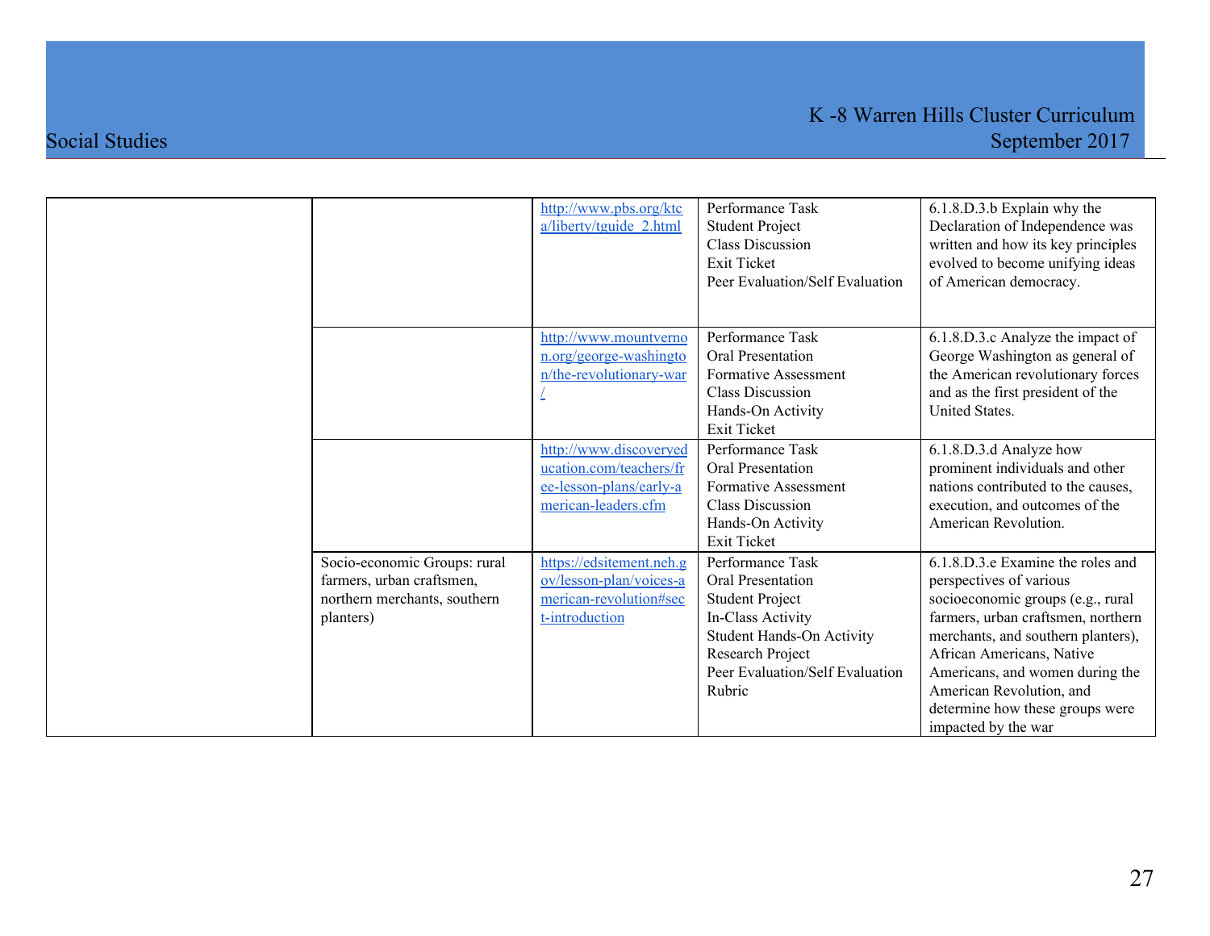| | | | | |
|---|---|---|---|---|
| | | http://www.pbs.org/ktca/liberty/tguide_2.html | Performance Task<br>Student Project<br>Class Discussion<br>Exit Ticket<br>Peer Evaluation/Self Evaluation | 6.1.8.D.3.b Explain why the Declaration of Independence was written and how its key principles evolved to become unifying ideas of American democracy. |
| | | http://www.mountvernon.org/george-washington/the-revolutionary-war/ | Performance Task<br>Oral Presentation<br>Formative Assessment<br>Class Discussion<br>Hands-On Activity<br>Exit Ticket | 6.1.8.D.3.c Analyze the impact of George Washington as general of the American revolutionary forces and as the first president of the United States. |
| | | http://www.discoveryeducation.com/teachers/free-lesson-plans/early-american-leaders.cfm | Performance Task<br>Oral Presentation<br>Formative Assessment<br>Class Discussion<br>Hands-On Activity<br>Exit Ticket | 6.1.8.D.3.d Analyze how prominent individuals and other nations contributed to the causes, execution, and outcomes of the American Revolution. |
| | Socio-economic Groups: rural farmers, urban craftsmen, northern merchants, southern planters) | https://edsitement.neh.gov/lesson-plan/voices-american-revolution#sect-introduction | Performance Task<br>Oral Presentation<br>Student Project<br>In-Class Activity<br>Student Hands-On Activity<br>Research Project<br>Peer Evaluation/Self Evaluation<br>Rubric | 6.1.8.D.3.e Examine the roles and perspectives of various socioeconomic groups (e.g., rural farmers, urban craftsmen, northern merchants, and southern planters), African Americans, Native Americans, and women during the American Revolution, and determine how these groups were impacted by the war |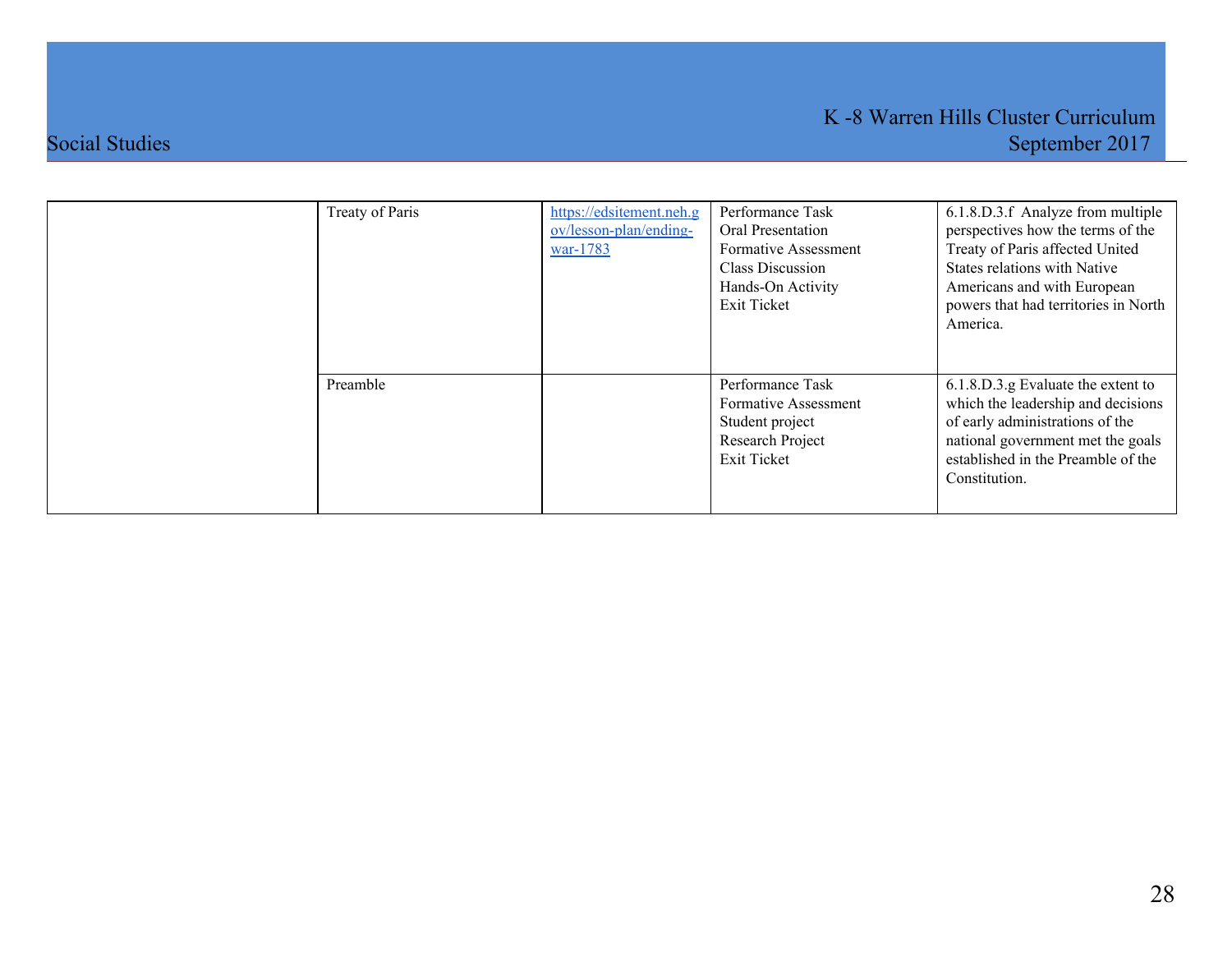| | | | | |
|---|---|---|---|---|
| | Treaty of Paris | https://edsitement.neh.gov/lesson-plan/ending-war-1783 | Performance Task<br>Oral Presentation<br>Formative Assessment<br>Class Discussion<br>Hands-On Activity<br>Exit Ticket | 6.1.8.D.3.f Analyze from multiple perspectives how the terms of the Treaty of Paris affected United States relations with Native Americans and with European powers that had territories in North America. |
| | Preamble | | Performance Task<br>Formative Assessment<br>Student project<br>Research Project<br>Exit Ticket | 6.1.8.D.3.g Evaluate the extent to which the leadership and decisions of early administrations of the national government met the goals established in the Preamble of the Constitution. |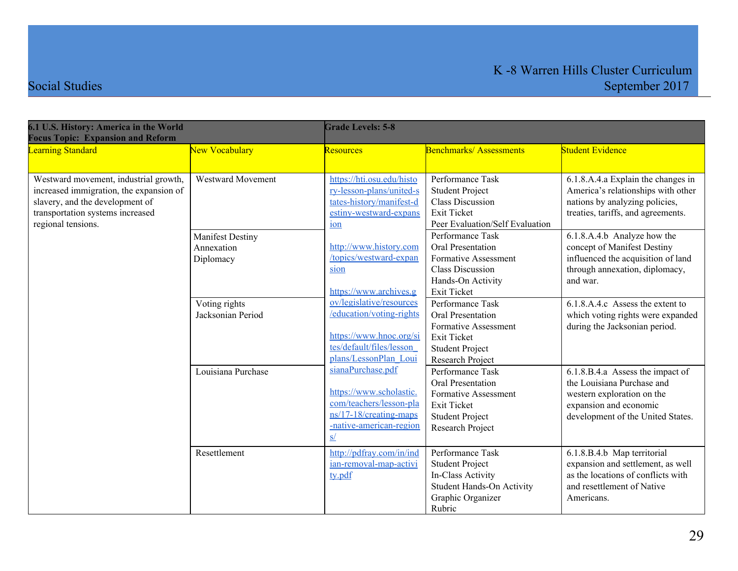| 6.1 U.S. History: America in the World<br>Focus Topic: Expansion and Reform | | Grade Levels: 5-8 | | |
|---|---|---|---|---|
| Learning Standard | New Vocabulary | Resources | Benchmarks/ Assessments | Student Evidence |
| Westward movement, industrial growth, increased immigration, the expansion of slavery, and the development of transportation systems increased regional tensions. | Westward Movement | https://hti.osu.edu/history-lesson-plans/united-states-history/manifest-destiny-westward-expansion<br><br>http://www.history.com/topics/westward-expansion<br><br>https://www.archives.gov/legislative/resources/education/voting-rights<br><br>https://www.hnoc.org/sites/default/files/lesson_plans/LessonPlan_LouisianaPurchase.pdf<br><br>https://www.scholastic.com/teachers/lesson-plans/17-18/creating-maps-native-american-regions/ | Performance Task<br>Student Project<br>Class Discussion<br>Exit Ticket<br>Peer Evaluation/Self Evaluation | 6.1.8.A.4.a Explain the changes in America's relationships with other nations by analyzing policies, treaties, tariffs, and agreements. |
| | Manifest Destiny<br>Annexation<br>Diplomacy | | Performance Task<br>Oral Presentation<br>Formative Assessment<br>Class Discussion<br>Hands-On Activity<br>Exit Ticket | 6.1.8.A.4.b Analyze how the concept of Manifest Destiny influenced the acquisition of land through annexation, diplomacy, and war. |
| | Voting rights<br>Jacksonian Period | | Performance Task<br>Oral Presentation<br>Formative Assessment<br>Exit Ticket<br>Student Project<br>Research Project | 6.1.8.A.4.c Assess the extent to which voting rights were expanded during the Jacksonian period. |
| | Louisiana Purchase | | Performance Task<br>Oral Presentation<br>Formative Assessment<br>Exit Ticket<br>Student Project<br>Research Project | 6.1.8.B.4.a Assess the impact of the Louisiana Purchase and western exploration on the expansion and economic development of the United States. |
| | Resettlement | http://pdfray.com/in/indian-removal-map-activity.pdf | Performance Task<br>Student Project<br>In-Class Activity<br>Student Hands-On Activity<br>Graphic Organizer<br>Rubric | 6.1.8.B.4.b Map territorial expansion and settlement, as well as the locations of conflicts with and resettlement of Native Americans. |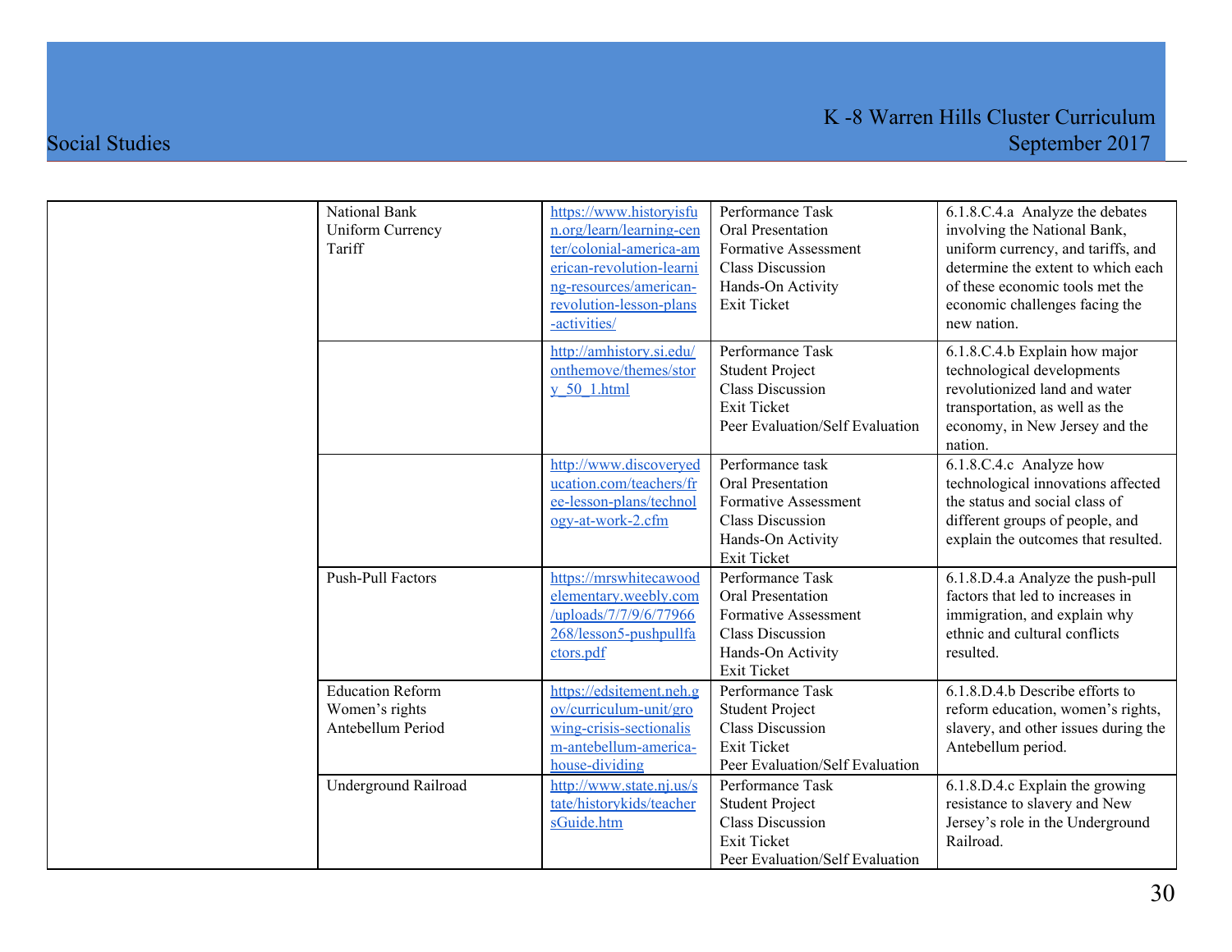| | | | | |
|---|---|---|---|---|
| | National Bank<br>Uniform Currency<br>Tariff | https://www.historyisfun.org/learn/learning-center/colonial-america-american-revolution-learning-resources/american-revolution-lesson-plans-activities/ | Performance Task<br>Oral Presentation<br>Formative Assessment<br>Class Discussion<br>Hands-On Activity<br>Exit Ticket | 6.1.8.C.4.a Analyze the debates involving the National Bank, uniform currency, and tariffs, and determine the extent to which each of these economic tools met the economic challenges facing the new nation. |
| | | http://amhistory.si.edu/onthemove/themes/story_50_1.html | Performance Task<br>Student Project<br>Class Discussion<br>Exit Ticket<br>Peer Evaluation/Self Evaluation | 6.1.8.C.4.b Explain how major technological developments revolutionized land and water transportation, as well as the economy, in New Jersey and the nation. |
| | | http://www.discoveryeducation.com/teachers/free-lesson-plans/technology-at-work-2.cfm | Performance task<br>Oral Presentation<br>Formative Assessment<br>Class Discussion<br>Hands-On Activity<br>Exit Ticket | 6.1.8.C.4.c Analyze how technological innovations affected the status and social class of different groups of people, and explain the outcomes that resulted. |
| | Push-Pull Factors | https://mrswhitecawoodelementary.weebly.com/uploads/7/7/9/6/77966268/lesson5-pushpullfactors.pdf | Performance Task<br>Oral Presentation<br>Formative Assessment<br>Class Discussion<br>Hands-On Activity<br>Exit Ticket | 6.1.8.D.4.a Analyze the push-pull factors that led to increases in immigration, and explain why ethnic and cultural conflicts resulted. |
| | Education Reform<br>Women's rights<br>Antebellum Period | https://edsitement.neh.gov/curriculum-unit/growing-crisis-sectionalism-antebellum-america-house-dividing | Performance Task<br>Student Project<br>Class Discussion<br>Exit Ticket<br>Peer Evaluation/Self Evaluation | 6.1.8.D.4.b Describe efforts to reform education, women's rights, slavery, and other issues during the Antebellum period. |
| | Underground Railroad | http://www.state.nj.us/state/historykids/teachersGuide.htm | Performance Task<br>Student Project<br>Class Discussion<br>Exit Ticket<br>Peer Evaluation/Self Evaluation | 6.1.8.D.4.c Explain the growing resistance to slavery and New Jersey's role in the Underground Railroad. |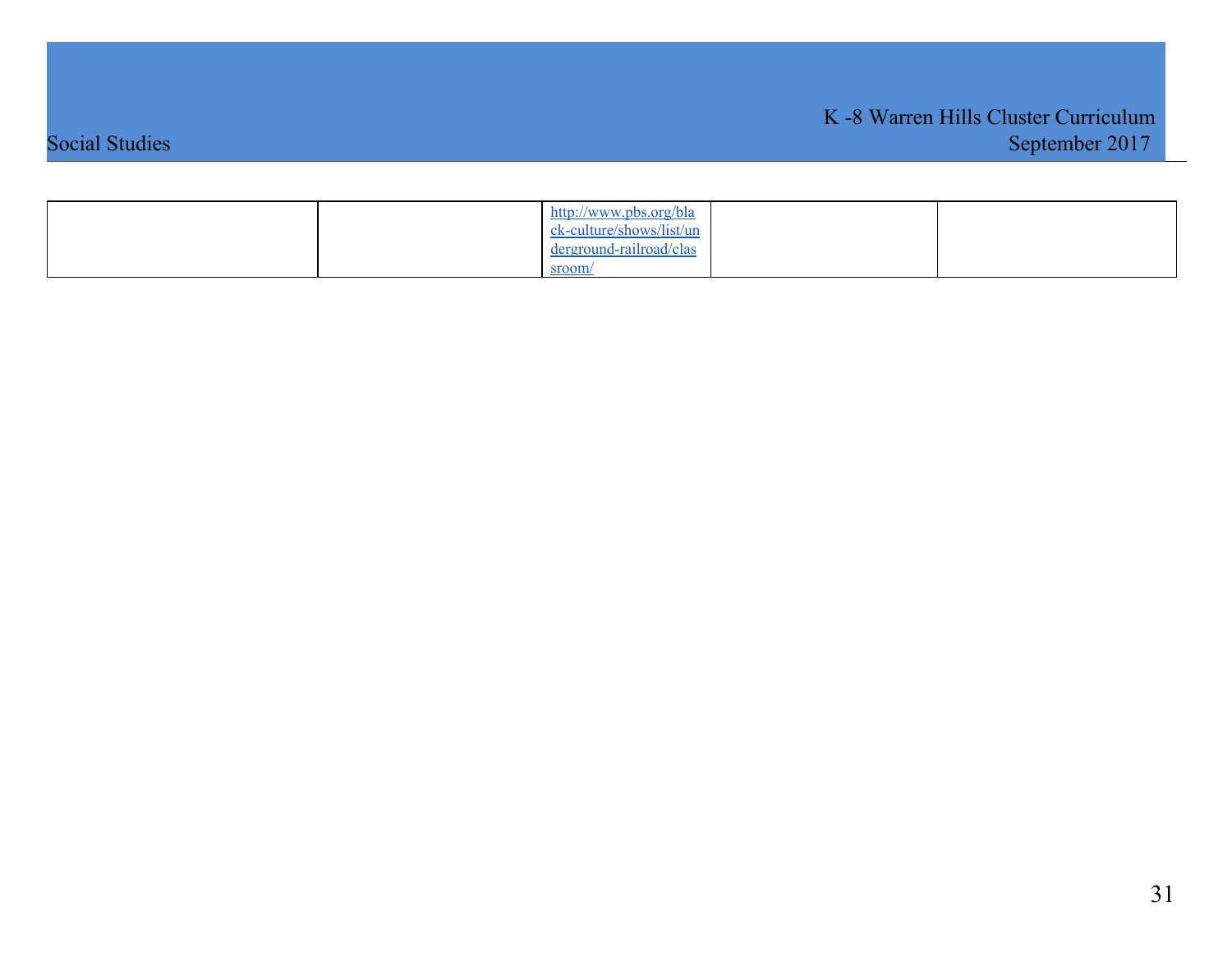| | | | | |
|---|---|---|---|---|
| | | http://www.pbs.org/black-culture/shows/list/underground-railroad/classroom/ | | |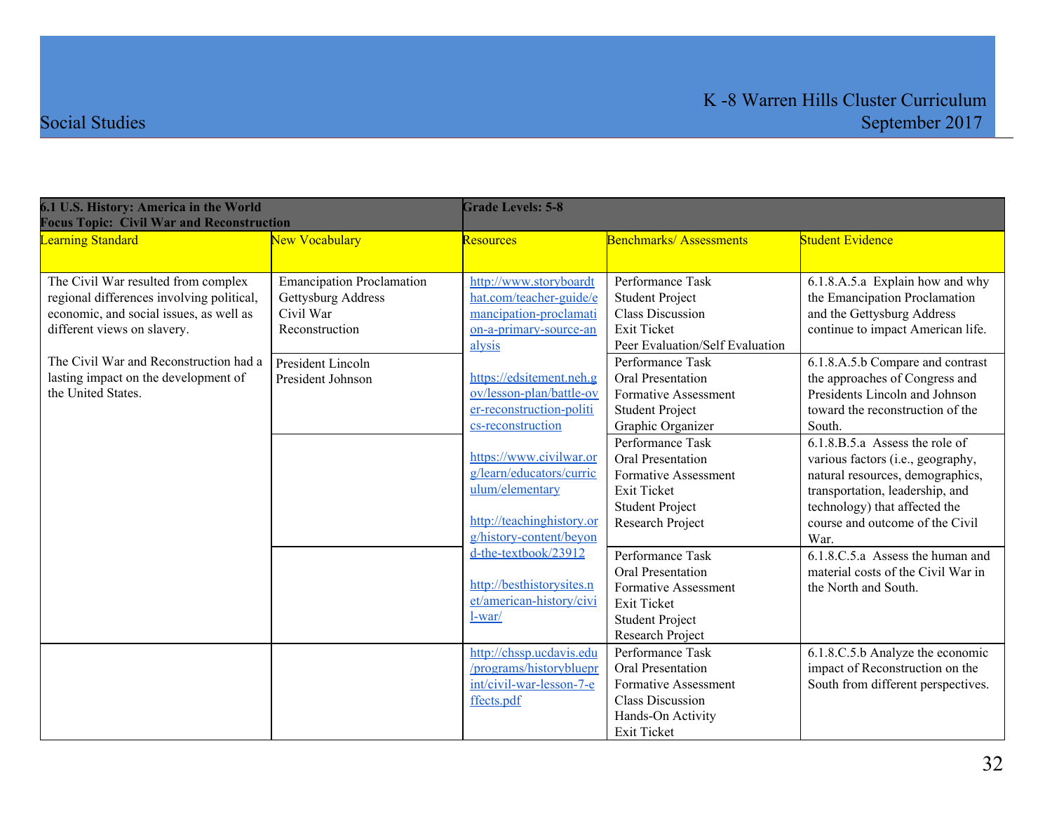| 6.1 U.S. History: America in the World<br>Focus Topic: Civil War and Reconstruction | | Grade Levels: 5-8 | | |
|---|---|---|---|---|
| **Learning Standard** | **New Vocabulary** | **Resources** | **Benchmarks/ Assessments** | **Student Evidence** |
| The Civil War resulted from complex regional differences involving political, economic, and social issues, as well as different views on slavery.<br><br>The Civil War and Reconstruction had a lasting impact on the development of the United States. | Emancipation Proclamation<br>Gettysburg Address<br>Civil War<br>Reconstruction | http://www.storyboardthat.com/teacher-guide/emancipation-proclamation-a-primary-source-analysis<br><br>https://edsitement.neh.gov/lesson-plan/battle-over-reconstruction-politics-reconstruction<br><br>https://www.civilwar.org/learn/educators/curriculum/elementary<br><br>http://teachinghistory.org/history-content/beyond-the-textbook/23912<br><br>http://besthistorysites.net/american-history/civil-war/ | Performance Task<br>Student Project<br>Class Discussion<br>Exit Ticket<br>Peer Evaluation/Self Evaluation | 6.1.8.A.5.a Explain how and why the Emancipation Proclamation and the Gettysburg Address continue to impact American life. |
| | President Lincoln<br>President Johnson | | Performance Task<br>Oral Presentation<br>Formative Assessment<br>Student Project<br>Graphic Organizer | 6.1.8.A.5.b Compare and contrast the approaches of Congress and Presidents Lincoln and Johnson toward the reconstruction of the South. |
| | | | Performance Task<br>Oral Presentation<br>Formative Assessment<br>Exit Ticket<br>Student Project<br>Research Project | 6.1.8.B.5.a Assess the role of various factors (i.e., geography, natural resources, demographics, transportation, leadership, and technology) that affected the course and outcome of the Civil War. |
| | | | Performance Task<br>Oral Presentation<br>Formative Assessment<br>Exit Ticket<br>Student Project<br>Research Project | 6.1.8.C.5.a Assess the human and material costs of the Civil War in the North and South. |
| | | http://chssp.ucdavis.edu/programs/historyblueprint/civil-war-lesson-7-effects.pdf | Performance Task<br>Oral Presentation<br>Formative Assessment<br>Class Discussion<br>Hands-On Activity<br>Exit Ticket | 6.1.8.C.5.b Analyze the economic impact of Reconstruction on the South from different perspectives. |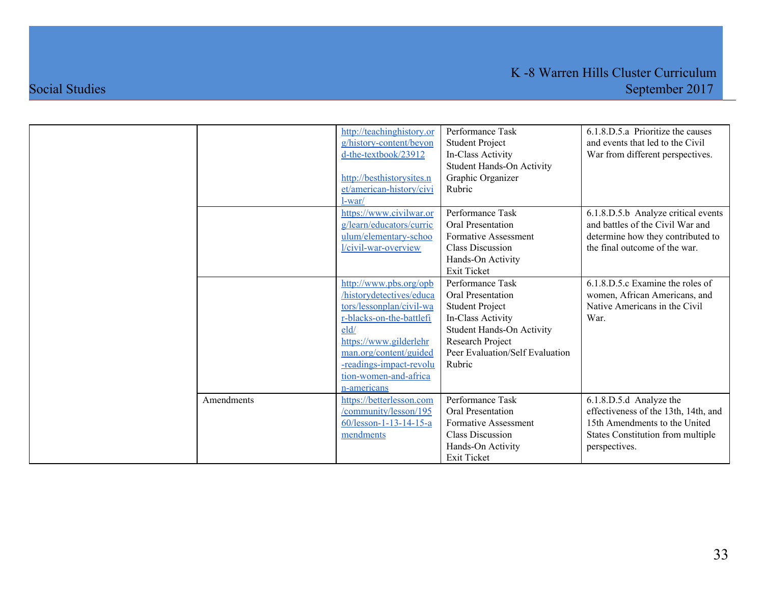| | | | | |
|---|---|---|---|---|
| | | http://teachinghistory.org/history-content/beyond-the-textbook/23912<br><br>http://besthistorysites.net/american-history/civil-war/ | Performance Task<br>Student Project<br>In-Class Activity<br>Student Hands-On Activity<br>Graphic Organizer<br>Rubric | 6.1.8.D.5.a Prioritize the causes and events that led to the Civil War from different perspectives. |
| | | https://www.civilwar.org/learn/educators/curriculum/elementary-school/civil-war-overview | Performance Task<br>Oral Presentation<br>Formative Assessment<br>Class Discussion<br>Hands-On Activity<br>Exit Ticket | 6.1.8.D.5.b Analyze critical events and battles of the Civil War and determine how they contributed to the final outcome of the war. |
| | | http://www.pbs.org/opb/historydetectives/educators/lessonplan/civil-war-blacks-on-the-battlefield/<br>https://www.gilderlehrman.org/content/guided-readings-impact-revolution-women-and-african-americans | Performance Task<br>Oral Presentation<br>Student Project<br>In-Class Activity<br>Student Hands-On Activity<br>Research Project<br>Peer Evaluation/Self Evaluation<br>Rubric | 6.1.8.D.5.c Examine the roles of women, African Americans, and Native Americans in the Civil War. |
| | Amendments | https://betterlesson.com/community/lesson/19560/lesson-1-13-14-15-amendments | Performance Task<br>Oral Presentation<br>Formative Assessment<br>Class Discussion<br>Hands-On Activity<br>Exit Ticket | 6.1.8.D.5.d Analyze the effectiveness of the 13th, 14th, and 15th Amendments to the United States Constitution from multiple perspectives. |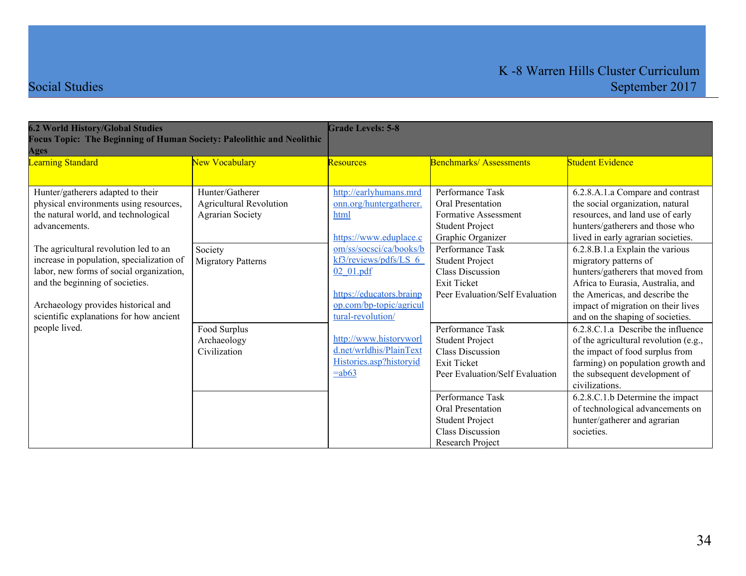| 6.2 World History/Global Studies<br>Focus Topic: The Beginning of Human Society: Paleolithic and Neolithic Ages | | Grade Levels: 5-8 | | |
|---|---|---|---|---|
| Learning Standard | New Vocabulary | Resources | Benchmarks/ Assessments | Student Evidence |
| Hunter/gatherers adapted to their physical environments using resources, the natural world, and technological advancements.<br><br>The agricultural revolution led to an increase in population, specialization of labor, new forms of social organization, and the beginning of societies.<br><br>Archaeology provides historical and scientific explanations for how ancient people lived. | Hunter/Gatherer<br>Agricultural Revolution<br>Agrarian Society | http://earlyhumans.mrdonn.org/huntergatherer.html<br><br>https://www.eduplace.com/ss/socsci/ca/books/bkf3/reviews/pdfs/LS_6_02_01.pdf<br><br>https://educators.brainpop.com/bp-topic/agricultural-revolution/<br><br>http://www.historyworld.net/wrldhis/PlainTextHistories.asp?historyid=ab63 | Performance Task<br>Oral Presentation<br>Formative Assessment<br>Student Project<br>Graphic Organizer | 6.2.8.A.1.a Compare and contrast the social organization, natural resources, and land use of early hunters/gatherers and those who lived in early agrarian societies. |
| | Society<br>Migratory Patterns | | Performance Task<br>Student Project<br>Class Discussion<br>Exit Ticket<br>Peer Evaluation/Self Evaluation | 6.2.8.B.1.a Explain the various migratory patterns of hunters/gatherers that moved from Africa to Eurasia, Australia, and the Americas, and describe the impact of migration on their lives and on the shaping of societies. |
| | Food Surplus<br>Archaeology<br>Civilization | | Performance Task<br>Student Project<br>Class Discussion<br>Exit Ticket<br>Peer Evaluation/Self Evaluation | 6.2.8.C.1.a Describe the influence of the agricultural revolution (e.g., the impact of food surplus from farming) on population growth and the subsequent development of civilizations. |
| | | | Performance Task<br>Oral Presentation<br>Student Project<br>Class Discussion<br>Research Project | 6.2.8.C.1.b Determine the impact of technological advancements on hunter/gatherer and agrarian societies. |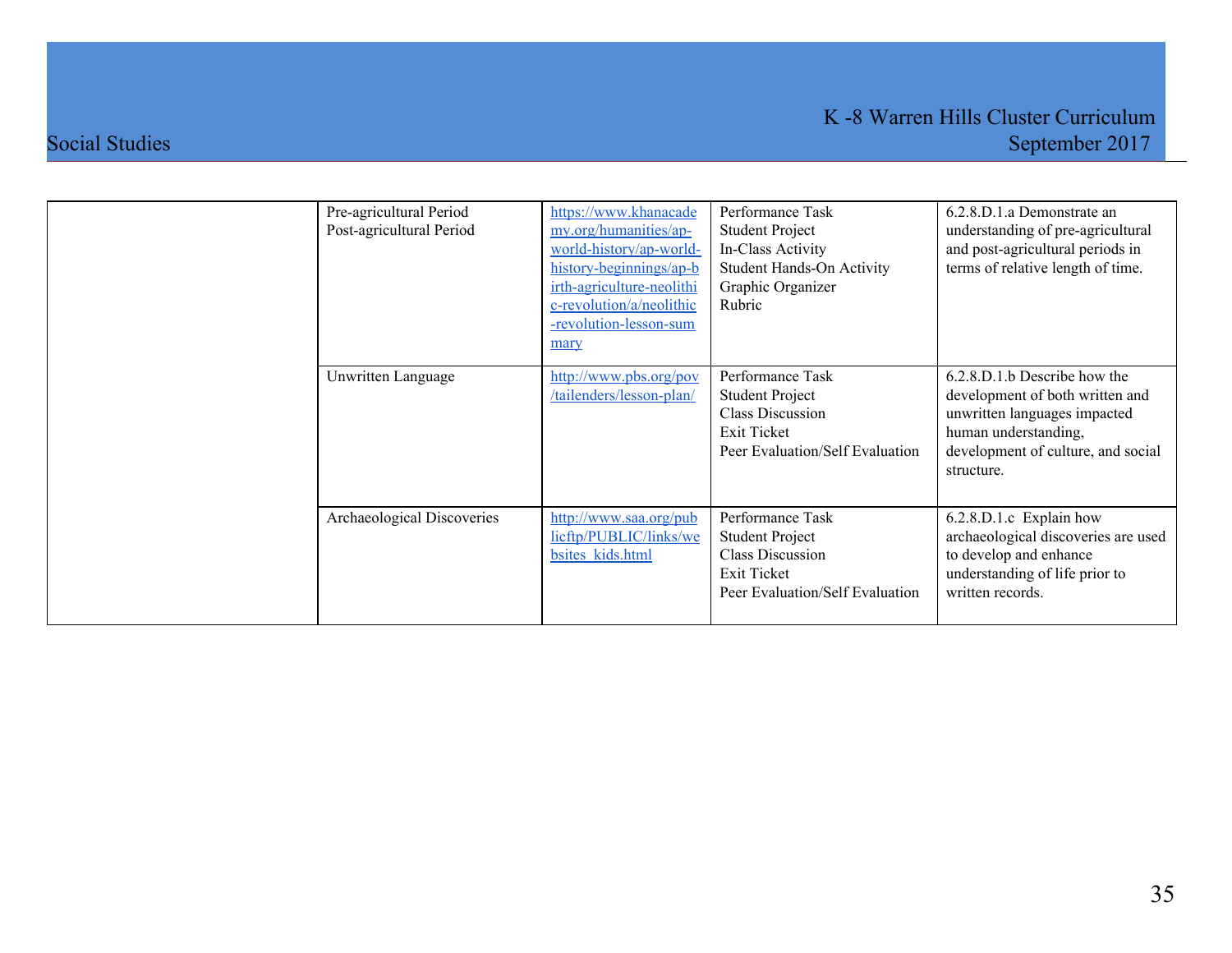| | | | | |
|---|---|---|---|---|
| | Pre-agricultural Period<br>Post-agricultural Period | https://www.khanacademy.org/humanities/ap-world-history/ap-world-history-beginnings/ap-birth-agriculture-neolithic-revolution/a/neolithic-revolution-lesson-summary | Performance Task<br>Student Project<br>In-Class Activity<br>Student Hands-On Activity<br>Graphic Organizer<br>Rubric | 6.2.8.D.1.a Demonstrate an understanding of pre-agricultural and post-agricultural periods in terms of relative length of time. |
| | Unwritten Language | http://www.pbs.org/pov/tailenders/lesson-plan/ | Performance Task<br>Student Project<br>Class Discussion<br>Exit Ticket<br>Peer Evaluation/Self Evaluation | 6.2.8.D.1.b Describe how the development of both written and unwritten languages impacted human understanding, development of culture, and social structure. |
| | Archaeological Discoveries | http://www.saa.org/publicftp/PUBLIC/links/websites_kids.html | Performance Task<br>Student Project<br>Class Discussion<br>Exit Ticket<br>Peer Evaluation/Self Evaluation | 6.2.8.D.1.c Explain how archaeological discoveries are used to develop and enhance understanding of life prior to written records. |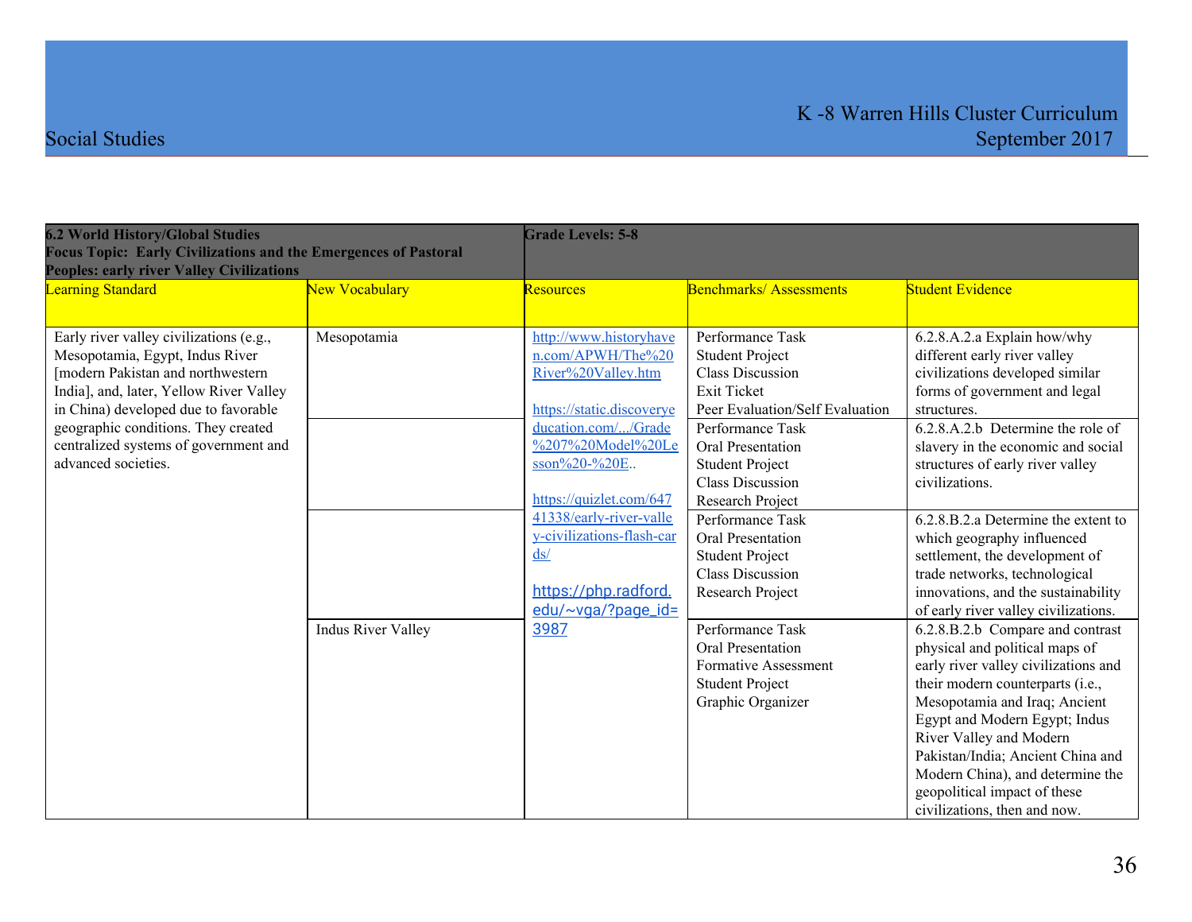| 6.2 World History/Global Studies<br>Focus Topic: Early Civilizations and the Emergences of Pastoral Peoples: early river Valley Civilizations | | Grade Levels: 5-8 | | |
|---|---|---|---|---|
| **Learning Standard** | **New Vocabulary** | **Resources** | **Benchmarks/ Assessments** | **Student Evidence** |
| Early river valley civilizations (e.g., Mesopotamia, Egypt, Indus River [modern Pakistan and northwestern India], and, later, Yellow River Valley in China) developed due to favorable geographic conditions. They created centralized systems of government and advanced societies. | Mesopotamia | http://www.historyhaven.com/APWH/The%20River%20Valley.htm<br><br>https://static.discoveryeducation.com/.../Grade%207%20Model%20Lesson%20-%20E..<br><br>https://quizlet.com/64741338/early-river-valley-civilizations-flash-cards/<br><br>https://php.radford.edu/~vga/?page_id=3987 | Performance Task<br>Student Project<br>Class Discussion<br>Exit Ticket<br>Peer Evaluation/Self Evaluation | 6.2.8.A.2.a Explain how/why different early river valley civilizations developed similar forms of government and legal structures. |
| | | | Performance Task<br>Oral Presentation<br>Student Project<br>Class Discussion<br>Research Project | 6.2.8.A.2.b Determine the role of slavery in the economic and social structures of early river valley civilizations. |
| | | | Performance Task<br>Oral Presentation<br>Student Project<br>Class Discussion<br>Research Project | 6.2.8.B.2.a Determine the extent to which geography influenced settlement, the development of trade networks, technological innovations, and the sustainability of early river valley civilizations. |
| | Indus River Valley | | Performance Task<br>Oral Presentation<br>Formative Assessment<br>Student Project<br>Graphic Organizer | 6.2.8.B.2.b Compare and contrast physical and political maps of early river valley civilizations and their modern counterparts (i.e., Mesopotamia and Iraq; Ancient Egypt and Modern Egypt; Indus River Valley and Modern Pakistan/India; Ancient China and Modern China), and determine the geopolitical impact of these civilizations, then and now. |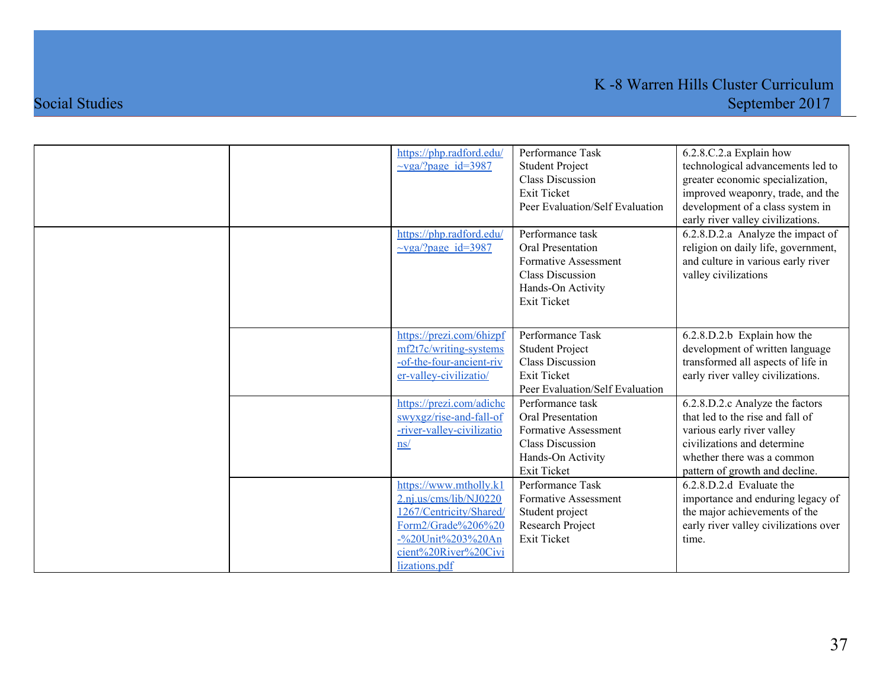| | | | | |
|---|---|---|---|---|
| | | https://php.radford.edu/~vga/?page_id=3987 | Performance Task<br>Student Project<br>Class Discussion<br>Exit Ticket<br>Peer Evaluation/Self Evaluation | 6.2.8.C.2.a Explain how technological advancements led to greater economic specialization, improved weaponry, trade, and the development of a class system in early river valley civilizations. |
| | | https://php.radford.edu/~vga/?page_id=3987 | Performance task<br>Oral Presentation<br>Formative Assessment<br>Class Discussion<br>Hands-On Activity<br>Exit Ticket | 6.2.8.D.2.a Analyze the impact of religion on daily life, government, and culture in various early river valley civilizations |
| | | https://prezi.com/6hizpfmf2t7c/writing-systems-of-the-four-ancient-river-valley-civilizatio/ | Performance Task<br>Student Project<br>Class Discussion<br>Exit Ticket<br>Peer Evaluation/Self Evaluation | 6.2.8.D.2.b Explain how the development of written language transformed all aspects of life in early river valley civilizations. |
| | | https://prezi.com/adichcswyxgz/rise-and-fall-of-river-valley-civilizations/ | Performance task<br>Oral Presentation<br>Formative Assessment<br>Class Discussion<br>Hands-On Activity<br>Exit Ticket | 6.2.8.D.2.c Analyze the factors that led to the rise and fall of various early river valley civilizations and determine whether there was a common pattern of growth and decline. |
| | | https://www.mtholly.k12.nj.us/cms/lib/NJ02201267/Centricity/Shared/Form2/Grade%206%20-%20Unit%203%20Ancient%20River%20Civilizations.pdf | Performance Task<br>Formative Assessment<br>Student project<br>Research Project<br>Exit Ticket | 6.2.8.D.2.d Evaluate the importance and enduring legacy of the major achievements of the early river valley civilizations over time. |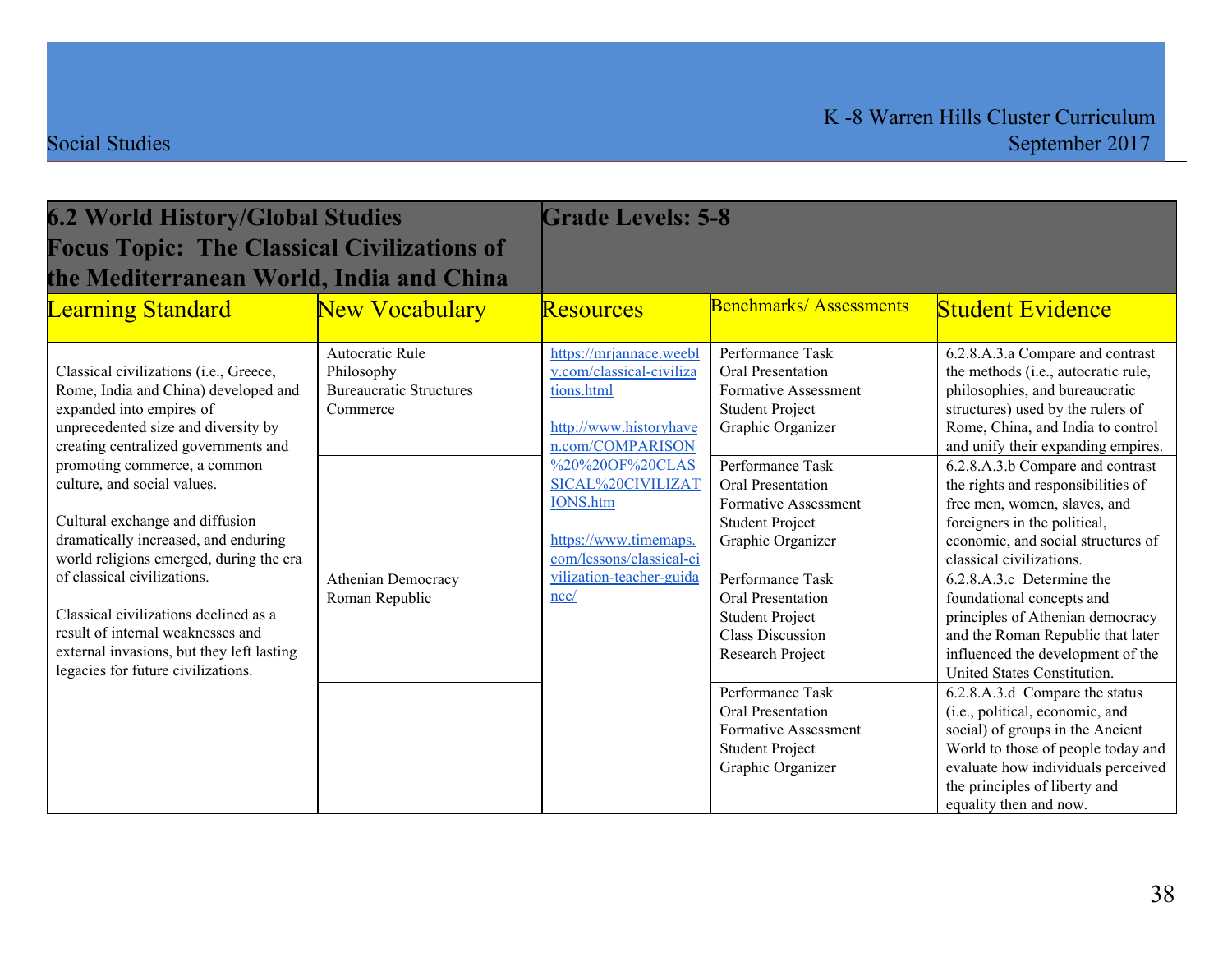| 6.2 World History/Global Studies Focus Topic: The Classical Civilizations of the Mediterranean World, India and China | | Grade Levels: 5-8 | | |
|---|---|---|---|---|
| Learning Standard | New Vocabulary | Resources | Benchmarks/ Assessments | Student Evidence |
| Classical civilizations (i.e., Greece, Rome, India and China) developed and expanded into empires of unprecedented size and diversity by creating centralized governments and promoting commerce, a common culture, and social values.<br><br>Cultural exchange and diffusion dramatically increased, and enduring world religions emerged, during the era of classical civilizations.<br><br>Classical civilizations declined as a result of internal weaknesses and external invasions, but they left lasting legacies for future civilizations. | Autocratic Rule<br>Philosophy<br>Bureaucratic Structures<br>Commerce | https://mrjannace.weebly.com/classical-civilizations.html<br><br>http://www.historyhaven.com/COMPARISON%20%20OF%20CLASSICAL%20CIVILIZATIONS.htm<br><br>https://www.timemaps.com/lessons/classical-civilization-teacher-guidance/ | Performance Task<br>Oral Presentation<br>Formative Assessment<br>Student Project<br>Graphic Organizer | 6.2.8.A.3.a Compare and contrast the methods (i.e., autocratic rule, philosophies, and bureaucratic structures) used by the rulers of Rome, China, and India to control and unify their expanding empires. |
| | | | Performance Task<br>Oral Presentation<br>Formative Assessment<br>Student Project<br>Graphic Organizer | 6.2.8.A.3.b Compare and contrast the rights and responsibilities of free men, women, slaves, and foreigners in the political, economic, and social structures of classical civilizations. |
| | Athenian Democracy<br>Roman Republic | | Performance Task<br>Oral Presentation<br>Student Project<br>Class Discussion<br>Research Project | 6.2.8.A.3.c Determine the foundational concepts and principles of Athenian democracy and the Roman Republic that later influenced the development of the United States Constitution. |
| | | | Performance Task<br>Oral Presentation<br>Formative Assessment<br>Student Project<br>Graphic Organizer | 6.2.8.A.3.d Compare the status (i.e., political, economic, and social) of groups in the Ancient World to those of people today and evaluate how individuals perceived the principles of liberty and equality then and now. |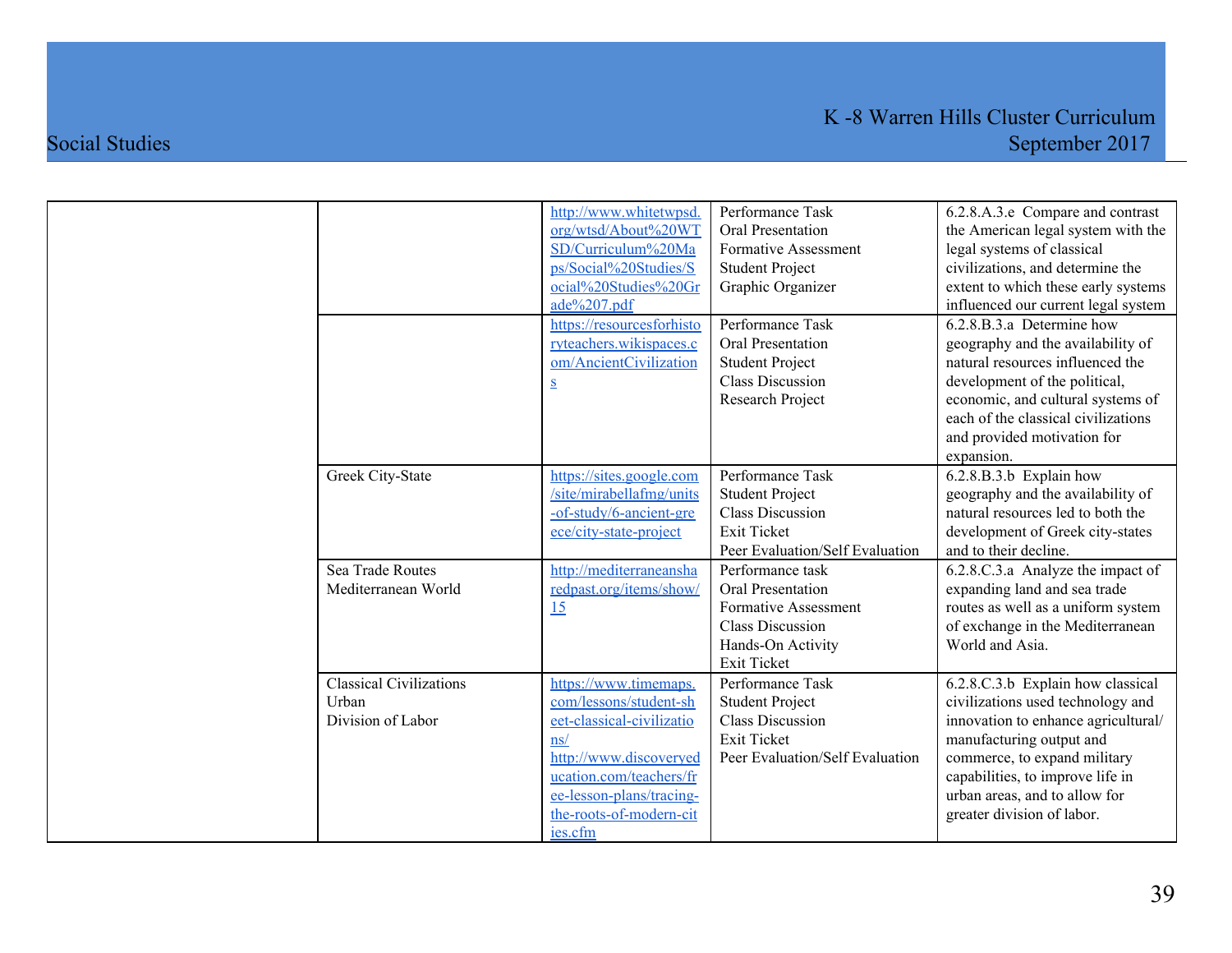| | | | | |
|---|---|---|---|---|
| | | http://www.whitetwpsd.org/wtsd/About%20WTSD/Curriculum%20Maps/Social%20Studies/Social%20Studies%20Grade%207.pdf | Performance Task<br>Oral Presentation<br>Formative Assessment<br>Student Project<br>Graphic Organizer | 6.2.8.A.3.e Compare and contrast the American legal system with the legal systems of classical civilizations, and determine the extent to which these early systems influenced our current legal system |
| | | https://resourcesforhistoryteachers.wikispaces.com/AncientCivilizations | Performance Task<br>Oral Presentation<br>Student Project<br>Class Discussion<br>Research Project | 6.2.8.B.3.a Determine how geography and the availability of natural resources influenced the development of the political, economic, and cultural systems of each of the classical civilizations and provided motivation for expansion. |
| | Greek City-State | https://sites.google.com/site/mirabellafmg/units-of-study/6-ancient-greece/city-state-project | Performance Task<br>Student Project<br>Class Discussion<br>Exit Ticket<br>Peer Evaluation/Self Evaluation | 6.2.8.B.3.b Explain how geography and the availability of natural resources led to both the development of Greek city-states and to their decline. |
| | Sea Trade Routes<br>Mediterranean World | http://mediterraneansharedpast.org/items/show/15 | Performance task<br>Oral Presentation<br>Formative Assessment<br>Class Discussion<br>Hands-On Activity<br>Exit Ticket | 6.2.8.C.3.a Analyze the impact of expanding land and sea trade routes as well as a uniform system of exchange in the Mediterranean World and Asia. |
| | Classical Civilizations<br>Urban<br>Division of Labor | https://www.timemaps.com/lessons/student-sheet-classical-civilizations/<br>http://www.discoveryeducation.com/teachers/free-lesson-plans/tracing-the-roots-of-modern-cities.cfm | Performance Task<br>Student Project<br>Class Discussion<br>Exit Ticket<br>Peer Evaluation/Self Evaluation | 6.2.8.C.3.b Explain how classical civilizations used technology and innovation to enhance agricultural/ manufacturing output and commerce, to expand military capabilities, to improve life in urban areas, and to allow for greater division of labor. |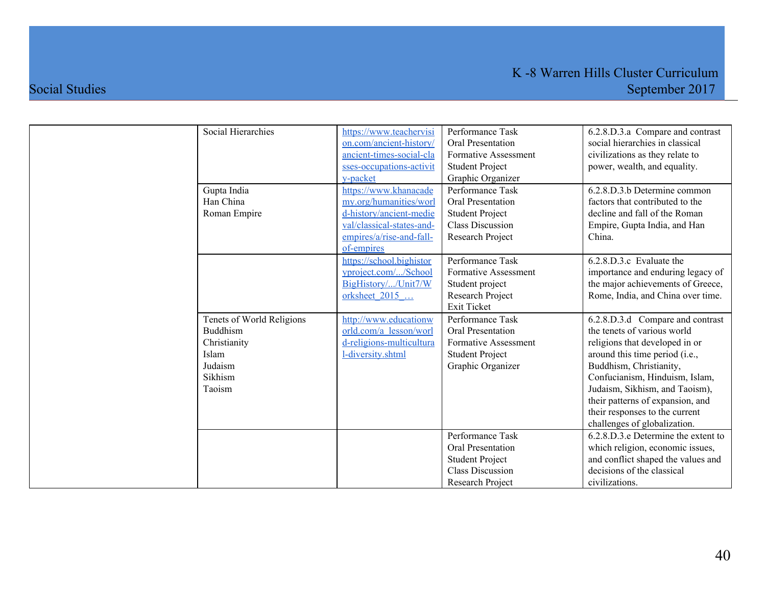| | | | | |
|---|---|---|---|---|
| | Social Hierarchies | https://www.teachervision.com/ancient-history/ancient-times-social-classes-occupations-activity-packet | Performance Task<br>Oral Presentation<br>Formative Assessment<br>Student Project<br>Graphic Organizer | 6.2.8.D.3.a Compare and contrast social hierarchies in classical civilizations as they relate to power, wealth, and equality. |
| | Gupta India<br>Han China<br>Roman Empire | https://www.khanacademy.org/humanities/world-history/ancient-medieval/classical-states-and-empires/a/rise-and-fall-of-empires | Performance Task<br>Oral Presentation<br>Student Project<br>Class Discussion<br>Research Project | 6.2.8.D.3.b Determine common factors that contributed to the decline and fall of the Roman Empire, Gupta India, and Han China. |
| | | https://school.bighistoryproject.com/.../SchoolBigHistory/.../Unit7/Worksheet_2015_… | Performance Task<br>Formative Assessment<br>Student project<br>Research Project<br>Exit Ticket | 6.2.8.D.3.c Evaluate the importance and enduring legacy of the major achievements of Greece, Rome, India, and China over time. |
| | Tenets of World Religions<br>Buddhism<br>Christianity<br>Islam<br>Judaism<br>Sikhism<br>Taoism | http://www.educationworld.com/a_lesson/world-religions-multicultural-diversity.shtml | Performance Task<br>Oral Presentation<br>Formative Assessment<br>Student Project<br>Graphic Organizer | 6.2.8.D.3.d Compare and contrast the tenets of various world religions that developed in or around this time period (i.e., Buddhism, Christianity, Confucianism, Hinduism, Islam, Judaism, Sikhism, and Taoism), their patterns of expansion, and their responses to the current challenges of globalization. |
| | | | Performance Task<br>Oral Presentation<br>Student Project<br>Class Discussion<br>Research Project | 6.2.8.D.3.e Determine the extent to which religion, economic issues, and conflict shaped the values and decisions of the classical civilizations. |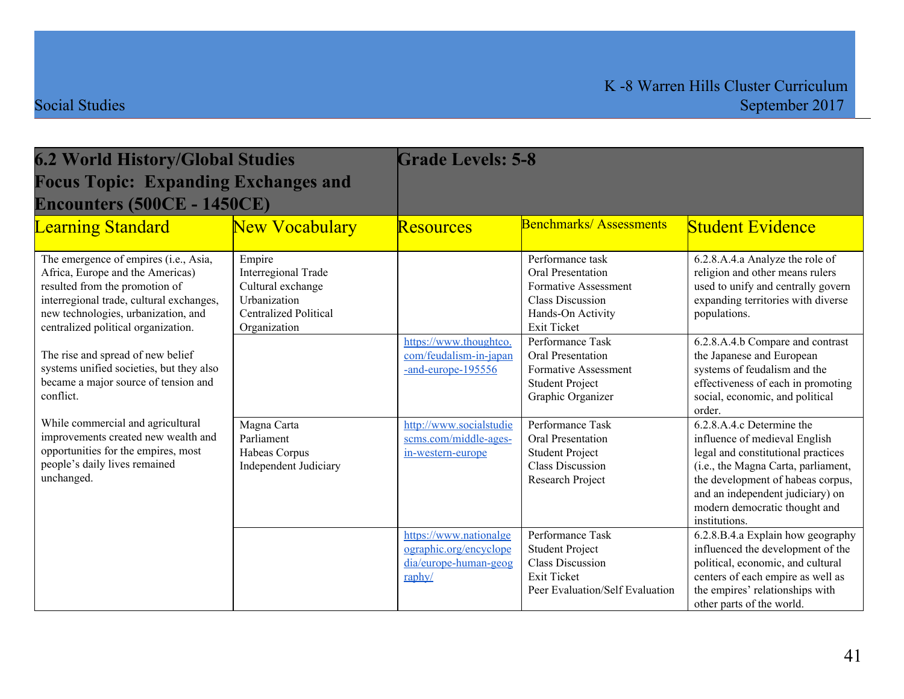| 6.2 World History/Global Studies Focus Topic: Expanding Exchanges and Encounters (500CE - 1450CE) | | Grade Levels: 5-8 | | |
|---|---|---|---|---|
| **Learning Standard** | **New Vocabulary** | **Resources** | **Benchmarks/ Assessments** | **Student Evidence** |
| The emergence of empires (i.e., Asia, Africa, Europe and the Americas) resulted from the promotion of interregional trade, cultural exchanges, new technologies, urbanization, and centralized political organization.<br><br>The rise and spread of new belief systems unified societies, but they also became a major source of tension and conflict.<br><br>While commercial and agricultural improvements created new wealth and opportunities for the empires, most people's daily lives remained unchanged. | Empire<br>Interregional Trade<br>Cultural exchange<br>Urbanization<br>Centralized Political Organization | | Performance task<br>Oral Presentation<br>Formative Assessment<br>Class Discussion<br>Hands-On Activity<br>Exit Ticket | 6.2.8.A.4.a Analyze the role of religion and other means rulers used to unify and centrally govern expanding territories with diverse populations. |
| | | https://www.thoughtco.com/feudalism-in-japan-and-europe-195556 | Performance Task<br>Oral Presentation<br>Formative Assessment<br>Student Project<br>Graphic Organizer | 6.2.8.A.4.b Compare and contrast the Japanese and European systems of feudalism and the effectiveness of each in promoting social, economic, and political order. |
| | Magna Carta<br>Parliament<br>Habeas Corpus<br>Independent Judiciary | http://www.socialstudiescms.com/middle-ages-in-western-europe | Performance Task<br>Oral Presentation<br>Student Project<br>Class Discussion<br>Research Project | 6.2.8.A.4.c Determine the influence of medieval English legal and constitutional practices (i.e., the Magna Carta, parliament, the development of habeas corpus, and an independent judiciary) on modern democratic thought and institutions. |
| | | https://www.nationalgeographic.org/encyclopedia/europe-human-geography/ | Performance Task<br>Student Project<br>Class Discussion<br>Exit Ticket<br>Peer Evaluation/Self Evaluation | 6.2.8.B.4.a Explain how geography influenced the development of the political, economic, and cultural centers of each empire as well as the empires' relationships with other parts of the world. |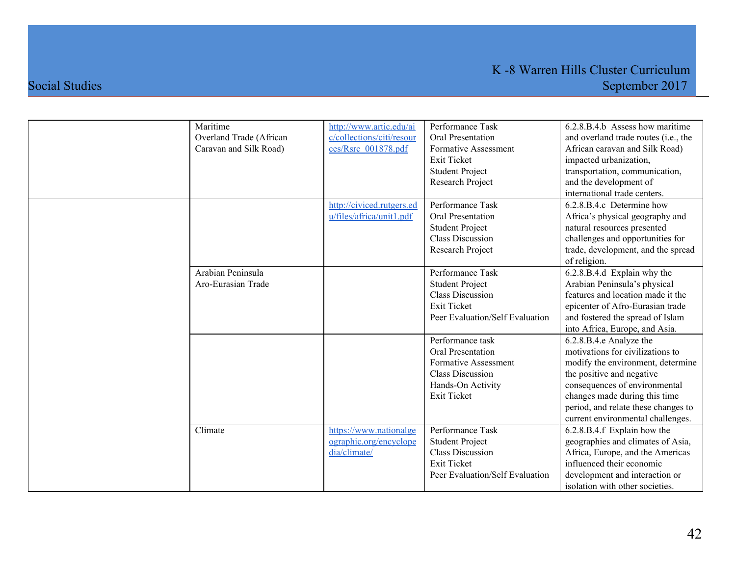| | | | | |
|---|---|---|---|---|
| | Maritime<br>Overland Trade (African Caravan and Silk Road) | http://www.artic.edu/aic/collections/citi/resources/Rsrc_001878.pdf | Performance Task<br>Oral Presentation<br>Formative Assessment<br>Exit Ticket<br>Student Project<br>Research Project | 6.2.8.B.4.b Assess how maritime and overland trade routes (i.e., the African caravan and Silk Road) impacted urbanization, transportation, communication, and the development of international trade centers. |
| | | http://civiced.rutgers.edu/files/africa/unit1.pdf | Performance Task<br>Oral Presentation<br>Student Project<br>Class Discussion<br>Research Project | 6.2.8.B.4.c Determine how Africa's physical geography and natural resources presented challenges and opportunities for trade, development, and the spread of religion. |
| | Arabian Peninsula<br>Aro-Eurasian Trade | | Performance Task<br>Student Project<br>Class Discussion<br>Exit Ticket<br>Peer Evaluation/Self Evaluation | 6.2.8.B.4.d Explain why the Arabian Peninsula's physical features and location made it the epicenter of Afro-Eurasian trade and fostered the spread of Islam into Africa, Europe, and Asia. |
| | | | Performance task<br>Oral Presentation<br>Formative Assessment<br>Class Discussion<br>Hands-On Activity<br>Exit Ticket | 6.2.8.B.4.e Analyze the motivations for civilizations to modify the environment, determine the positive and negative consequences of environmental changes made during this time period, and relate these changes to current environmental challenges. |
| | Climate | https://www.nationalgeographic.org/encyclopedia/climate/ | Performance Task<br>Student Project<br>Class Discussion<br>Exit Ticket<br>Peer Evaluation/Self Evaluation | 6.2.8.B.4.f Explain how the geographies and climates of Asia, Africa, Europe, and the Americas influenced their economic development and interaction or isolation with other societies. |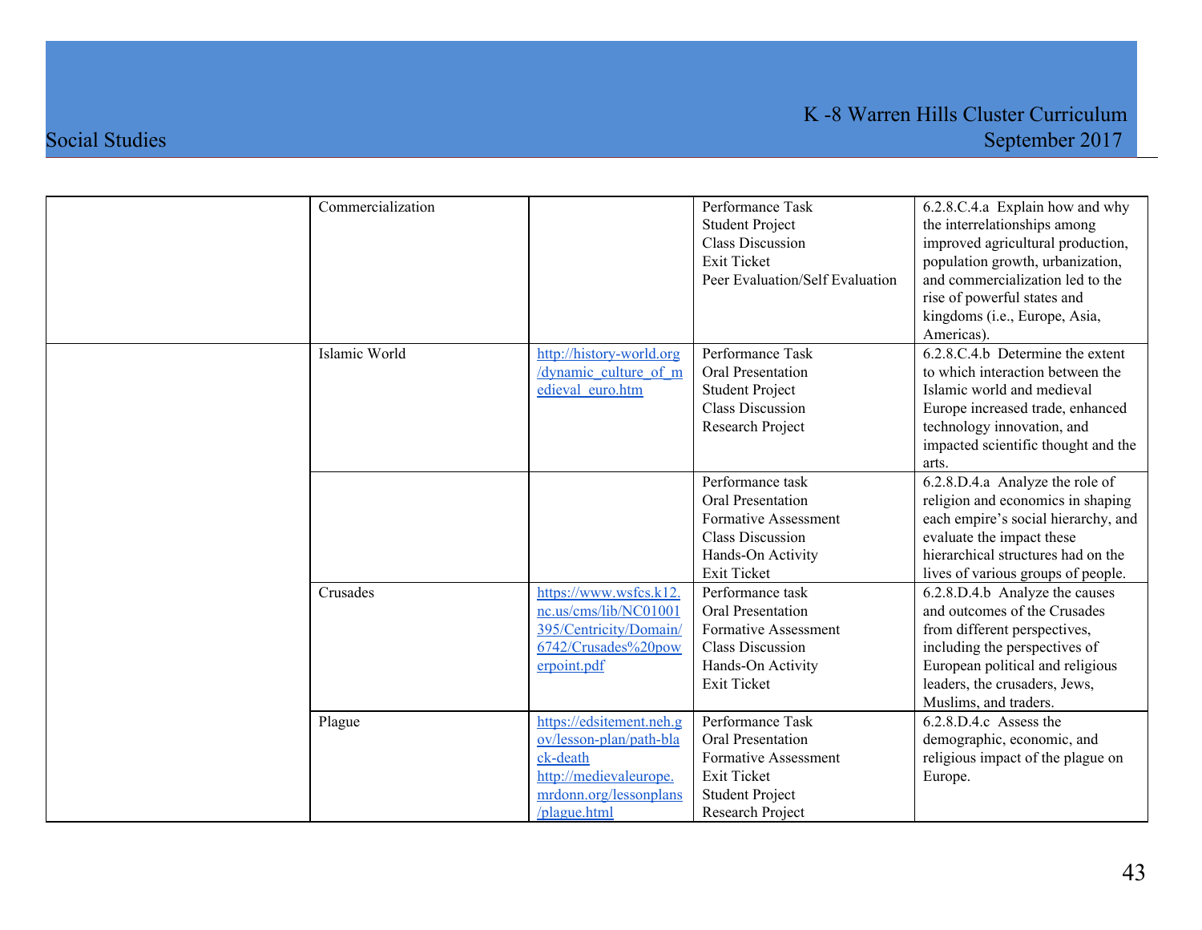| | | | | |
|---|---|---|---|---|
| | Commercialization | | Performance Task<br>Student Project<br>Class Discussion<br>Exit Ticket<br>Peer Evaluation/Self Evaluation | 6.2.8.C.4.a Explain how and why the interrelationships among improved agricultural production, population growth, urbanization, and commercialization led to the rise of powerful states and kingdoms (i.e., Europe, Asia, Americas). |
| | Islamic World | http://history-world.org/dynamic_culture_of_medieval_euro.htm | Performance Task<br>Oral Presentation<br>Student Project<br>Class Discussion<br>Research Project | 6.2.8.C.4.b Determine the extent to which interaction between the Islamic world and medieval Europe increased trade, enhanced technology innovation, and impacted scientific thought and the arts. |
| | | | Performance task<br>Oral Presentation<br>Formative Assessment<br>Class Discussion<br>Hands-On Activity<br>Exit Ticket | 6.2.8.D.4.a Analyze the role of religion and economics in shaping each empire's social hierarchy, and evaluate the impact these hierarchical structures had on the lives of various groups of people. |
| | Crusades | https://www.wsfcs.k12.nc.us/cms/lib/NC01001395/Centricity/Domain/6742/Crusades%20powerpoint.pdf | Performance task<br>Oral Presentation<br>Formative Assessment<br>Class Discussion<br>Hands-On Activity<br>Exit Ticket | 6.2.8.D.4.b Analyze the causes and outcomes of the Crusades from different perspectives, including the perspectives of European political and religious leaders, the crusaders, Jews, Muslims, and traders. |
| | Plague | https://edsitement.neh.gov/lesson-plan/path-black-death<br>http://medievaleurope.mrdonn.org/lessonplans/plague.html | Performance Task<br>Oral Presentation<br>Formative Assessment<br>Exit Ticket<br>Student Project<br>Research Project | 6.2.8.D.4.c Assess the demographic, economic, and religious impact of the plague on Europe. |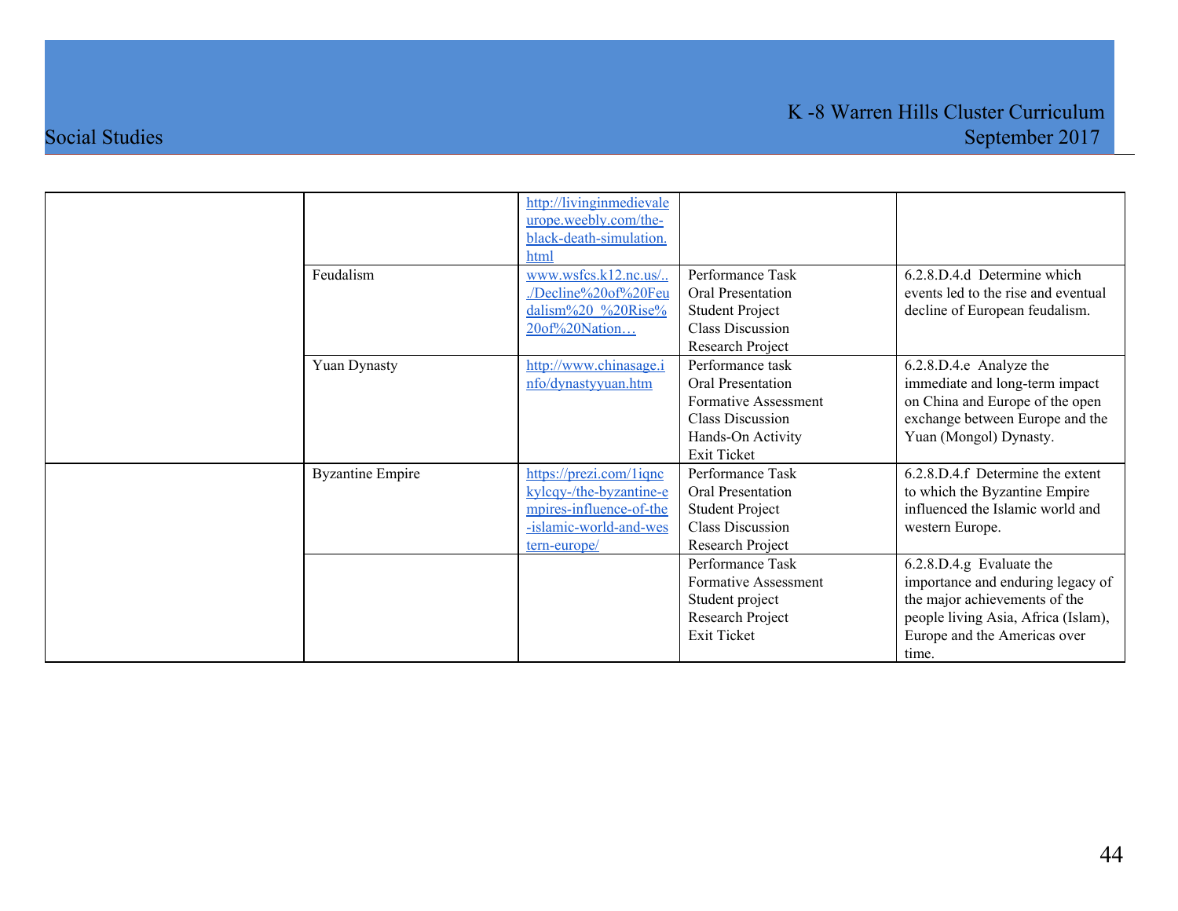| | | | | |
|---|---|---|---|---|
| | | http://livinginmedievaleurope.weebly.com/the-black-death-simulation.html | | |
| | Feudalism | www.wsfcs.k12.nc.us/.../Decline%20of%20Feudalism%20_%20Rise%20of%20Nation… | Performance Task<br>Oral Presentation<br>Student Project<br>Class Discussion<br>Research Project | 6.2.8.D.4.d Determine which events led to the rise and eventual decline of European feudalism. |
| | Yuan Dynasty | http://www.chinasage.info/dynastyyuan.htm | Performance task<br>Oral Presentation<br>Formative Assessment<br>Class Discussion<br>Hands-On Activity<br>Exit Ticket | 6.2.8.D.4.e Analyze the immediate and long-term impact on China and Europe of the open exchange between Europe and the Yuan (Mongol) Dynasty. |
| | Byzantine Empire | https://prezi.com/1iqnckylcqy-/the-byzantine-empires-influence-of-the-islamic-world-and-western-europe/ | Performance Task<br>Oral Presentation<br>Student Project<br>Class Discussion<br>Research Project | 6.2.8.D.4.f Determine the extent to which the Byzantine Empire influenced the Islamic world and western Europe. |
| | | | Performance Task<br>Formative Assessment<br>Student project<br>Research Project<br>Exit Ticket | 6.2.8.D.4.g Evaluate the importance and enduring legacy of the major achievements of the people living Asia, Africa (Islam), Europe and the Americas over time. |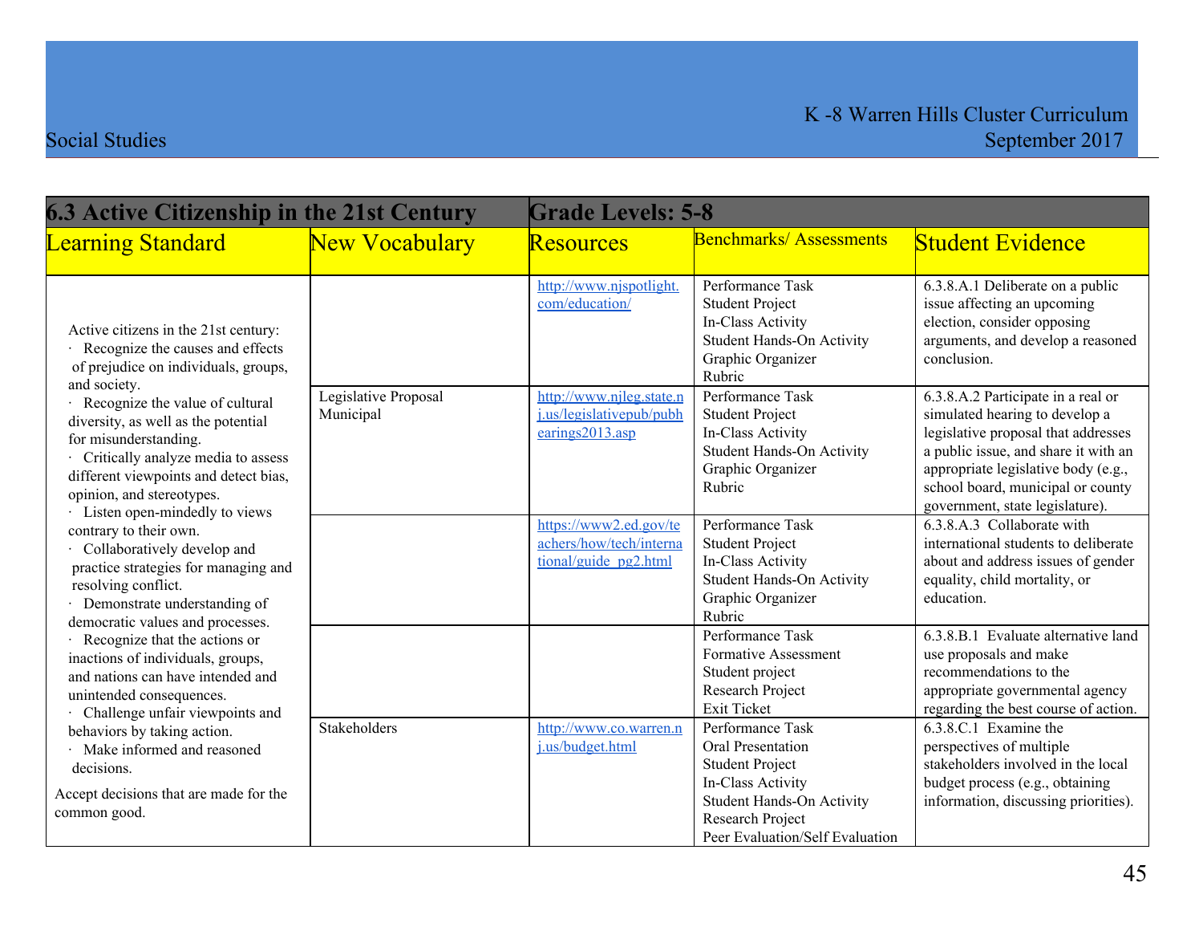| 6.3 Active Citizenship in the 21st Century | | Grade Levels: 5-8 | | |
|---|---|---|---|---|
| **Learning Standard** | **New Vocabulary** | **Resources** | **Benchmarks/ Assessments** | **Student Evidence** |
| Active citizens in the 21st century:<br>· Recognize the causes and effects of prejudice on individuals, groups, and society.<br>· Recognize the value of cultural diversity, as well as the potential for misunderstanding.<br>· Critically analyze media to assess different viewpoints and detect bias, opinion, and stereotypes.<br>· Listen open-mindedly to views contrary to their own.<br>· Collaboratively develop and practice strategies for managing and resolving conflict.<br>· Demonstrate understanding of democratic values and processes.<br>· Recognize that the actions or inactions of individuals, groups, and nations can have intended and unintended consequences.<br>· Challenge unfair viewpoints and behaviors by taking action.<br>· Make informed and reasoned decisions.<br>Accept decisions that are made for the common good. | | http://www.njspotlight.com/education/ | Performance Task<br>Student Project<br>In-Class Activity<br>Student Hands-On Activity<br>Graphic Organizer<br>Rubric | 6.3.8.A.1 Deliberate on a public issue affecting an upcoming election, consider opposing arguments, and develop a reasoned conclusion. |
| | Legislative Proposal<br>Municipal | http://www.njleg.state.nj.us/legislativepub/pubhearings2013.asp | Performance Task<br>Student Project<br>In-Class Activity<br>Student Hands-On Activity<br>Graphic Organizer<br>Rubric | 6.3.8.A.2 Participate in a real or simulated hearing to develop a legislative proposal that addresses a public issue, and share it with an appropriate legislative body (e.g., school board, municipal or county government, state legislature). |
| | | https://www2.ed.gov/teachers/how/tech/international/guide_pg2.html | Performance Task<br>Student Project<br>In-Class Activity<br>Student Hands-On Activity<br>Graphic Organizer<br>Rubric | 6.3.8.A.3 Collaborate with international students to deliberate about and address issues of gender equality, child mortality, or education. |
| | | | Performance Task<br>Formative Assessment<br>Student project<br>Research Project<br>Exit Ticket | 6.3.8.B.1 Evaluate alternative land use proposals and make recommendations to the appropriate governmental agency regarding the best course of action. |
| | Stakeholders | http://www.co.warren.nj.us/budget.html | Performance Task<br>Oral Presentation<br>Student Project<br>In-Class Activity<br>Student Hands-On Activity<br>Research Project<br>Peer Evaluation/Self Evaluation | 6.3.8.C.1 Examine the perspectives of multiple stakeholders involved in the local budget process (e.g., obtaining information, discussing priorities). |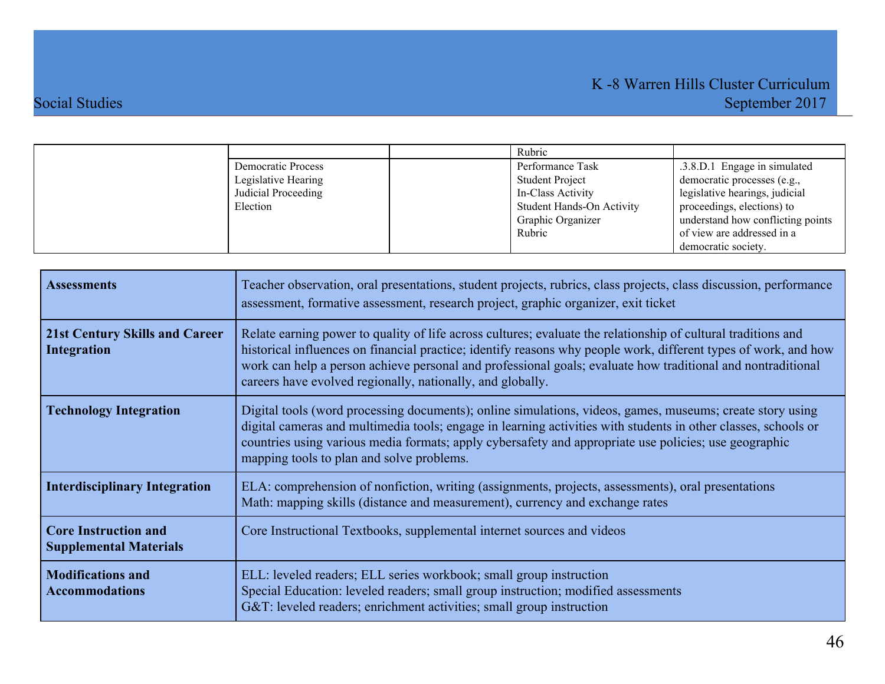| | | | | |
|---|---|---|---|---|
| | | | Rubric | |
| | Democratic Process<br>Legislative Hearing<br>Judicial Proceeding<br>Election | | Performance Task<br>Student Project<br>In-Class Activity<br>Student Hands-On Activity<br>Graphic Organizer<br>Rubric | .3.8.D.1 Engage in simulated democratic processes (e.g., legislative hearings, judicial proceedings, elections) to understand how conflicting points of view are addressed in a democratic society. |

| | |
|---|---|
| **Assessments** | Teacher observation, oral presentations, student projects, rubrics, class projects, class discussion, performance assessment, formative assessment, research project, graphic organizer, exit ticket |
| **21st Century Skills and Career Integration** | Relate earning power to quality of life across cultures; evaluate the relationship of cultural traditions and historical influences on financial practice; identify reasons why people work, different types of work, and how work can help a person achieve personal and professional goals; evaluate how traditional and nontraditional careers have evolved regionally, nationally, and globally. |
| **Technology Integration** | Digital tools (word processing documents); online simulations, videos, games, museums; create story using digital cameras and multimedia tools; engage in learning activities with students in other classes, schools or countries using various media formats; apply cybersafety and appropriate use policies; use geographic mapping tools to plan and solve problems. |
| **Interdisciplinary Integration** | ELA: comprehension of nonfiction, writing (assignments, projects, assessments), oral presentations<br>Math: mapping skills (distance and measurement), currency and exchange rates |
| **Core Instruction and Supplemental Materials** | Core Instructional Textbooks, supplemental internet sources and videos |
| **Modifications and Accommodations** | ELL: leveled readers; ELL series workbook; small group instruction<br>Special Education: leveled readers; small group instruction; modified assessments<br>G&T: leveled readers; enrichment activities; small group instruction |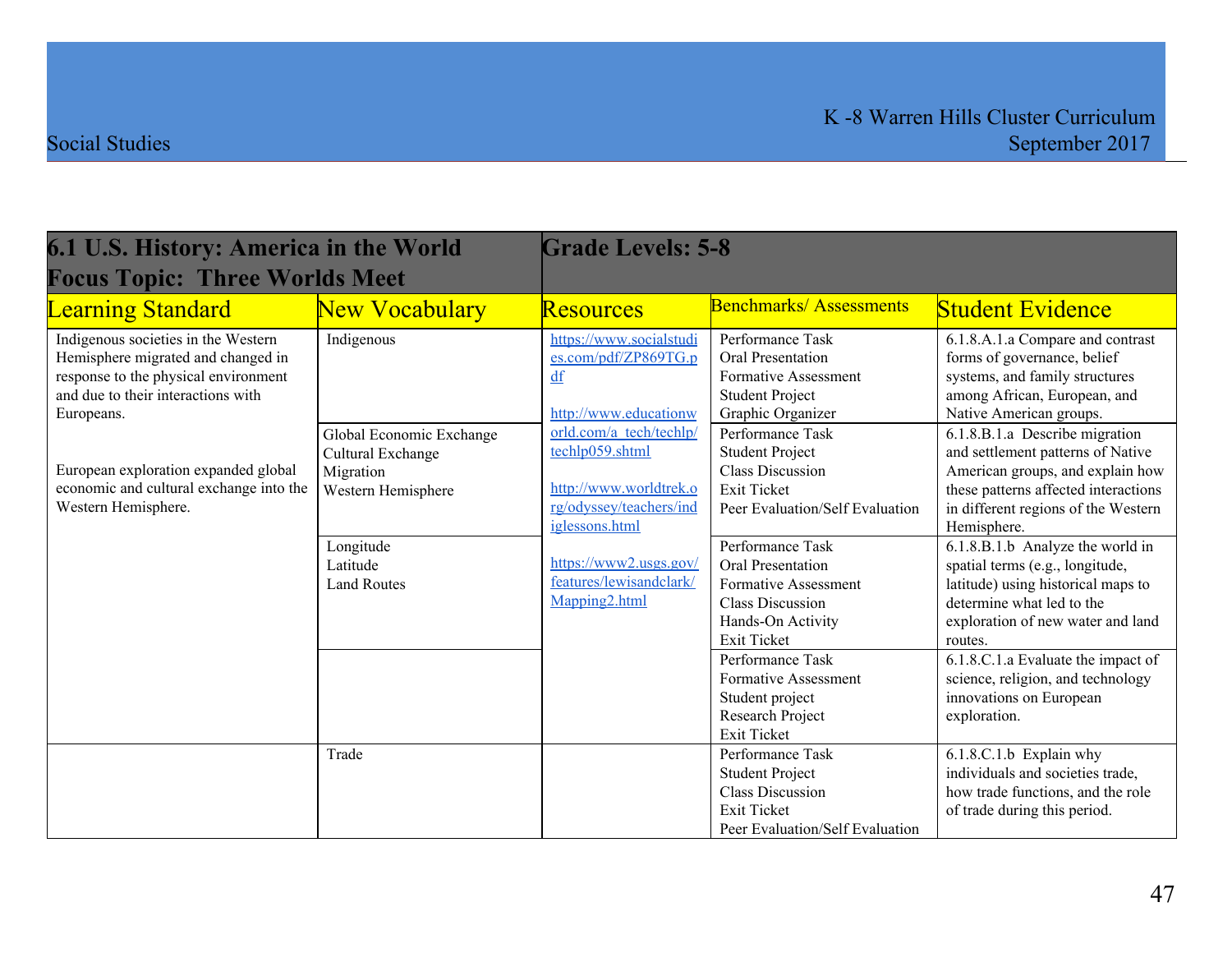| 6.1 U.S. History: America in the World<br>Focus Topic: Three Worlds Meet | | Grade Levels: 5-8 | | |
|---|---|---|---|---|
| **Learning Standard** | **New Vocabulary** | **Resources** | **Benchmarks/ Assessments** | **Student Evidence** |
| Indigenous societies in the Western Hemisphere migrated and changed in response to the physical environment and due to their interactions with Europeans.<br><br>European exploration expanded global economic and cultural exchange into the Western Hemisphere. | Indigenous | https://www.socialstudies.com/pdf/ZP869TG.pdf<br><br>http://www.educationworld.com/a_tech/techlp/techlp059.shtml<br><br>http://www.worldtrek.org/odyssey/teachers/indiglessons.html<br><br>https://www2.usgs.gov/features/lewisandclark/Mapping2.html | Performance Task<br>Oral Presentation<br>Formative Assessment<br>Student Project<br>Graphic Organizer | 6.1.8.A.1.a Compare and contrast forms of governance, belief systems, and family structures among African, European, and Native American groups. |
| | Global Economic Exchange<br>Cultural Exchange<br>Migration<br>Western Hemisphere | | Performance Task<br>Student Project<br>Class Discussion<br>Exit Ticket<br>Peer Evaluation/Self Evaluation | 6.1.8.B.1.a Describe migration and settlement patterns of Native American groups, and explain how these patterns affected interactions in different regions of the Western Hemisphere. |
| | Longitude<br>Latitude<br>Land Routes | | Performance Task<br>Oral Presentation<br>Formative Assessment<br>Class Discussion<br>Hands-On Activity<br>Exit Ticket | 6.1.8.B.1.b Analyze the world in spatial terms (e.g., longitude, latitude) using historical maps to determine what led to the exploration of new water and land routes. |
| | | | Performance Task<br>Formative Assessment<br>Student project<br>Research Project<br>Exit Ticket | 6.1.8.C.1.a Evaluate the impact of science, religion, and technology innovations on European exploration. |
| | Trade | | Performance Task<br>Student Project<br>Class Discussion<br>Exit Ticket<br>Peer Evaluation/Self Evaluation | 6.1.8.C.1.b Explain why individuals and societies trade, how trade functions, and the role of trade during this period. |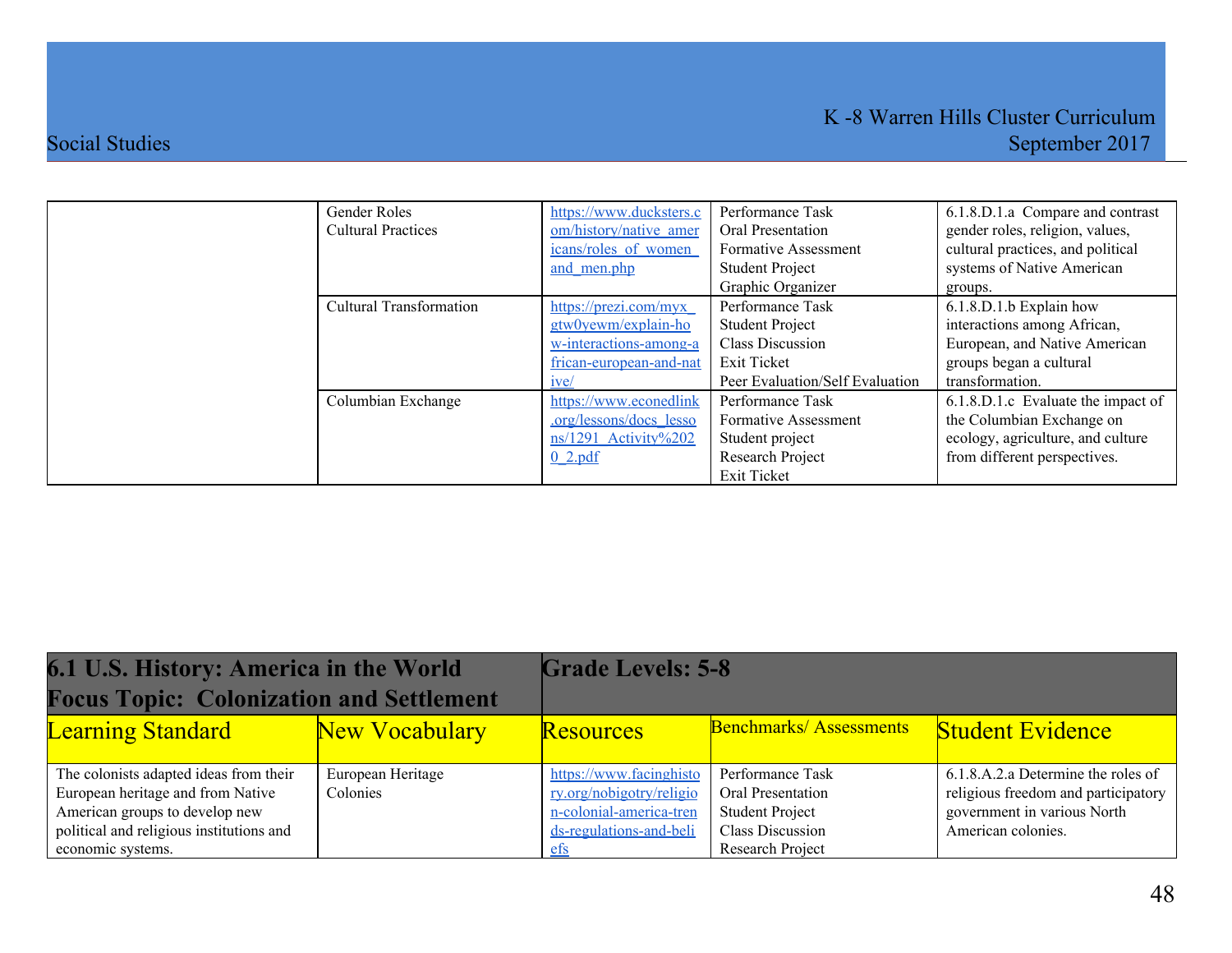| | | | | |
|---|---|---|---|---|
| | Gender Roles<br>Cultural Practices | https://www.ducksters.com/history/native_americans/roles_of_women_and_men.php | Performance Task<br>Oral Presentation<br>Formative Assessment<br>Student Project<br>Graphic Organizer | 6.1.8.D.1.a Compare and contrast gender roles, religion, values, cultural practices, and political systems of Native American groups. |
| | Cultural Transformation | https://prezi.com/myx_gtw0yewm/explain-how-interactions-among-african-european-and-native/ | Performance Task<br>Student Project<br>Class Discussion<br>Exit Ticket<br>Peer Evaluation/Self Evaluation | 6.1.8.D.1.b Explain how interactions among African, European, and Native American groups began a cultural transformation. |
| | Columbian Exchange | https://www.econedlink.org/lessons/docs_lessons/1291_Activity%20_2.pdf | Performance Task<br>Formative Assessment<br>Student project<br>Research Project<br>Exit Ticket | 6.1.8.D.1.c Evaluate the impact of the Columbian Exchange on ecology, agriculture, and culture from different perspectives. |

| **6.1 U.S. History: America in the World**<br>**Focus Topic: Colonization and Settlement** | | **Grade Levels: 5-8** | | |
|---|---|---|---|---|
| Learning Standard | New Vocabulary | Resources | Benchmarks/ Assessments | Student Evidence |
| The colonists adapted ideas from their European heritage and from Native American groups to develop new political and religious institutions and economic systems. | European Heritage<br>Colonies | https://www.facinghistory.org/nobigotry/religion-colonial-america-trends-regulations-and-beliefs | Performance Task<br>Oral Presentation<br>Student Project<br>Class Discussion<br>Research Project | 6.1.8.A.2.a Determine the roles of religious freedom and participatory government in various North American colonies. |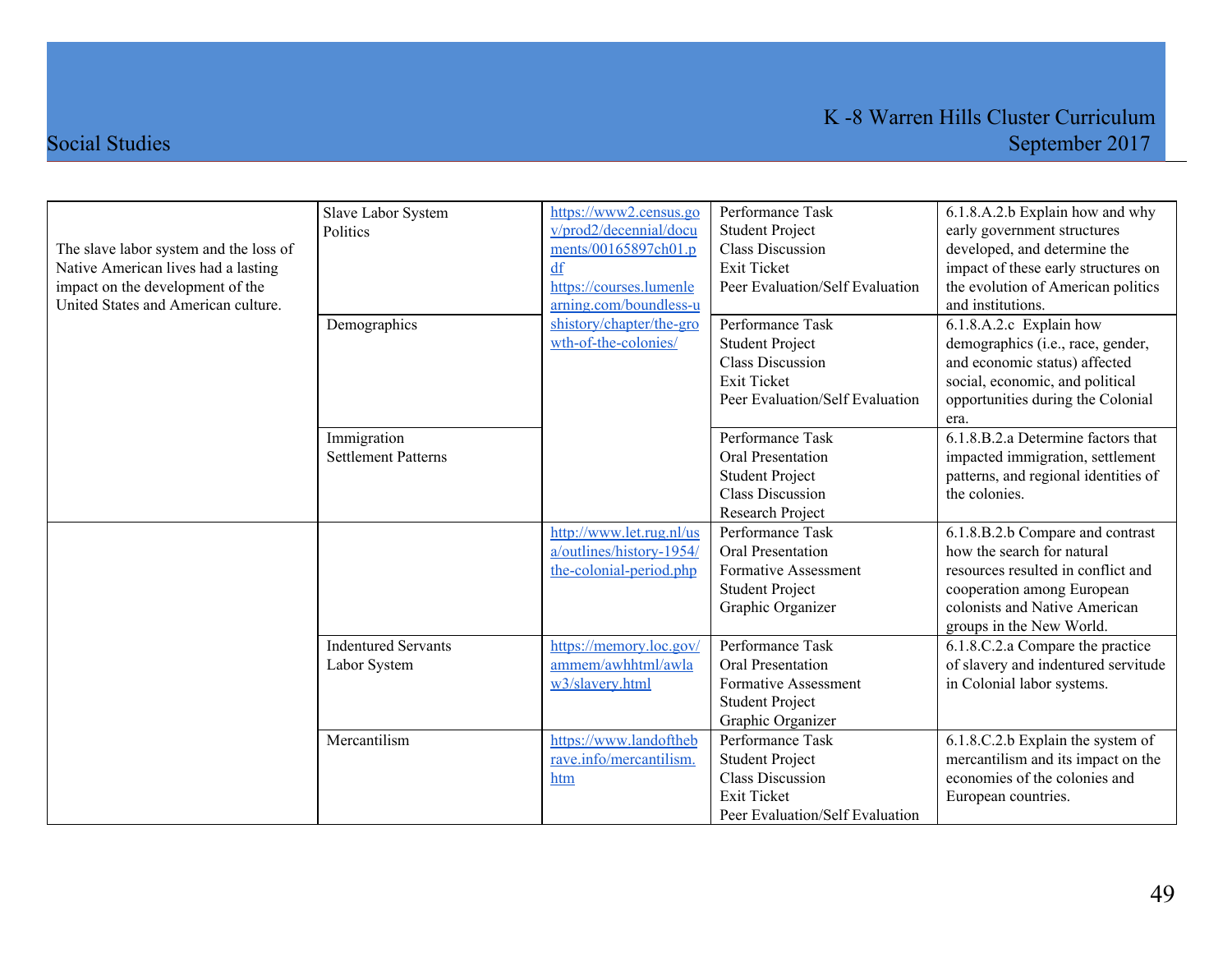| | | | | |
|---|---|---|---|---|
| The slave labor system and the loss of Native American lives had a lasting impact on the development of the United States and American culture. | Slave Labor System<br>Politics | https://www2.census.gov/prod2/decennial/documents/00165897ch01.pdf<br>https://courses.lumenlearning.com/boundless-ushistory/chapter/the-growth-of-the-colonies/ | Performance Task<br>Student Project<br>Class Discussion<br>Exit Ticket<br>Peer Evaluation/Self Evaluation | 6.1.8.A.2.b Explain how and why early government structures developed, and determine the impact of these early structures on the evolution of American politics and institutions. |
| | Demographics | | Performance Task<br>Student Project<br>Class Discussion<br>Exit Ticket<br>Peer Evaluation/Self Evaluation | 6.1.8.A.2.c Explain how demographics (i.e., race, gender, and economic status) affected social, economic, and political opportunities during the Colonial era. |
| | Immigration<br>Settlement Patterns | | Performance Task<br>Oral Presentation<br>Student Project<br>Class Discussion<br>Research Project | 6.1.8.B.2.a Determine factors that impacted immigration, settlement patterns, and regional identities of the colonies. |
| | | http://www.let.rug.nl/usa/outlines/history-1954/the-colonial-period.php | Performance Task<br>Oral Presentation<br>Formative Assessment<br>Student Project<br>Graphic Organizer | 6.1.8.B.2.b Compare and contrast how the search for natural resources resulted in conflict and cooperation among European colonists and Native American groups in the New World. |
| | Indentured Servants<br>Labor System | https://memory.loc.gov/ammem/awhhtml/awlaw3/slavery.html | Performance Task<br>Oral Presentation<br>Formative Assessment<br>Student Project<br>Graphic Organizer | 6.1.8.C.2.a Compare the practice of slavery and indentured servitude in Colonial labor systems. |
| | Mercantilism | https://www.landofthebrave.info/mercantilism.htm | Performance Task<br>Student Project<br>Class Discussion<br>Exit Ticket<br>Peer Evaluation/Self Evaluation | 6.1.8.C.2.b Explain the system of mercantilism and its impact on the economies of the colonies and European countries. |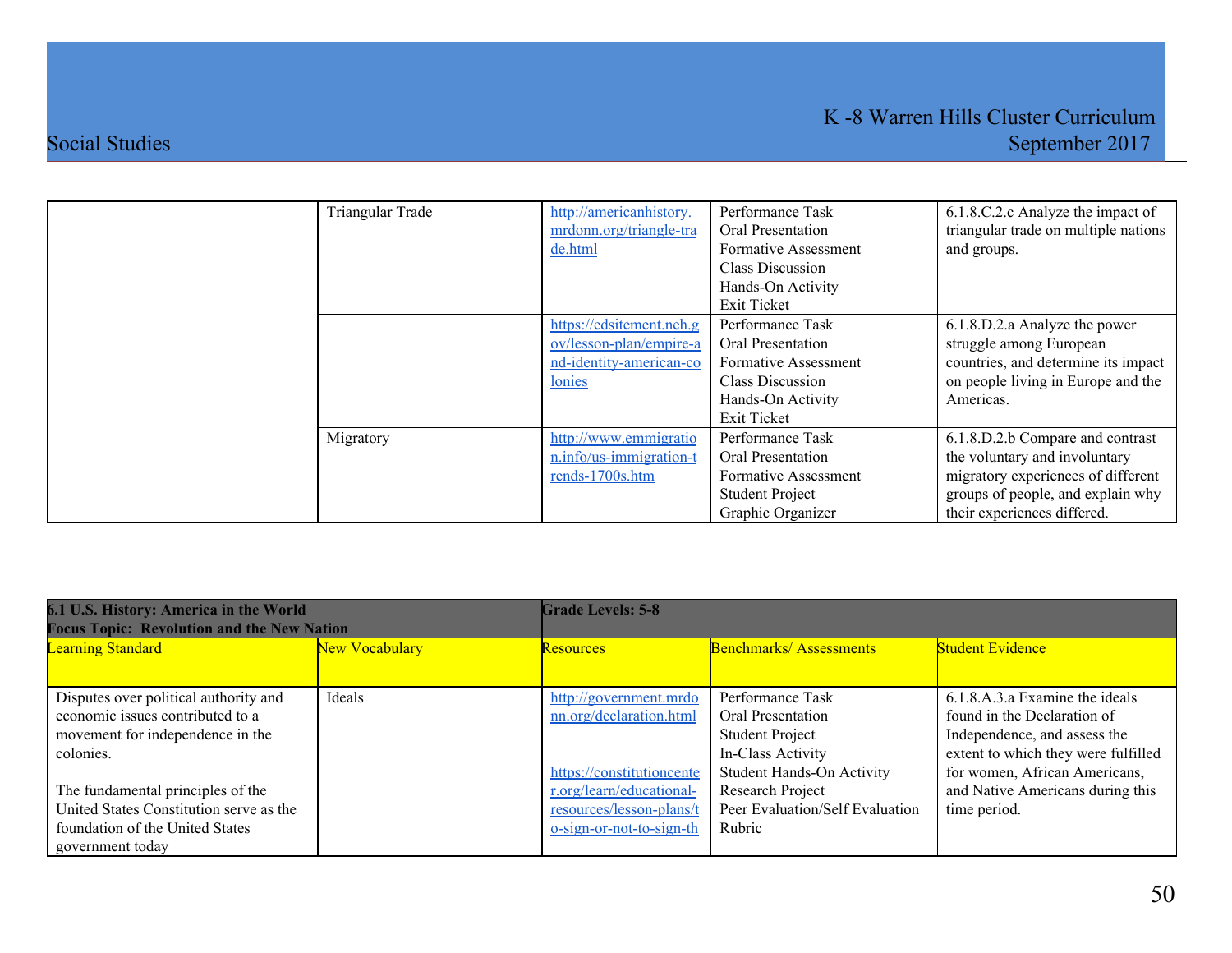| | | | | |
|---|---|---|---|---|
| | Triangular Trade | http://americanhistory.mrdonn.org/triangle-trade.html | Performance Task<br>Oral Presentation<br>Formative Assessment<br>Class Discussion<br>Hands-On Activity<br>Exit Ticket | 6.1.8.C.2.c Analyze the impact of triangular trade on multiple nations and groups. |
| | | https://edsitement.neh.gov/lesson-plan/empire-and-identity-american-colonies | Performance Task<br>Oral Presentation<br>Formative Assessment<br>Class Discussion<br>Hands-On Activity<br>Exit Ticket | 6.1.8.D.2.a Analyze the power struggle among European countries, and determine its impact on people living in Europe and the Americas. |
| | Migratory | http://www.emmigration.info/us-immigration-trends-1700s.htm | Performance Task<br>Oral Presentation<br>Formative Assessment<br>Student Project<br>Graphic Organizer | 6.1.8.D.2.b Compare and contrast the voluntary and involuntary migratory experiences of different groups of people, and explain why their experiences differed. |

| **6.1 U.S. History: America in the World**<br>**Focus Topic: Revolution and the New Nation** | | **Grade Levels: 5-8** | | |
|---|---|---|---|---|
| Learning Standard | New Vocabulary | Resources | Benchmarks/ Assessments | Student Evidence |
| Disputes over political authority and economic issues contributed to a movement for independence in the colonies.<br><br>The fundamental principles of the United States Constitution serve as the foundation of the United States government today | Ideals | http://government.mrdonn.org/declaration.html<br><br>https://constitutioncenter.org/learn/educational-resources/lesson-plans/to-sign-or-not-to-sign-th | Performance Task<br>Oral Presentation<br>Student Project<br>In-Class Activity<br>Student Hands-On Activity<br>Research Project<br>Peer Evaluation/Self Evaluation<br>Rubric | 6.1.8.A.3.a Examine the ideals found in the Declaration of Independence, and assess the extent to which they were fulfilled for women, African Americans, and Native Americans during this time period. |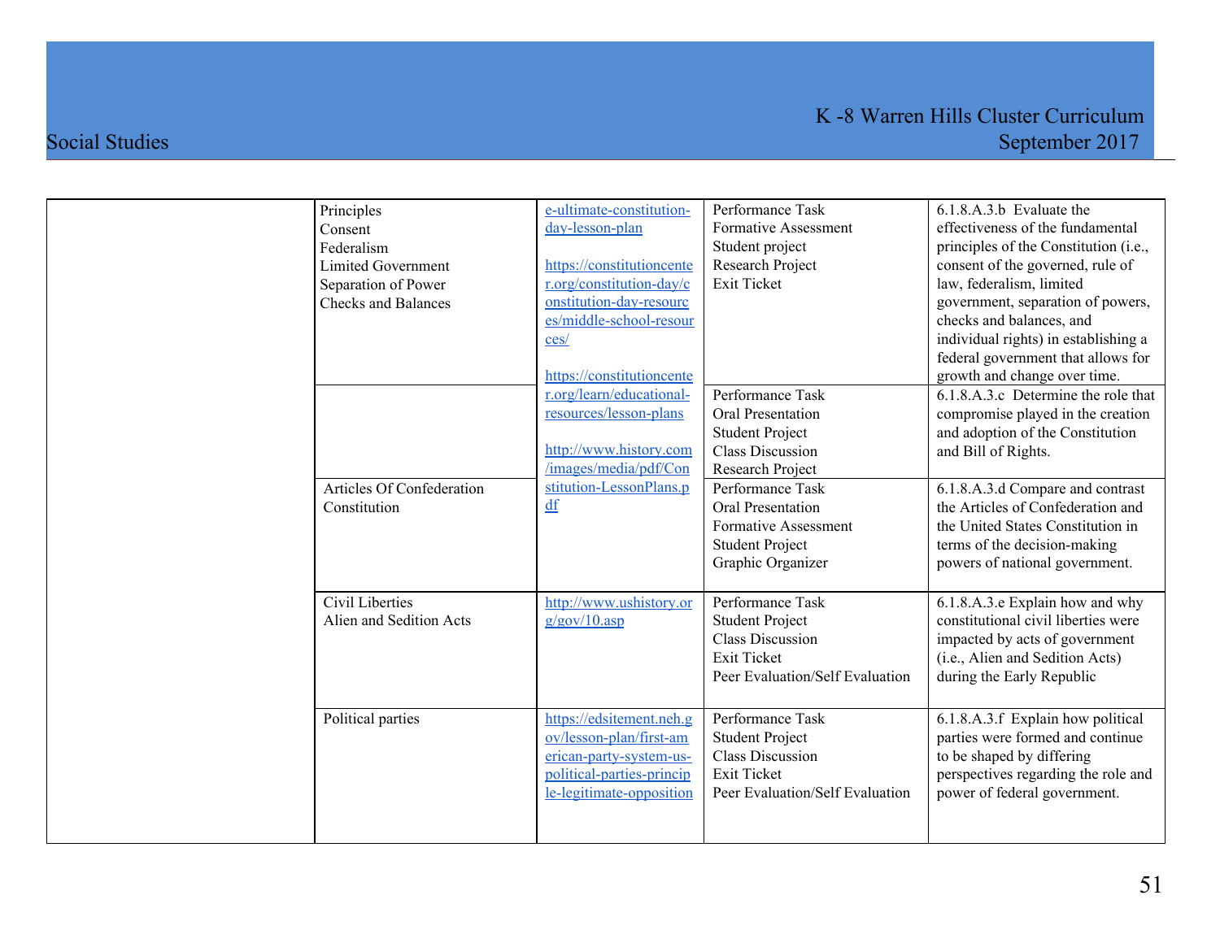| | | | | |
|---|---|---|---|---|
| | Principles<br>Consent<br>Federalism<br>Limited Government<br>Separation of Power<br>Checks and Balances | e-ultimate-constitution-day-lesson-plan<br><br>https://constitutioncenter.org/constitution-day/constitution-day-resources/middle-school-resources/<br><br>https://constitutioncenter.org/learn/educational-resources/lesson-plans<br><br>http://www.history.com/images/media/pdf/Constitution-LessonPlans.pdf | Performance Task<br>Formative Assessment<br>Student project<br>Research Project<br>Exit Ticket | 6.1.8.A.3.b Evaluate the effectiveness of the fundamental principles of the Constitution (i.e., consent of the governed, rule of law, federalism, limited government, separation of powers, checks and balances, and individual rights) in establishing a federal government that allows for growth and change over time. |
| | | | Performance Task<br>Oral Presentation<br>Student Project<br>Class Discussion<br>Research Project | 6.1.8.A.3.c Determine the role that compromise played in the creation and adoption of the Constitution and Bill of Rights. |
| | Articles Of Confederation<br>Constitution | | Performance Task<br>Oral Presentation<br>Formative Assessment<br>Student Project<br>Graphic Organizer | 6.1.8.A.3.d Compare and contrast the Articles of Confederation and the United States Constitution in terms of the decision-making powers of national government. |
| | Civil Liberties<br>Alien and Sedition Acts | http://www.ushistory.org/gov/10.asp | Performance Task<br>Student Project<br>Class Discussion<br>Exit Ticket<br>Peer Evaluation/Self Evaluation | 6.1.8.A.3.e Explain how and why constitutional civil liberties were impacted by acts of government (i.e., Alien and Sedition Acts) during the Early Republic |
| | Political parties | https://edsitement.neh.gov/lesson-plan/first-american-party-system-us-political-parties-principle-legitimate-opposition | Performance Task<br>Student Project<br>Class Discussion<br>Exit Ticket<br>Peer Evaluation/Self Evaluation | 6.1.8.A.3.f Explain how political parties were formed and continue to be shaped by differing perspectives regarding the role and power of federal government. |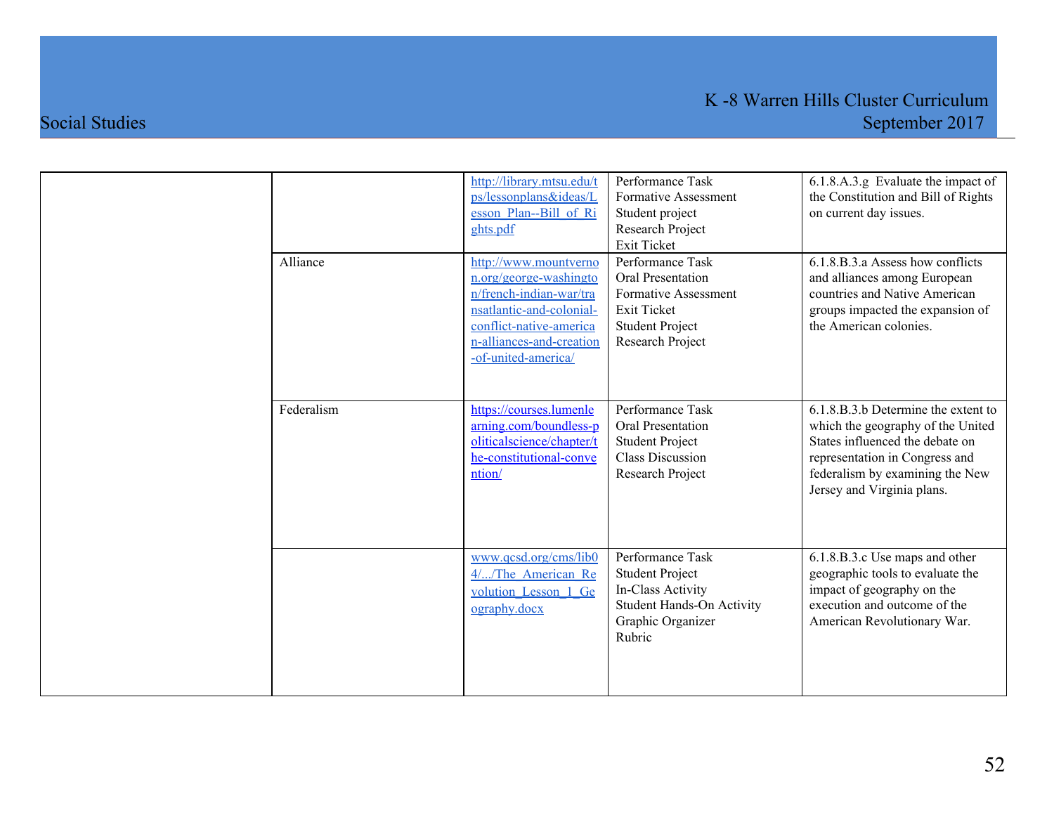| | | | | |
|---|---|---|---|---|
| | | http://library.mtsu.edu/tps/lessonplans&ideas/Lesson_Plan--Bill_of_Rights.pdf | Performance Task<br>Formative Assessment<br>Student project<br>Research Project<br>Exit Ticket | 6.1.8.A.3.g Evaluate the impact of the Constitution and Bill of Rights on current day issues. |
| | Alliance | http://www.mountvernon.org/george-washington/french-indian-war/transatlantic-and-colonial-conflict-native-american-alliances-and-creation-of-united-america/ | Performance Task<br>Oral Presentation<br>Formative Assessment<br>Exit Ticket<br>Student Project<br>Research Project | 6.1.8.B.3.a Assess how conflicts and alliances among European countries and Native American groups impacted the expansion of the American colonies. |
| | Federalism | https://courses.lumenlearning.com/boundless-politicalscience/chapter/the-constitutional-convention/ | Performance Task<br>Oral Presentation<br>Student Project<br>Class Discussion<br>Research Project | 6.1.8.B.3.b Determine the extent to which the geography of the United States influenced the debate on representation in Congress and federalism by examining the New Jersey and Virginia plans. |
| | | www.qcsd.org/cms/lib04/.../The_American_Revolution_Lesson_1_Geography.docx | Performance Task<br>Student Project<br>In-Class Activity<br>Student Hands-On Activity<br>Graphic Organizer<br>Rubric | 6.1.8.B.3.c Use maps and other geographic tools to evaluate the impact of geography on the execution and outcome of the American Revolutionary War. |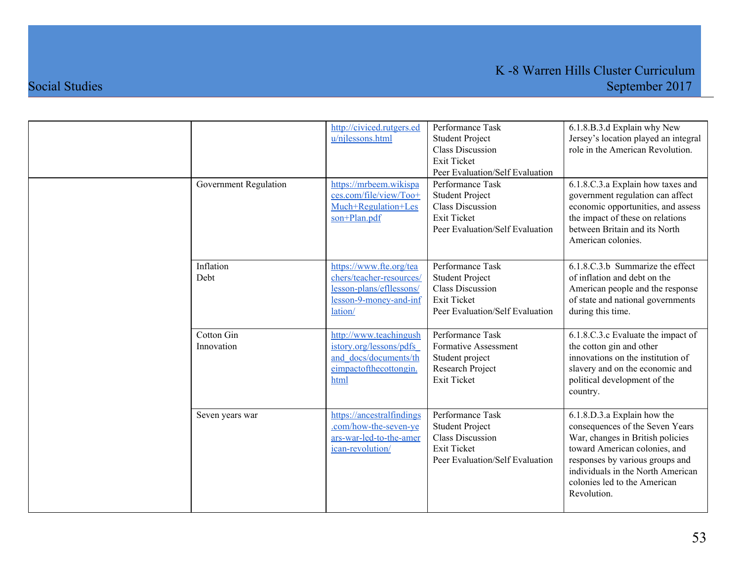| | | | | |
|---|---|---|---|---|
| | | http://civiced.rutgers.edu/njlessons.html | Performance Task<br>Student Project<br>Class Discussion<br>Exit Ticket<br>Peer Evaluation/Self Evaluation | 6.1.8.B.3.d Explain why New Jersey's location played an integral role in the American Revolution. |
| | Government Regulation | https://mrbeem.wikispaces.com/file/view/Too+Much+Regulation+Lesson+Plan.pdf | Performance Task<br>Student Project<br>Class Discussion<br>Exit Ticket<br>Peer Evaluation/Self Evaluation | 6.1.8.C.3.a Explain how taxes and government regulation can affect economic opportunities, and assess the impact of these on relations between Britain and its North American colonies. |
| | Inflation<br>Debt | https://www.fte.org/teachers/teacher-resources/lesson-plans/efllessons/lesson-9-money-and-inflation/ | Performance Task<br>Student Project<br>Class Discussion<br>Exit Ticket<br>Peer Evaluation/Self Evaluation | 6.1.8.C.3.b Summarize the effect of inflation and debt on the American people and the response of state and national governments during this time. |
| | Cotton Gin<br>Innovation | http://www.teachingushistory.org/lessons/pdfs_and_docs/documents/theimpactofthecottongin.html | Performance Task<br>Formative Assessment<br>Student project<br>Research Project<br>Exit Ticket | 6.1.8.C.3.c Evaluate the impact of the cotton gin and other innovations on the institution of slavery and on the economic and political development of the country. |
| | Seven years war | https://ancestralfindings.com/how-the-seven-years-war-led-to-the-american-revolution/ | Performance Task<br>Student Project<br>Class Discussion<br>Exit Ticket<br>Peer Evaluation/Self Evaluation | 6.1.8.D.3.a Explain how the consequences of the Seven Years War, changes in British policies toward American colonies, and responses by various groups and individuals in the North American colonies led to the American Revolution. |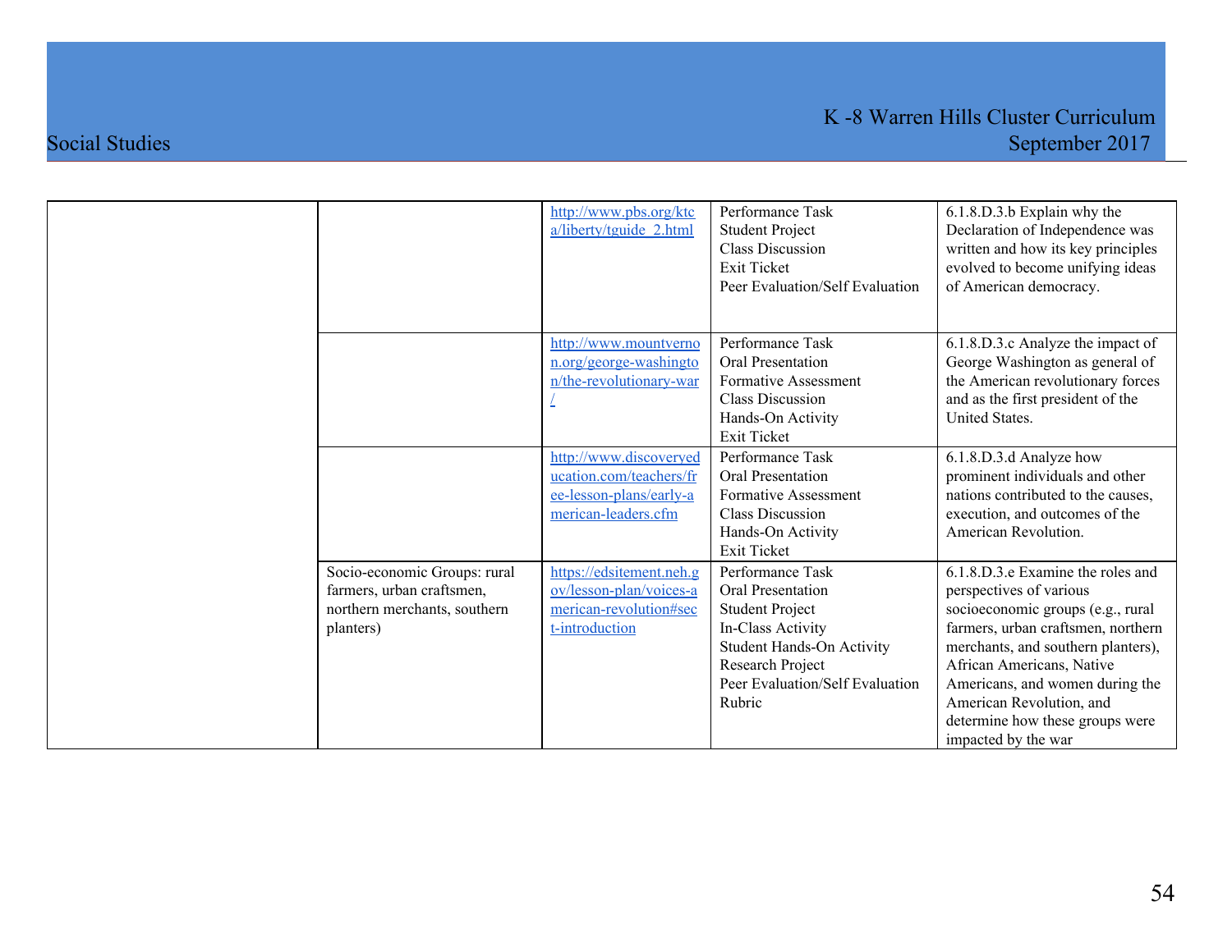| | | | | |
|---|---|---|---|---|
| | | http://www.pbs.org/ktca/liberty/tguide_2.html | Performance Task<br>Student Project<br>Class Discussion<br>Exit Ticket<br>Peer Evaluation/Self Evaluation | 6.1.8.D.3.b Explain why the Declaration of Independence was written and how its key principles evolved to become unifying ideas of American democracy. |
| | | http://www.mountvernon.org/george-washington/the-revolutionary-war/ | Performance Task<br>Oral Presentation<br>Formative Assessment<br>Class Discussion<br>Hands-On Activity<br>Exit Ticket | 6.1.8.D.3.c Analyze the impact of George Washington as general of the American revolutionary forces and as the first president of the United States. |
| | | http://www.discoveryeducation.com/teachers/free-lesson-plans/early-american-leaders.cfm | Performance Task<br>Oral Presentation<br>Formative Assessment<br>Class Discussion<br>Hands-On Activity<br>Exit Ticket | 6.1.8.D.3.d Analyze how prominent individuals and other nations contributed to the causes, execution, and outcomes of the American Revolution. |
| | Socio-economic Groups: rural farmers, urban craftsmen, northern merchants, southern planters) | https://edsitement.neh.gov/lesson-plan/voices-american-revolution#sect-introduction | Performance Task<br>Oral Presentation<br>Student Project<br>In-Class Activity<br>Student Hands-On Activity<br>Research Project<br>Peer Evaluation/Self Evaluation<br>Rubric | 6.1.8.D.3.e Examine the roles and perspectives of various socioeconomic groups (e.g., rural farmers, urban craftsmen, northern merchants, and southern planters), African Americans, Native Americans, and women during the American Revolution, and determine how these groups were impacted by the war |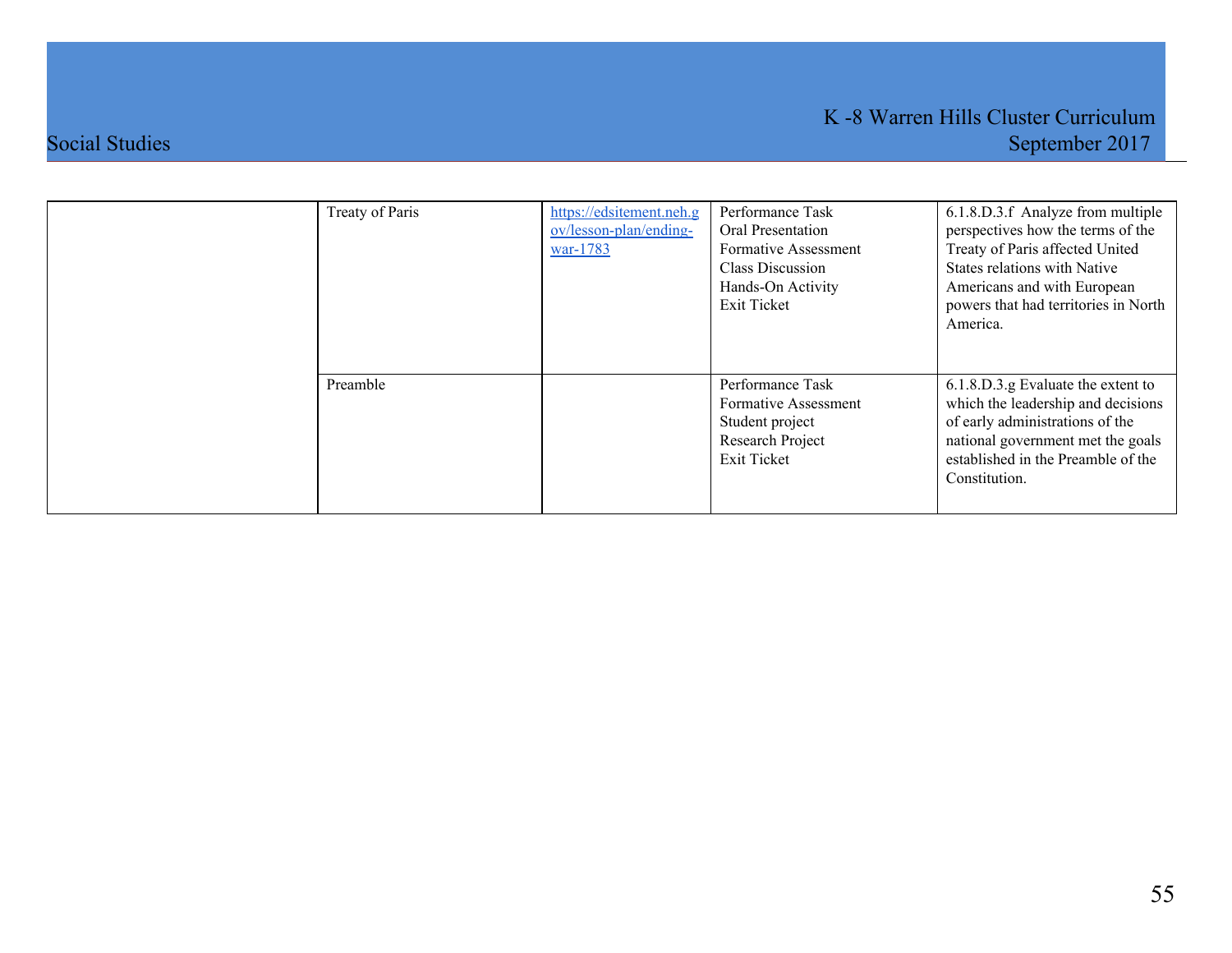| | | | | |
|---|---|---|---|---|
| | Treaty of Paris | https://edsitement.neh.gov/lesson-plan/ending-war-1783 | Performance Task<br>Oral Presentation<br>Formative Assessment<br>Class Discussion<br>Hands-On Activity<br>Exit Ticket | 6.1.8.D.3.f Analyze from multiple perspectives how the terms of the Treaty of Paris affected United States relations with Native Americans and with European powers that had territories in North America. |
| | Preamble | | Performance Task<br>Formative Assessment<br>Student project<br>Research Project<br>Exit Ticket | 6.1.8.D.3.g Evaluate the extent to which the leadership and decisions of early administrations of the national government met the goals established in the Preamble of the Constitution. |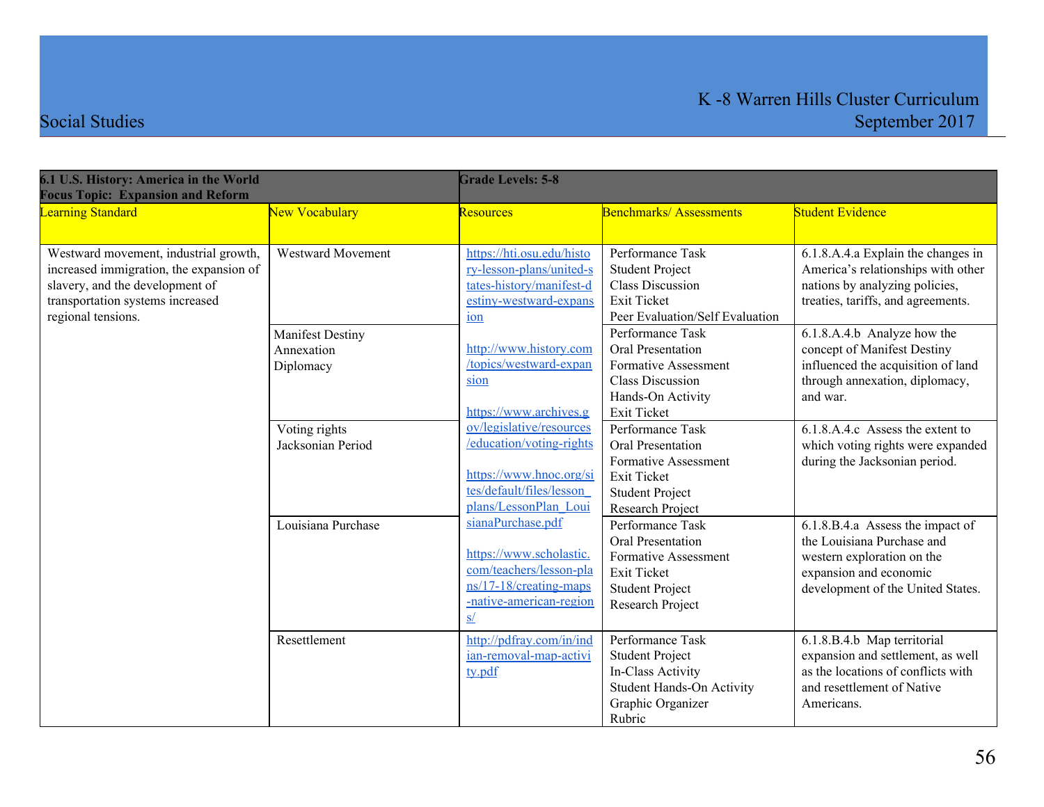| 6.1 U.S. History: America in the World<br>Focus Topic: Expansion and Reform | | Grade Levels: 5-8 | | |
|---|---|---|---|---|
| Learning Standard | New Vocabulary | Resources | Benchmarks/ Assessments | Student Evidence |
| Westward movement, industrial growth, increased immigration, the expansion of slavery, and the development of transportation systems increased regional tensions. | Westward Movement | https://hti.osu.edu/history-lesson-plans/united-states-history/manifest-destiny-westward-expansion<br><br>http://www.history.com/topics/westward-expansion<br><br>https://www.archives.gov/legislative/resources/education/voting-rights<br><br>https://www.hnoc.org/sites/default/files/lesson_plans/LessonPlan_LouisianaPurchase.pdf<br><br>https://www.scholastic.com/teachers/lesson-plans/17-18/creating-maps-native-american-regions/ | Performance Task<br>Student Project<br>Class Discussion<br>Exit Ticket<br>Peer Evaluation/Self Evaluation | 6.1.8.A.4.a Explain the changes in America's relationships with other nations by analyzing policies, treaties, tariffs, and agreements. |
| | Manifest Destiny<br>Annexation<br>Diplomacy | | Performance Task<br>Oral Presentation<br>Formative Assessment<br>Class Discussion<br>Hands-On Activity<br>Exit Ticket | 6.1.8.A.4.b Analyze how the concept of Manifest Destiny influenced the acquisition of land through annexation, diplomacy, and war. |
| | Voting rights<br>Jacksonian Period | | Performance Task<br>Oral Presentation<br>Formative Assessment<br>Exit Ticket<br>Student Project<br>Research Project | 6.1.8.A.4.c Assess the extent to which voting rights were expanded during the Jacksonian period. |
| | Louisiana Purchase | | Performance Task<br>Oral Presentation<br>Formative Assessment<br>Exit Ticket<br>Student Project<br>Research Project | 6.1.8.B.4.a Assess the impact of the Louisiana Purchase and western exploration on the expansion and economic development of the United States. |
| | Resettlement | http://pdfray.com/in/indian-removal-map-activity.pdf | Performance Task<br>Student Project<br>In-Class Activity<br>Student Hands-On Activity<br>Graphic Organizer<br>Rubric | 6.1.8.B.4.b Map territorial expansion and settlement, as well as the locations of conflicts with and resettlement of Native Americans. |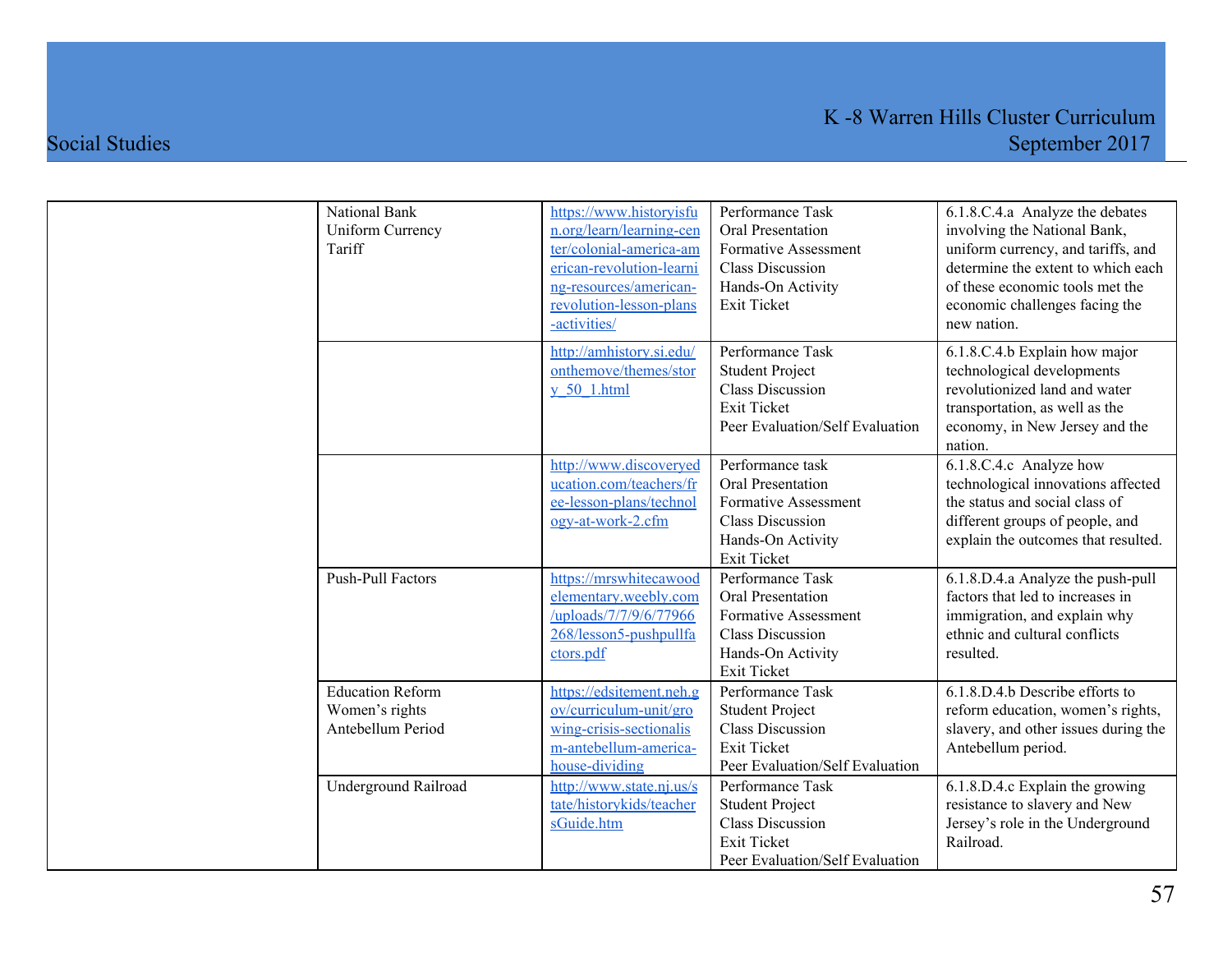| | | | | |
|---|---|---|---|---|
| | National Bank<br>Uniform Currency<br>Tariff | https://www.historyisfun.org/learn/learning-center/colonial-america-american-revolution-learning-resources/american-revolution-lesson-plans-activities/ | Performance Task<br>Oral Presentation<br>Formative Assessment<br>Class Discussion<br>Hands-On Activity<br>Exit Ticket | 6.1.8.C.4.a Analyze the debates involving the National Bank, uniform currency, and tariffs, and determine the extent to which each of these economic tools met the economic challenges facing the new nation. |
| | | http://amhistory.si.edu/onthemove/themes/story_50_1.html | Performance Task<br>Student Project<br>Class Discussion<br>Exit Ticket<br>Peer Evaluation/Self Evaluation | 6.1.8.C.4.b Explain how major technological developments revolutionized land and water transportation, as well as the economy, in New Jersey and the nation. |
| | | http://www.discoveryeducation.com/teachers/free-lesson-plans/technology-at-work-2.cfm | Performance task<br>Oral Presentation<br>Formative Assessment<br>Class Discussion<br>Hands-On Activity<br>Exit Ticket | 6.1.8.C.4.c Analyze how technological innovations affected the status and social class of different groups of people, and explain the outcomes that resulted. |
| | Push-Pull Factors | https://mrswhitecawoodelementary.weebly.com/uploads/7/7/9/6/77966268/lesson5-pushpullfactors.pdf | Performance Task<br>Oral Presentation<br>Formative Assessment<br>Class Discussion<br>Hands-On Activity<br>Exit Ticket | 6.1.8.D.4.a Analyze the push-pull factors that led to increases in immigration, and explain why ethnic and cultural conflicts resulted. |
| | Education Reform<br>Women's rights<br>Antebellum Period | https://edsitement.neh.gov/curriculum-unit/growing-crisis-sectionalism-antebellum-america-house-dividing | Performance Task<br>Student Project<br>Class Discussion<br>Exit Ticket<br>Peer Evaluation/Self Evaluation | 6.1.8.D.4.b Describe efforts to reform education, women's rights, slavery, and other issues during the Antebellum period. |
| | Underground Railroad | http://www.state.nj.us/state/historykids/teachersGuide.htm | Performance Task<br>Student Project<br>Class Discussion<br>Exit Ticket<br>Peer Evaluation/Self Evaluation | 6.1.8.D.4.c Explain the growing resistance to slavery and New Jersey's role in the Underground Railroad. |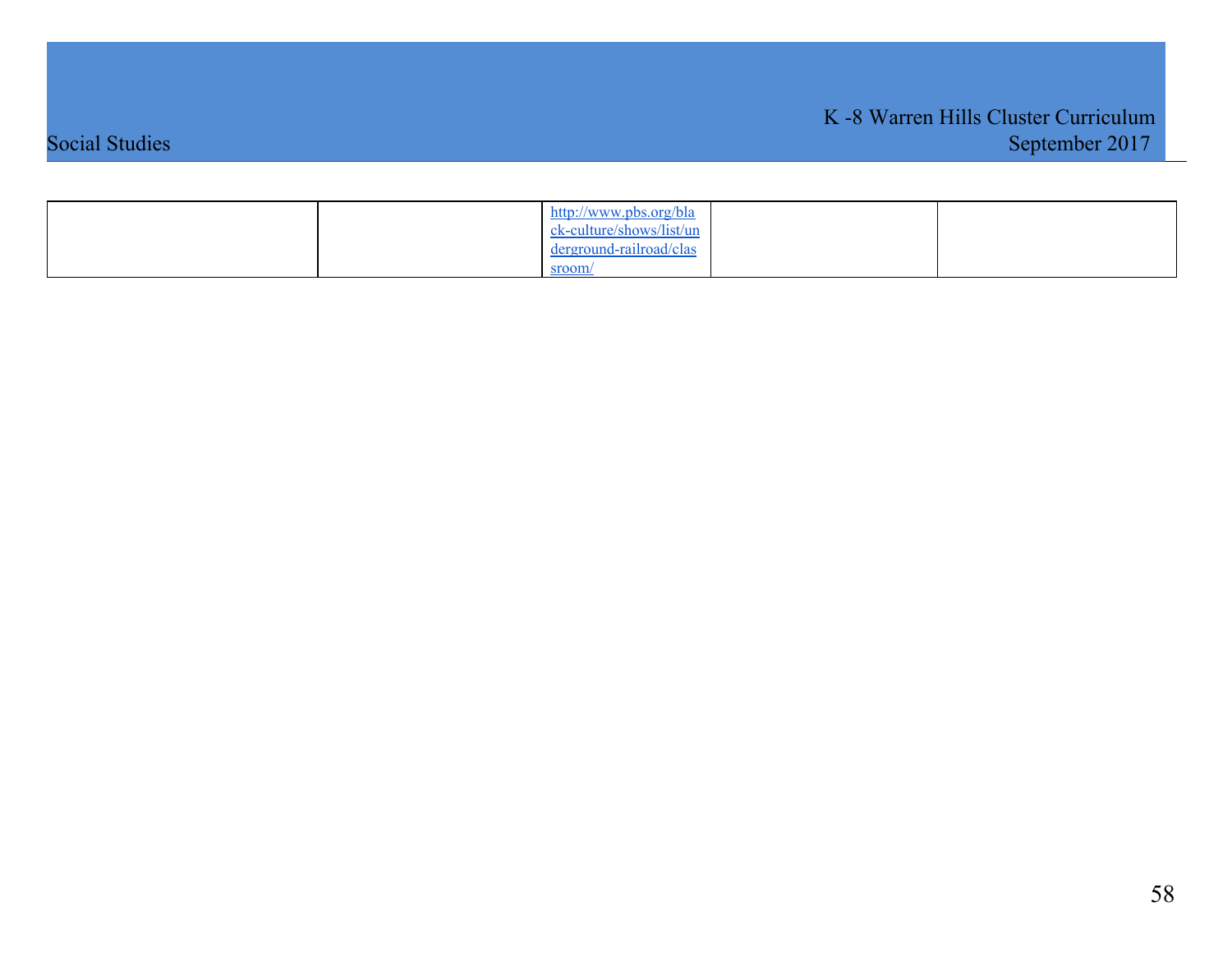|  |  |  |  |  |
|---|---|---|---|---|
|  |  | http://www.pbs.org/black-culture/shows/list/underground-railroad/classroom/ |  |  |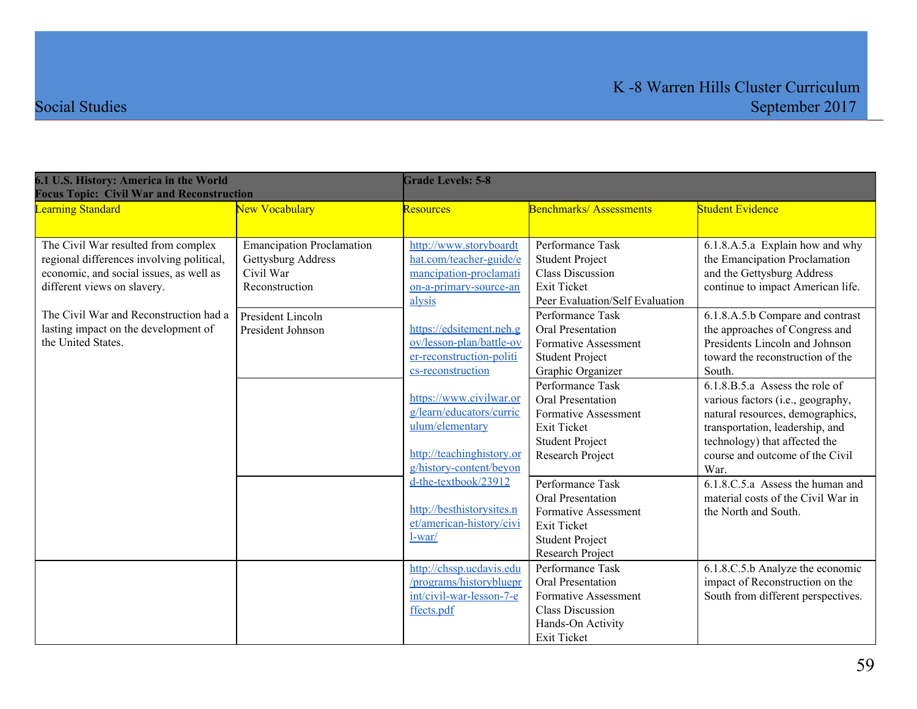| 6.1 U.S. History: America in the World<br>Focus Topic: Civil War and Reconstruction | | Grade Levels: 5-8 | | |
|---|---|---|---|---|
| Learning Standard | New Vocabulary | Resources | Benchmarks/ Assessments | Student Evidence |
| The Civil War resulted from complex regional differences involving political, economic, and social issues, as well as different views on slavery.<br><br>The Civil War and Reconstruction had a lasting impact on the development of the United States. | Emancipation Proclamation<br>Gettysburg Address<br>Civil War<br>Reconstruction | http://www.storyboardthat.com/teacher-guide/emancipation-proclamation-a-primary-source-analysis<br><br>https://edsitement.neh.gov/lesson-plan/battle-over-reconstruction-politics-reconstruction<br><br>https://www.civilwar.org/learn/educators/curriculum/elementary<br><br>http://teachinghistory.org/history-content/beyond-the-textbook/23912<br><br>http://besthistorysites.net/american-history/civil-war/ | Performance Task<br>Student Project<br>Class Discussion<br>Exit Ticket<br>Peer Evaluation/Self Evaluation | 6.1.8.A.5.a Explain how and why the Emancipation Proclamation and the Gettysburg Address continue to impact American life. |
| | President Lincoln<br>President Johnson | | Performance Task<br>Oral Presentation<br>Formative Assessment<br>Student Project<br>Graphic Organizer | 6.1.8.A.5.b Compare and contrast the approaches of Congress and Presidents Lincoln and Johnson toward the reconstruction of the South. |
| | | | Performance Task<br>Oral Presentation<br>Formative Assessment<br>Exit Ticket<br>Student Project<br>Research Project | 6.1.8.B.5.a Assess the role of various factors (i.e., geography, natural resources, demographics, transportation, leadership, and technology) that affected the course and outcome of the Civil War. |
| | | | Performance Task<br>Oral Presentation<br>Formative Assessment<br>Exit Ticket<br>Student Project<br>Research Project | 6.1.8.C.5.a Assess the human and material costs of the Civil War in the North and South. |
| | | http://chssp.ucdavis.edu/programs/historyblueprint/civil-war-lesson-7-effects.pdf | Performance Task<br>Oral Presentation<br>Formative Assessment<br>Class Discussion<br>Hands-On Activity<br>Exit Ticket | 6.1.8.C.5.b Analyze the economic impact of Reconstruction on the South from different perspectives. |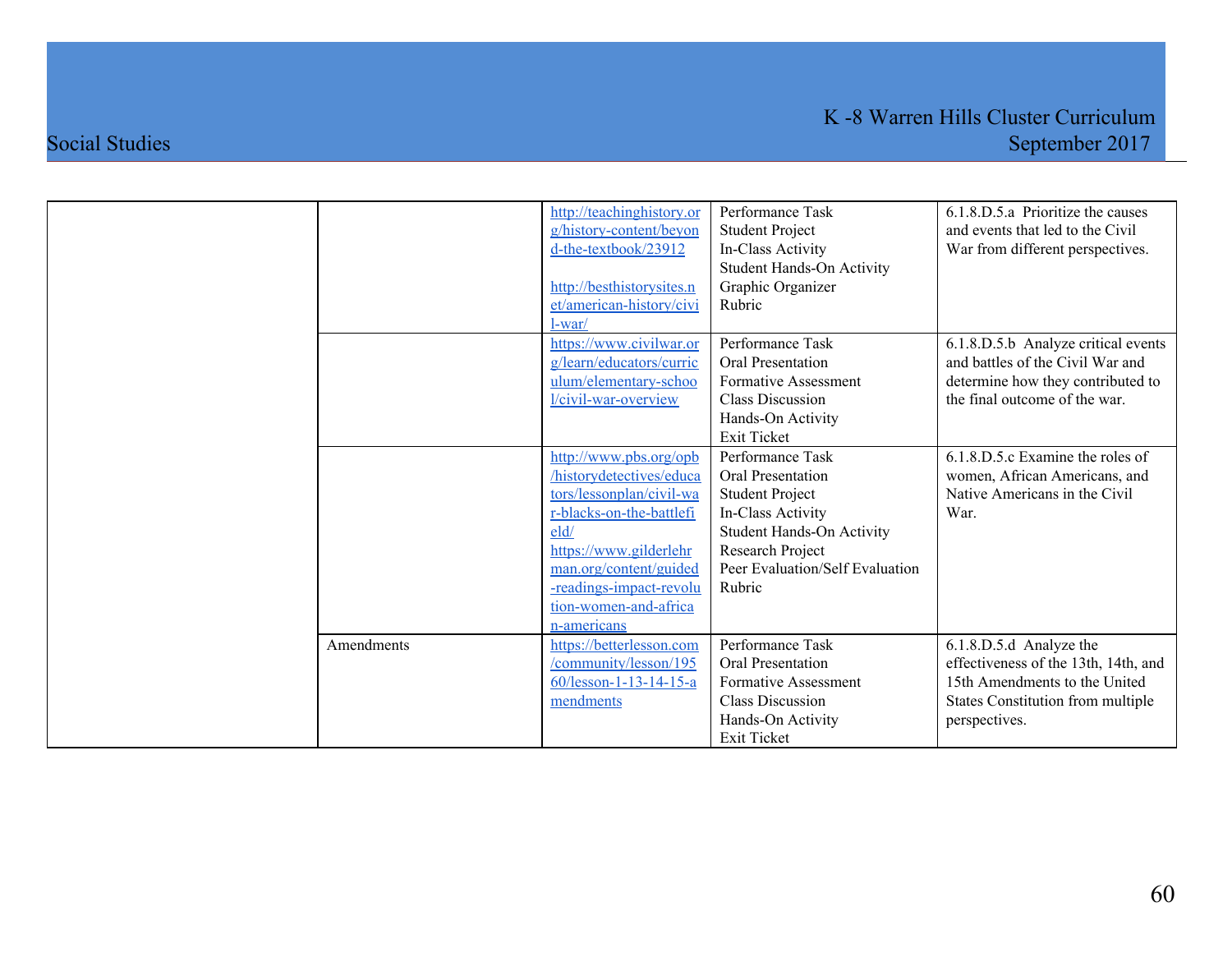| | | | | |
|---|---|---|---|---|
| | | http://teachinghistory.org/history-content/beyond-the-textbook/23912<br><br>http://besthistorysites.net/american-history/civil-war/ | Performance Task<br>Student Project<br>In-Class Activity<br>Student Hands-On Activity<br>Graphic Organizer<br>Rubric | 6.1.8.D.5.a Prioritize the causes and events that led to the Civil War from different perspectives. |
| | | https://www.civilwar.org/learn/educators/curriculum/elementary-school/civil-war-overview | Performance Task<br>Oral Presentation<br>Formative Assessment<br>Class Discussion<br>Hands-On Activity<br>Exit Ticket | 6.1.8.D.5.b Analyze critical events and battles of the Civil War and determine how they contributed to the final outcome of the war. |
| | | http://www.pbs.org/opb/historydetectives/educators/lessonplan/civil-war-blacks-on-the-battlefield/<br>https://www.gilderlehrman.org/content/guided-readings-impact-revolution-women-and-african-americans | Performance Task<br>Oral Presentation<br>Student Project<br>In-Class Activity<br>Student Hands-On Activity<br>Research Project<br>Peer Evaluation/Self Evaluation<br>Rubric | 6.1.8.D.5.c Examine the roles of women, African Americans, and Native Americans in the Civil War. |
| | Amendments | https://betterlesson.com/community/lesson/19560/lesson-1-13-14-15-amendments | Performance Task<br>Oral Presentation<br>Formative Assessment<br>Class Discussion<br>Hands-On Activity<br>Exit Ticket | 6.1.8.D.5.d Analyze the effectiveness of the 13th, 14th, and 15th Amendments to the United States Constitution from multiple perspectives. |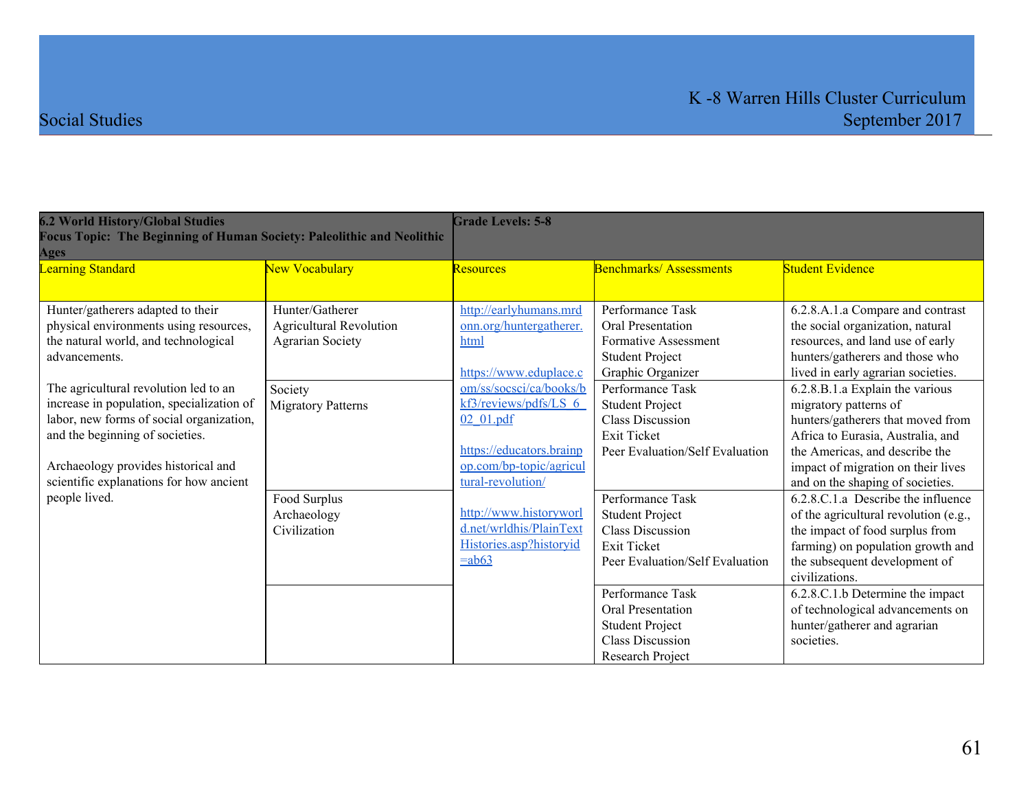Social Studies

K -8 Warren Hills Cluster Curriculum
September 2017

| **6.2 World History/Global Studies** **Focus Topic: The Beginning of Human Society: Paleolithic and Neolithic Ages** | | **Grade Levels: 5-8** | | |
|---|---|---|---|---|
| Learning Standard | New Vocabulary | Resources | Benchmarks/ Assessments | Student Evidence |
| Hunter/gatherers adapted to their physical environments using resources, the natural world, and technological advancements.<br><br>The agricultural revolution led to an increase in population, specialization of labor, new forms of social organization, and the beginning of societies.<br><br>Archaeology provides historical and scientific explanations for how ancient people lived. | Hunter/Gatherer<br>Agricultural Revolution<br>Agrarian Society | http://earlyhumans.mrdonn.org/huntergatherer.html<br><br>https://www.eduplace.com/ss/socsci/ca/books/bkf3/reviews/pdfs/LS_6_02_01.pdf<br><br>https://educators.brainpop.com/bp-topic/agricultural-revolution/<br><br>http://www.historyworld.net/wrldhis/PlainTextHistories.asp?historyid=ab63 | Performance Task<br>Oral Presentation<br>Formative Assessment<br>Student Project<br>Graphic Organizer | 6.2.8.A.1.a Compare and contrast the social organization, natural resources, and land use of early hunters/gatherers and those who lived in early agrarian societies. |
| | Society<br>Migratory Patterns | | Performance Task<br>Student Project<br>Class Discussion<br>Exit Ticket<br>Peer Evaluation/Self Evaluation | 6.2.8.B.1.a Explain the various migratory patterns of hunters/gatherers that moved from Africa to Eurasia, Australia, and the Americas, and describe the impact of migration on their lives and on the shaping of societies. |
| | Food Surplus<br>Archaeology<br>Civilization | | Performance Task<br>Student Project<br>Class Discussion<br>Exit Ticket<br>Peer Evaluation/Self Evaluation | 6.2.8.C.1.a Describe the influence of the agricultural revolution (e.g., the impact of food surplus from farming) on population growth and the subsequent development of civilizations. |
| | | | Performance Task<br>Oral Presentation<br>Student Project<br>Class Discussion<br>Research Project | 6.2.8.C.1.b Determine the impact of technological advancements on hunter/gatherer and agrarian societies. |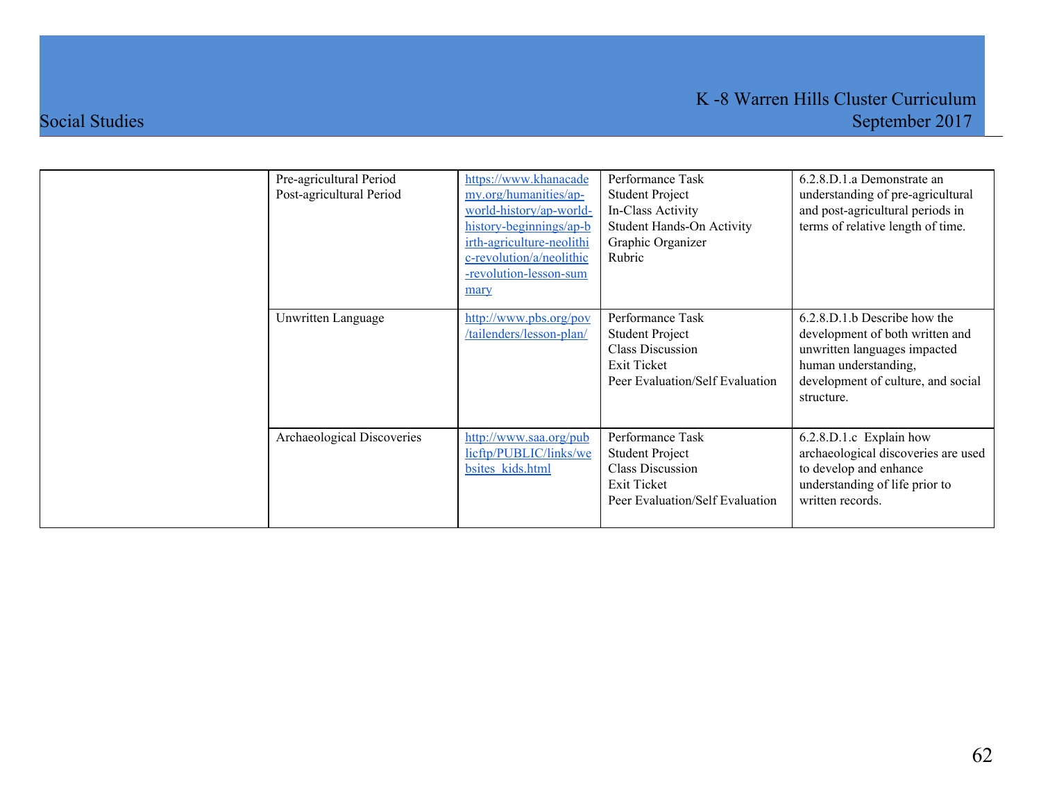| | | | | |
|---|---|---|---|---|
| | Pre-agricultural Period<br>Post-agricultural Period | https://www.khanacademy.org/humanities/ap-world-history/ap-world-history-beginnings/ap-birth-agriculture-neolithic-revolution/a/neolithic-revolution-lesson-summary | Performance Task<br>Student Project<br>In-Class Activity<br>Student Hands-On Activity<br>Graphic Organizer<br>Rubric | 6.2.8.D.1.a Demonstrate an understanding of pre-agricultural and post-agricultural periods in terms of relative length of time. |
| | Unwritten Language | http://www.pbs.org/pov/tailenders/lesson-plan/ | Performance Task<br>Student Project<br>Class Discussion<br>Exit Ticket<br>Peer Evaluation/Self Evaluation | 6.2.8.D.1.b Describe how the development of both written and unwritten languages impacted human understanding, development of culture, and social structure. |
| | Archaeological Discoveries | http://www.saa.org/publicftp/PUBLIC/links/websites_kids.html | Performance Task<br>Student Project<br>Class Discussion<br>Exit Ticket<br>Peer Evaluation/Self Evaluation | 6.2.8.D.1.c Explain how archaeological discoveries are used to develop and enhance understanding of life prior to written records. |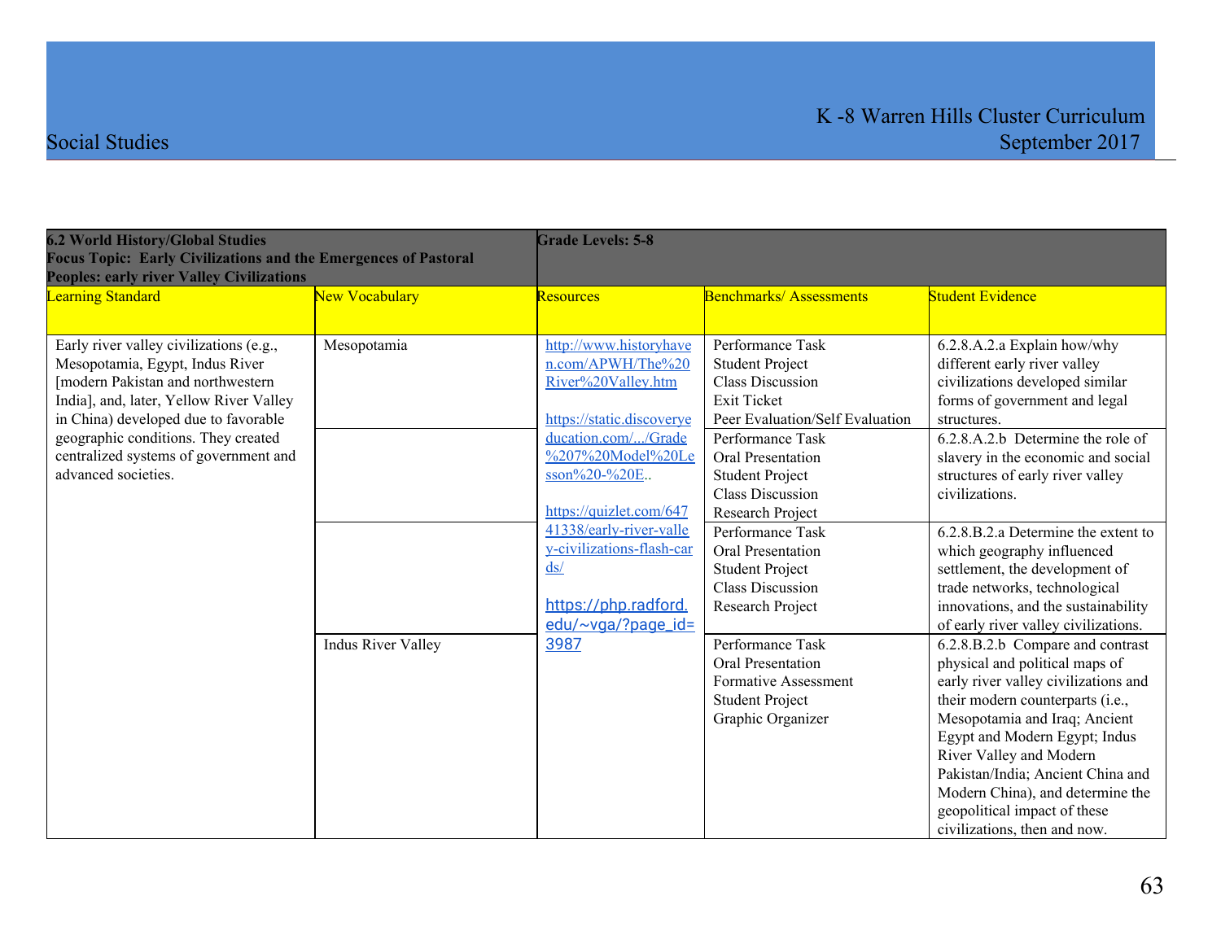| 6.2 World History/Global Studies<br>Focus Topic: Early Civilizations and the Emergences of Pastoral Peoples: early river Valley Civilizations | | Grade Levels: 5-8 | | |
|---|---|---|---|---|
| Learning Standard | New Vocabulary | Resources | Benchmarks/ Assessments | Student Evidence |
| Early river valley civilizations (e.g., Mesopotamia, Egypt, Indus River [modern Pakistan and northwestern India], and, later, Yellow River Valley in China) developed due to favorable geographic conditions. They created centralized systems of government and advanced societies. | Mesopotamia | http://www.historyhaven.com/APWH/The%20River%20Valley.htm<br><br>https://static.discoveryeducation.com/.../Grade%207%20Model%20Lesson%20-%20E..<br><br>https://quizlet.com/64741338/early-river-valley-civilizations-flash-cards/<br><br>https://php.radford.edu/~vga/?page_id=3987 | Performance Task<br>Student Project<br>Class Discussion<br>Exit Ticket<br>Peer Evaluation/Self Evaluation | 6.2.8.A.2.a Explain how/why different early river valley civilizations developed similar forms of government and legal structures. |
| | | | Performance Task<br>Oral Presentation<br>Student Project<br>Class Discussion<br>Research Project | 6.2.8.A.2.b Determine the role of slavery in the economic and social structures of early river valley civilizations. |
| | | | Performance Task<br>Oral Presentation<br>Student Project<br>Class Discussion<br>Research Project | 6.2.8.B.2.a Determine the extent to which geography influenced settlement, the development of trade networks, technological innovations, and the sustainability of early river valley civilizations. |
| | Indus River Valley | | Performance Task<br>Oral Presentation<br>Formative Assessment<br>Student Project<br>Graphic Organizer | 6.2.8.B.2.b Compare and contrast physical and political maps of early river valley civilizations and their modern counterparts (i.e., Mesopotamia and Iraq; Ancient Egypt and Modern Egypt; Indus River Valley and Modern Pakistan/India; Ancient China and Modern China), and determine the geopolitical impact of these civilizations, then and now. |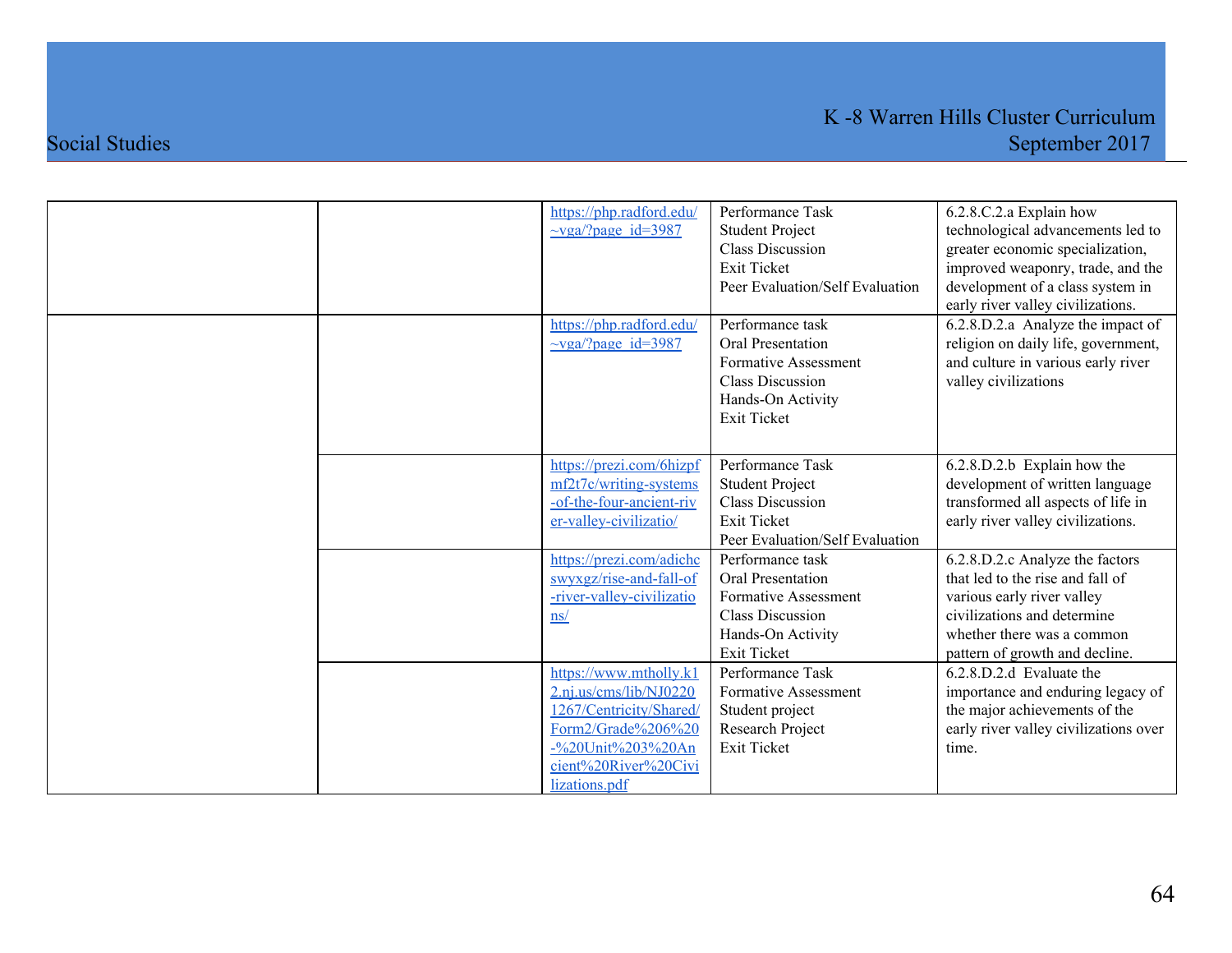| | | | | |
|---|---|---|---|---|
| | | https://php.radford.edu/~vga/?page_id=3987 | Performance Task<br>Student Project<br>Class Discussion<br>Exit Ticket<br>Peer Evaluation/Self Evaluation | 6.2.8.C.2.a Explain how technological advancements led to greater economic specialization, improved weaponry, trade, and the development of a class system in early river valley civilizations. |
| | | https://php.radford.edu/~vga/?page_id=3987 | Performance task<br>Oral Presentation<br>Formative Assessment<br>Class Discussion<br>Hands-On Activity<br>Exit Ticket | 6.2.8.D.2.a Analyze the impact of religion on daily life, government, and culture in various early river valley civilizations |
| | | https://prezi.com/6hizpfmf2t7c/writing-systems-of-the-four-ancient-river-valley-civilizatio/ | Performance Task<br>Student Project<br>Class Discussion<br>Exit Ticket<br>Peer Evaluation/Self Evaluation | 6.2.8.D.2.b Explain how the development of written language transformed all aspects of life in early river valley civilizations. |
| | | https://prezi.com/adichcswyxgz/rise-and-fall-of-river-valley-civilizations/ | Performance Task<br>Oral Presentation<br>Formative Assessment<br>Class Discussion<br>Hands-On Activity<br>Exit Ticket | 6.2.8.D.2.c Analyze the factors that led to the rise and fall of various early river valley civilizations and determine whether there was a common pattern of growth and decline. |
| | | https://www.mtholly.k12.nj.us/cms/lib/NJ02201267/Centricity/Shared/Form2/Grade%206%20-%20Unit%203%20Ancient%20River%20Civilizations.pdf | Performance Task<br>Formative Assessment<br>Student project<br>Research Project<br>Exit Ticket | 6.2.8.D.2.d Evaluate the importance and enduring legacy of the major achievements of the early river valley civilizations over time. |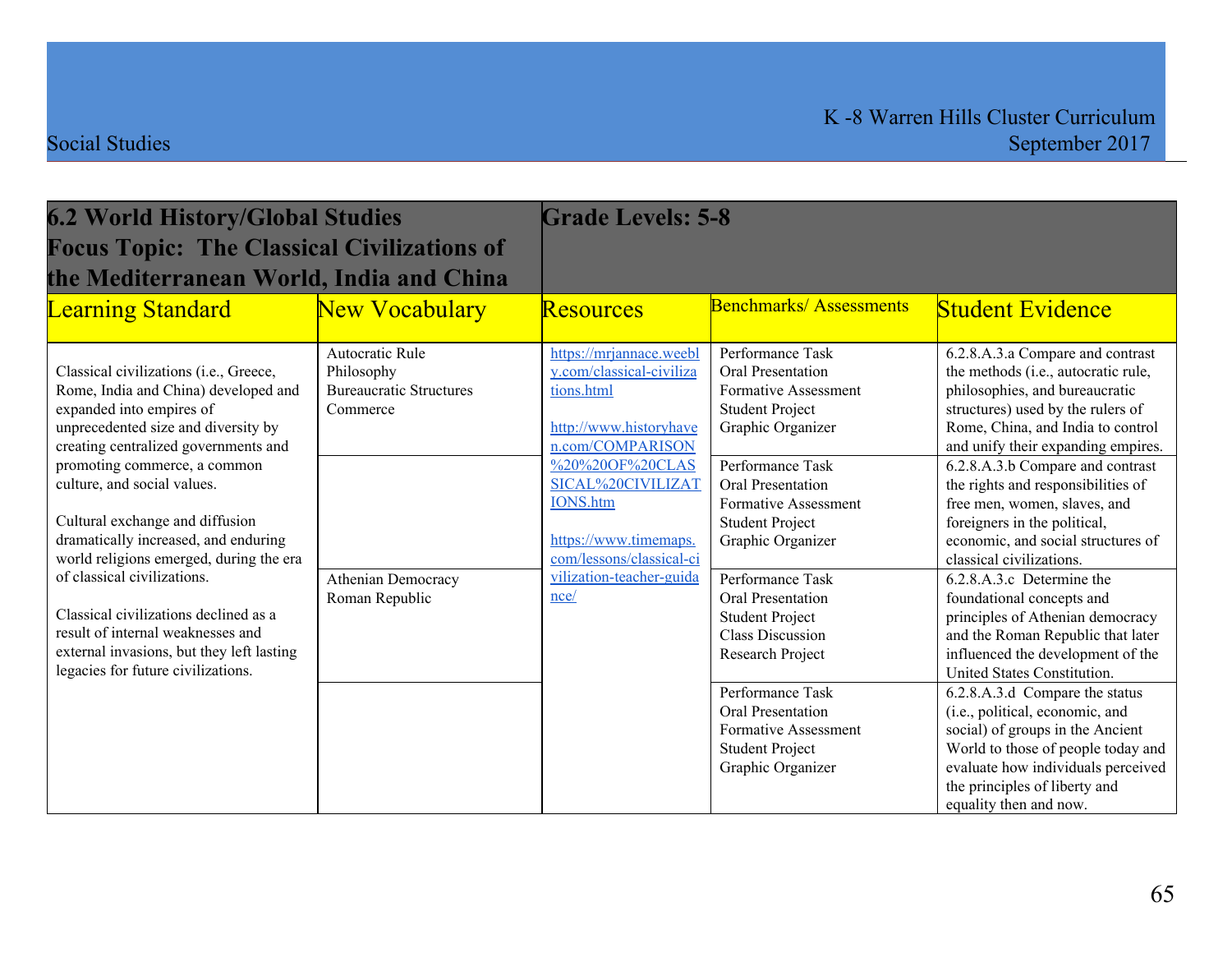| 6.2 World History/Global Studies<br>Focus Topic: The Classical Civilizations of the Mediterranean World, India and China | | Grade Levels: 5-8 | | |
|---|---|---|---|---|
| **Learning Standard** | **New Vocabulary** | **Resources** | **Benchmarks/ Assessments** | **Student Evidence** |
| Classical civilizations (i.e., Greece, Rome, India and China) developed and expanded into empires of unprecedented size and diversity by creating centralized governments and promoting commerce, a common culture, and social values.<br><br>Cultural exchange and diffusion dramatically increased, and enduring world religions emerged, during the era of classical civilizations.<br><br>Classical civilizations declined as a result of internal weaknesses and external invasions, but they left lasting legacies for future civilizations. | Autocratic Rule<br>Philosophy<br>Bureaucratic Structures<br>Commerce | https://mrjannace.weebly.com/classical-civilizations.html<br><br>http://www.historyhaven.com/COMPARISON%20%20OF%20CLASSICAL%20CIVILIZATIONS.htm<br><br>https://www.timemaps.com/lessons/classical-civilization-teacher-guidance/ | Performance Task<br>Oral Presentation<br>Formative Assessment<br>Student Project<br>Graphic Organizer | 6.2.8.A.3.a Compare and contrast the methods (i.e., autocratic rule, philosophies, and bureaucratic structures) used by the rulers of Rome, China, and India to control and unify their expanding empires. |
| | | | Performance Task<br>Oral Presentation<br>Formative Assessment<br>Student Project<br>Graphic Organizer | 6.2.8.A.3.b Compare and contrast the rights and responsibilities of free men, women, slaves, and foreigners in the political, economic, and social structures of classical civilizations. |
| | Athenian Democracy<br>Roman Republic | | Performance Task<br>Oral Presentation<br>Student Project<br>Class Discussion<br>Research Project | 6.2.8.A.3.c Determine the foundational concepts and principles of Athenian democracy and the Roman Republic that later influenced the development of the United States Constitution. |
| | | | Performance Task<br>Oral Presentation<br>Formative Assessment<br>Student Project<br>Graphic Organizer | 6.2.8.A.3.d Compare the status (i.e., political, economic, and social) of groups in the Ancient World to those of people today and evaluate how individuals perceived the principles of liberty and equality then and now. |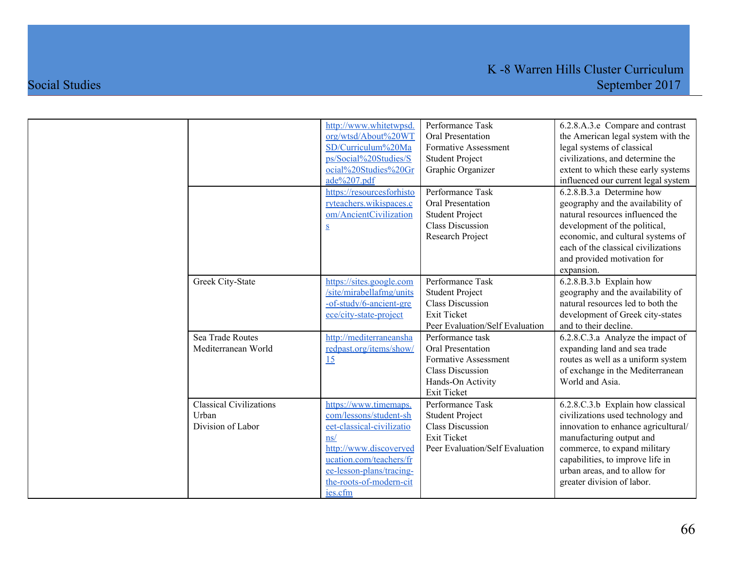| | | | | |
|---|---|---|---|---|
| | | http://www.whitetwpsd.org/wtsd/About%20WTSD/Curriculum%20Maps/Social%20Studies/Social%20Studies%20Grade%207.pdf | Performance Task<br>Oral Presentation<br>Formative Assessment<br>Student Project<br>Graphic Organizer | 6.2.8.A.3.e Compare and contrast the American legal system with the legal systems of classical civilizations, and determine the extent to which these early systems influenced our current legal system |
| | | https://resourcesforhistoryteachers.wikispaces.com/AncientCivilizations | Performance Task<br>Oral Presentation<br>Student Project<br>Class Discussion<br>Research Project | 6.2.8.B.3.a Determine how geography and the availability of natural resources influenced the development of the political, economic, and cultural systems of each of the classical civilizations and provided motivation for expansion. |
| | Greek City-State | https://sites.google.com/site/mirabellafmg/units-of-study/6-ancient-greece/city-state-project | Performance Task<br>Student Project<br>Class Discussion<br>Exit Ticket<br>Peer Evaluation/Self Evaluation | 6.2.8.B.3.b Explain how geography and the availability of natural resources led to both the development of Greek city-states and to their decline. |
| | Sea Trade Routes<br>Mediterranean World | http://mediterraneansharedpast.org/items/show/15 | Performance task<br>Oral Presentation<br>Formative Assessment<br>Class Discussion<br>Hands-On Activity<br>Exit Ticket | 6.2.8.C.3.a Analyze the impact of expanding land and sea trade routes as well as a uniform system of exchange in the Mediterranean World and Asia. |
| | Classical Civilizations<br>Urban<br>Division of Labor | https://www.timemaps.com/lessons/student-sheet-classical-civilizations/<br>http://www.discoveryeducation.com/teachers/free-lesson-plans/tracing-the-roots-of-modern-cities.cfm | Performance Task<br>Student Project<br>Class Discussion<br>Exit Ticket<br>Peer Evaluation/Self Evaluation | 6.2.8.C.3.b Explain how classical civilizations used technology and innovation to enhance agricultural/ manufacturing output and commerce, to expand military capabilities, to improve life in urban areas, and to allow for greater division of labor. |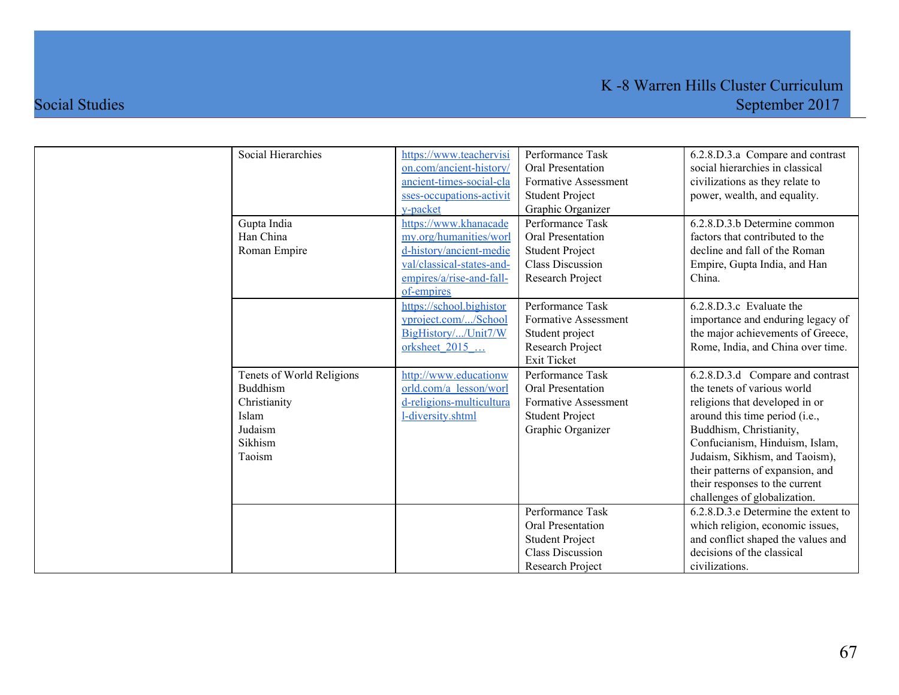| | | | | |
|---|---|---|---|---|
| | Social Hierarchies | https://www.teachervision.com/ancient-history/ancient-times-social-classes-occupations-activity-packet | Performance Task<br>Oral Presentation<br>Formative Assessment<br>Student Project<br>Graphic Organizer | 6.2.8.D.3.a Compare and contrast social hierarchies in classical civilizations as they relate to power, wealth, and equality. |
| | Gupta India<br>Han China<br>Roman Empire | https://www.khanacademy.org/humanities/world-history/ancient-medieval/classical-states-and-empires/a/rise-and-fall-of-empires | Performance Task<br>Oral Presentation<br>Student Project<br>Class Discussion<br>Research Project | 6.2.8.D.3.b Determine common factors that contributed to the decline and fall of the Roman Empire, Gupta India, and Han China. |
| | | https://school.bighistoryproject.com/.../SchoolBigHistory/.../Unit7/Worksheet_2015_… | Performance Task<br>Formative Assessment<br>Student project<br>Research Project<br>Exit Ticket | 6.2.8.D.3.c Evaluate the importance and enduring legacy of the major achievements of Greece, Rome, India, and China over time. |
| | Tenets of World Religions<br>Buddhism<br>Christianity<br>Islam<br>Judaism<br>Sikhism<br>Taoism | http://www.educationworld.com/a_lesson/world-religions-multicultural-diversity.shtml | Performance Task<br>Oral Presentation<br>Formative Assessment<br>Student Project<br>Graphic Organizer | 6.2.8.D.3.d Compare and contrast the tenets of various world religions that developed in or around this time period (i.e., Buddhism, Christianity, Confucianism, Hinduism, Islam, Judaism, Sikhism, and Taoism), their patterns of expansion, and their responses to the current challenges of globalization. |
| | | | Performance Task<br>Oral Presentation<br>Student Project<br>Class Discussion<br>Research Project | 6.2.8.D.3.e Determine the extent to which religion, economic issues, and conflict shaped the values and decisions of the classical civilizations. |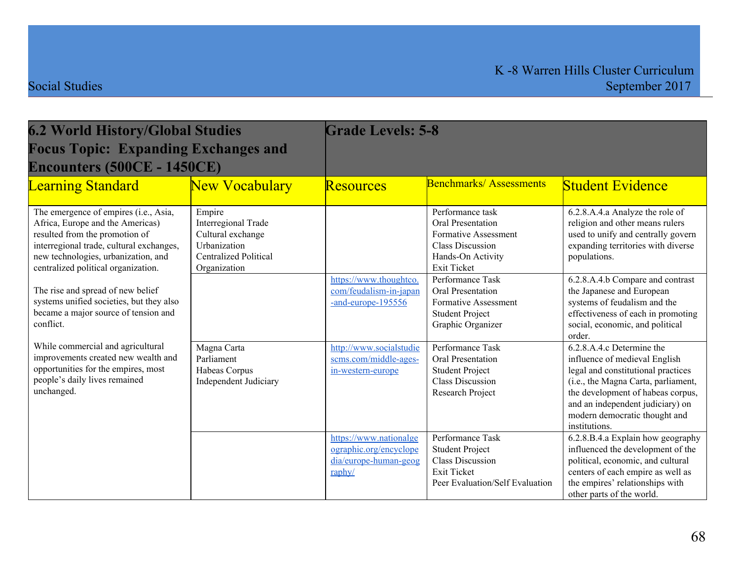| 6.2 World History/Global Studies<br>Focus Topic: Expanding Exchanges and Encounters (500CE - 1450CE) | | Grade Levels: 5-8 | | |
|---|---|---|---|---|
| **Learning Standard** | **New Vocabulary** | **Resources** | **Benchmarks/ Assessments** | **Student Evidence** |
| The emergence of empires (i.e., Asia, Africa, Europe and the Americas) resulted from the promotion of interregional trade, cultural exchanges, new technologies, urbanization, and centralized political organization.<br><br>The rise and spread of new belief systems unified societies, but they also became a major source of tension and conflict.<br><br>While commercial and agricultural improvements created new wealth and opportunities for the empires, most people's daily lives remained unchanged. | Empire<br>Interregional Trade<br>Cultural exchange<br>Urbanization<br>Centralized Political Organization | | Performance task<br>Oral Presentation<br>Formative Assessment<br>Class Discussion<br>Hands-On Activity<br>Exit Ticket | 6.2.8.A.4.a Analyze the role of religion and other means rulers used to unify and centrally govern expanding territories with diverse populations. |
| | | https://www.thoughtco.com/feudalism-in-japan-and-europe-195556 | Performance Task<br>Oral Presentation<br>Formative Assessment<br>Student Project<br>Graphic Organizer | 6.2.8.A.4.b Compare and contrast the Japanese and European systems of feudalism and the effectiveness of each in promoting social, economic, and political order. |
| | Magna Carta<br>Parliament<br>Habeas Corpus<br>Independent Judiciary | http://www.socialstudiescms.com/middle-ages-in-western-europe | Performance Task<br>Oral Presentation<br>Student Project<br>Class Discussion<br>Research Project | 6.2.8.A.4.c Determine the influence of medieval English legal and constitutional practices (i.e., the Magna Carta, parliament, the development of habeas corpus, and an independent judiciary) on modern democratic thought and institutions. |
| | | https://www.nationalgeographic.org/encyclopedia/europe-human-geography/ | Performance Task<br>Student Project<br>Class Discussion<br>Exit Ticket<br>Peer Evaluation/Self Evaluation | 6.2.8.B.4.a Explain how geography influenced the development of the political, economic, and cultural centers of each empire as well as the empires' relationships with other parts of the world. |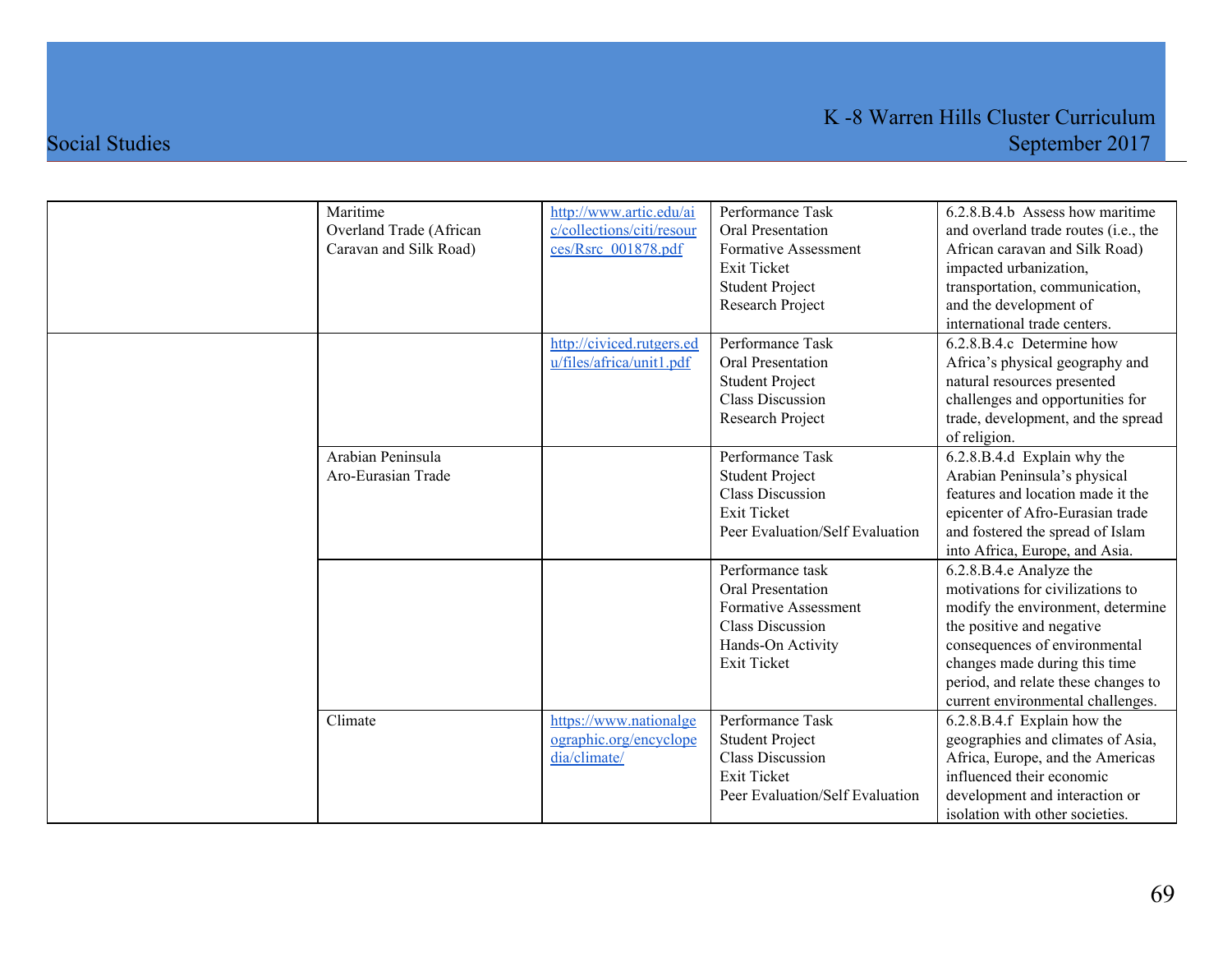| | | | | |
|---|---|---|---|---|
| | Maritime<br>Overland Trade (African Caravan and Silk Road) | http://www.artic.edu/aic/collections/citi/resources/Rsrc_001878.pdf | Performance Task<br>Oral Presentation<br>Formative Assessment<br>Exit Ticket<br>Student Project<br>Research Project | 6.2.8.B.4.b Assess how maritime and overland trade routes (i.e., the African caravan and Silk Road) impacted urbanization, transportation, communication, and the development of international trade centers. |
| | | http://civiced.rutgers.edu/files/africa/unit1.pdf | Performance Task<br>Oral Presentation<br>Student Project<br>Class Discussion<br>Research Project | 6.2.8.B.4.c Determine how Africa's physical geography and natural resources presented challenges and opportunities for trade, development, and the spread of religion. |
| | Arabian Peninsula<br>Aro-Eurasian Trade | | Performance Task<br>Student Project<br>Class Discussion<br>Exit Ticket<br>Peer Evaluation/Self Evaluation | 6.2.8.B.4.d Explain why the Arabian Peninsula's physical features and location made it the epicenter of Afro-Eurasian trade and fostered the spread of Islam into Africa, Europe, and Asia. |
| | | | Performance task<br>Oral Presentation<br>Formative Assessment<br>Class Discussion<br>Hands-On Activity<br>Exit Ticket | 6.2.8.B.4.e Analyze the motivations for civilizations to modify the environment, determine the positive and negative consequences of environmental changes made during this time period, and relate these changes to current environmental challenges. |
| | Climate | https://www.nationalgeographic.org/encyclopedia/climate/ | Performance Task<br>Student Project<br>Class Discussion<br>Exit Ticket<br>Peer Evaluation/Self Evaluation | 6.2.8.B.4.f Explain how the geographies and climates of Asia, Africa, Europe, and the Americas influenced their economic development and interaction or isolation with other societies. |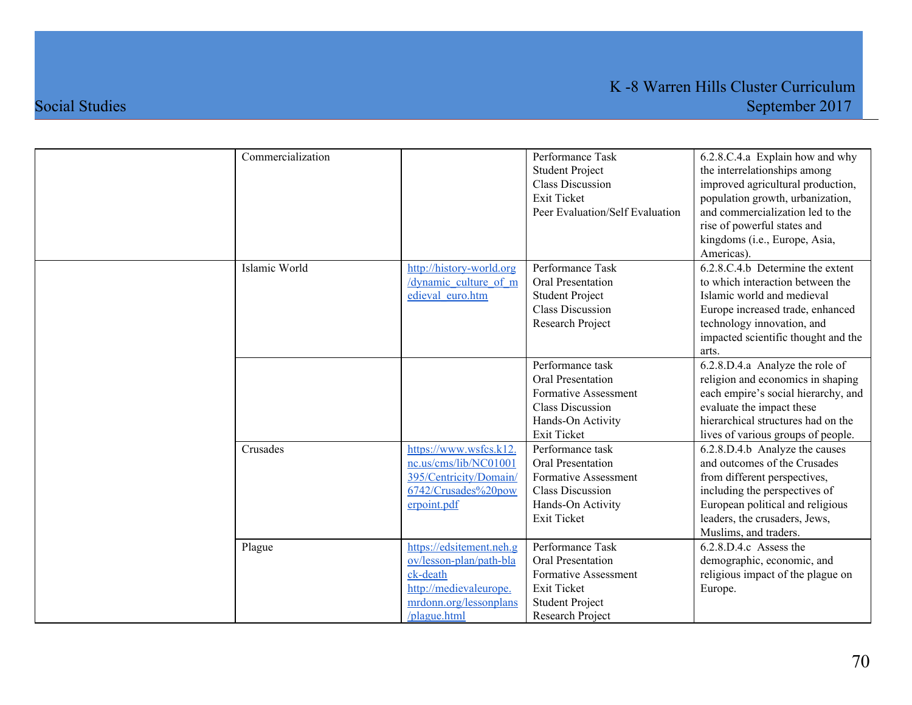| | | | | |
|---|---|---|---|---|
| | Commercialization | | Performance Task<br>Student Project<br>Class Discussion<br>Exit Ticket<br>Peer Evaluation/Self Evaluation | 6.2.8.C.4.a Explain how and why the interrelationships among improved agricultural production, population growth, urbanization, and commercialization led to the rise of powerful states and kingdoms (i.e., Europe, Asia, Americas). |
| | Islamic World | http://history-world.org/dynamic_culture_of_medieval_euro.htm | Performance Task<br>Oral Presentation<br>Student Project<br>Class Discussion<br>Research Project | 6.2.8.C.4.b Determine the extent to which interaction between the Islamic world and medieval Europe increased trade, enhanced technology innovation, and impacted scientific thought and the arts. |
| | | | Performance task<br>Oral Presentation<br>Formative Assessment<br>Class Discussion<br>Hands-On Activity<br>Exit Ticket | 6.2.8.D.4.a Analyze the role of religion and economics in shaping each empire's social hierarchy, and evaluate the impact these hierarchical structures had on the lives of various groups of people. |
| | Crusades | https://www.wsfcs.k12.nc.us/cms/lib/NC01001395/Centricity/Domain/6742/Crusades%20powerpoint.pdf | Performance task<br>Oral Presentation<br>Formative Assessment<br>Class Discussion<br>Hands-On Activity<br>Exit Ticket | 6.2.8.D.4.b Analyze the causes and outcomes of the Crusades from different perspectives, including the perspectives of European political and religious leaders, the crusaders, Jews, Muslims, and traders. |
| | Plague | https://edsitement.neh.gov/lesson-plan/path-black-death<br>http://medievaleurope.mrdonn.org/lessonplans/plague.html | Performance Task<br>Oral Presentation<br>Formative Assessment<br>Exit Ticket<br>Student Project<br>Research Project | 6.2.8.D.4.c Assess the demographic, economic, and religious impact of the plague on Europe. |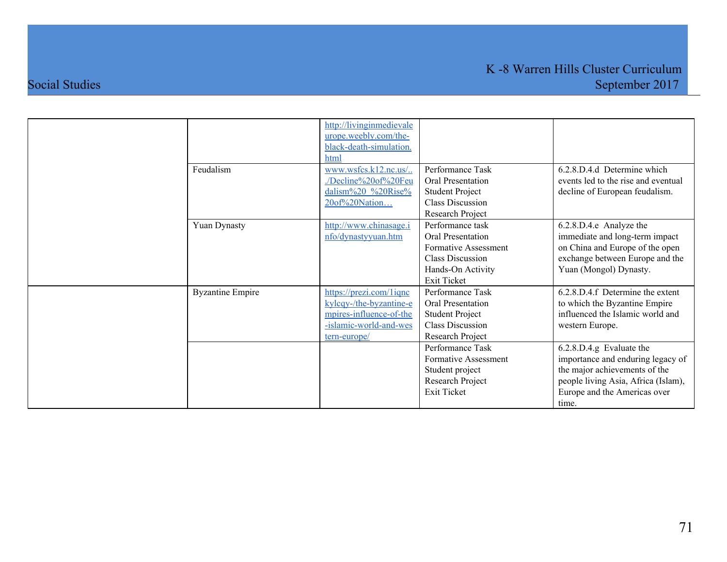| | | | | |
|---|---|---|---|---|
| | | http://livinginmedievaleurope.weebly.com/the-black-death-simulation.html | | |
| | Feudalism | www.wsfcs.k12.nc.us/../Decline%20of%20Feudalism%20_%20Rise%20of%20Nation… | Performance Task<br>Oral Presentation<br>Student Project<br>Class Discussion<br>Research Project | 6.2.8.D.4.d Determine which events led to the rise and eventual decline of European feudalism. |
| | Yuan Dynasty | http://www.chinasage.info/dynastyyuan.htm | Performance task<br>Oral Presentation<br>Formative Assessment<br>Class Discussion<br>Hands-On Activity<br>Exit Ticket | 6.2.8.D.4.e Analyze the immediate and long-term impact on China and Europe of the open exchange between Europe and the Yuan (Mongol) Dynasty. |
| | Byzantine Empire | https://prezi.com/1iqnckylcqy-/the-byzantine-empires-influence-of-the-islamic-world-and-western-europe/ | Performance Task<br>Oral Presentation<br>Student Project<br>Class Discussion<br>Research Project | 6.2.8.D.4.f Determine the extent to which the Byzantine Empire influenced the Islamic world and western Europe. |
| | | | Performance Task<br>Formative Assessment<br>Student project<br>Research Project<br>Exit Ticket | 6.2.8.D.4.g Evaluate the importance and enduring legacy of the major achievements of the people living Asia, Africa (Islam), Europe and the Americas over time. |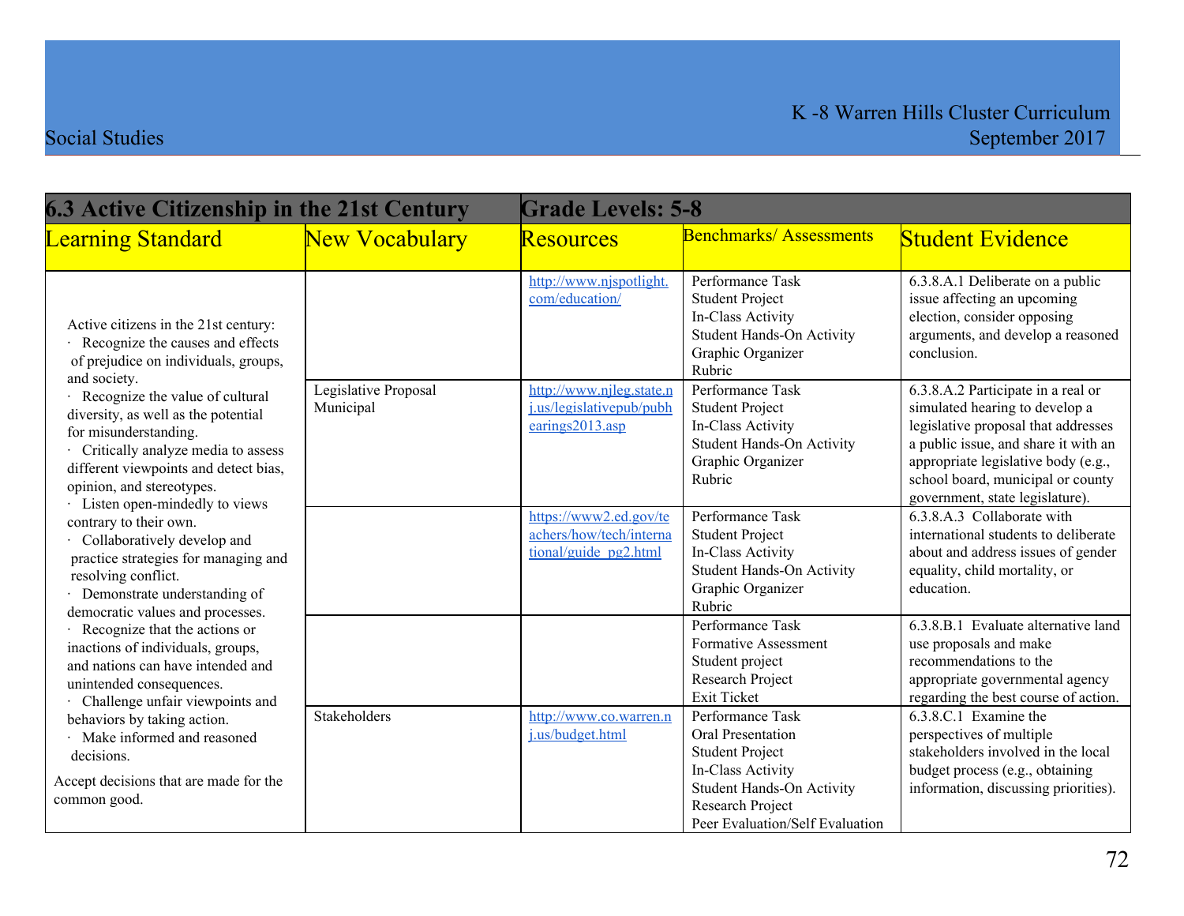| 6.3 Active Citizenship in the 21st Century | | Grade Levels: 5-8 | | |
|---|---|---|---|---|
| **Learning Standard** | **New Vocabulary** | **Resources** | **Benchmarks/ Assessments** | **Student Evidence** |
| Active citizens in the 21st century:<br>· Recognize the causes and effects of prejudice on individuals, groups, and society.<br>· Recognize the value of cultural diversity, as well as the potential for misunderstanding.<br>· Critically analyze media to assess different viewpoints and detect bias, opinion, and stereotypes.<br>· Listen open-mindedly to views contrary to their own.<br>· Collaboratively develop and practice strategies for managing and resolving conflict.<br>· Demonstrate understanding of democratic values and processes.<br>· Recognize that the actions or inactions of individuals, groups, and nations can have intended and unintended consequences.<br>· Challenge unfair viewpoints and behaviors by taking action.<br>· Make informed and reasoned decisions.<br>Accept decisions that are made for the common good. | | http://www.njspotlight.com/education/ | Performance Task<br>Student Project<br>In-Class Activity<br>Student Hands-On Activity<br>Graphic Organizer<br>Rubric | 6.3.8.A.1 Deliberate on a public issue affecting an upcoming election, consider opposing arguments, and develop a reasoned conclusion. |
| | Legislative Proposal<br>Municipal | http://www.njleg.state.nj.us/legislativepub/pubhearings2013.asp | Performance Task<br>Student Project<br>In-Class Activity<br>Student Hands-On Activity<br>Graphic Organizer<br>Rubric | 6.3.8.A.2 Participate in a real or simulated hearing to develop a legislative proposal that addresses a public issue, and share it with an appropriate legislative body (e.g., school board, municipal or county government, state legislature). |
| | | https://www2.ed.gov/teachers/how/tech/international/guide_pg2.html | Performance Task<br>Student Project<br>In-Class Activity<br>Student Hands-On Activity<br>Graphic Organizer<br>Rubric | 6.3.8.A.3 Collaborate with international students to deliberate about and address issues of gender equality, child mortality, or education. |
| | | | Performance Task<br>Formative Assessment<br>Student project<br>Research Project<br>Exit Ticket | 6.3.8.B.1 Evaluate alternative land use proposals and make recommendations to the appropriate governmental agency regarding the best course of action. |
| | Stakeholders | http://www.co.warren.nj.us/budget.html | Performance Task<br>Oral Presentation<br>Student Project<br>In-Class Activity<br>Student Hands-On Activity<br>Research Project<br>Peer Evaluation/Self Evaluation | 6.3.8.C.1 Examine the perspectives of multiple stakeholders involved in the local budget process (e.g., obtaining information, discussing priorities). |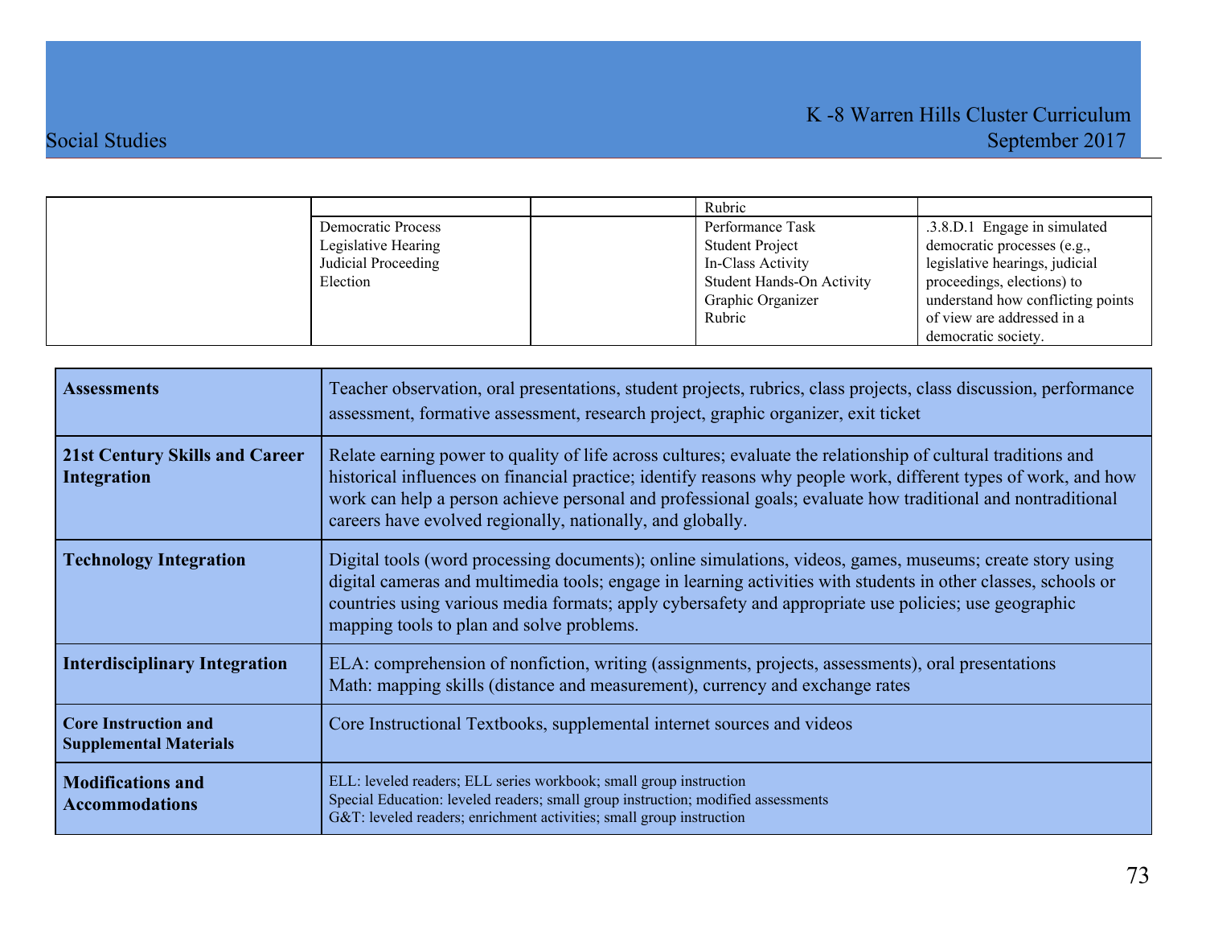| | | | | |
|---|---|---|---|---|
| | | | Rubric | |
| | Democratic Process<br>Legislative Hearing<br>Judicial Proceeding<br>Election | | Performance Task<br>Student Project<br>In-Class Activity<br>Student Hands-On Activity<br>Graphic Organizer<br>Rubric | .3.8.D.1 Engage in simulated democratic processes (e.g., legislative hearings, judicial proceedings, elections) to understand how conflicting points of view are addressed in a democratic society. |

| | |
|---|---|
| **Assessments** | Teacher observation, oral presentations, student projects, rubrics, class projects, class discussion, performance assessment, formative assessment, research project, graphic organizer, exit ticket |
| **21st Century Skills and Career Integration** | Relate earning power to quality of life across cultures; evaluate the relationship of cultural traditions and historical influences on financial practice; identify reasons why people work, different types of work, and how work can help a person achieve personal and professional goals; evaluate how traditional and nontraditional careers have evolved regionally, nationally, and globally. |
| **Technology Integration** | Digital tools (word processing documents); online simulations, videos, games, museums; create story using digital cameras and multimedia tools; engage in learning activities with students in other classes, schools or countries using various media formats; apply cybersafety and appropriate use policies; use geographic mapping tools to plan and solve problems. |
| **Interdisciplinary Integration** | ELA: comprehension of nonfiction, writing (assignments, projects, assessments), oral presentations<br>Math: mapping skills (distance and measurement), currency and exchange rates |
| **Core Instruction and Supplemental Materials** | Core Instructional Textbooks, supplemental internet sources and videos |
| **Modifications and Accommodations** | ELL: leveled readers; ELL series workbook; small group instruction<br>Special Education: leveled readers; small group instruction; modified assessments<br>G&T: leveled readers; enrichment activities; small group instruction |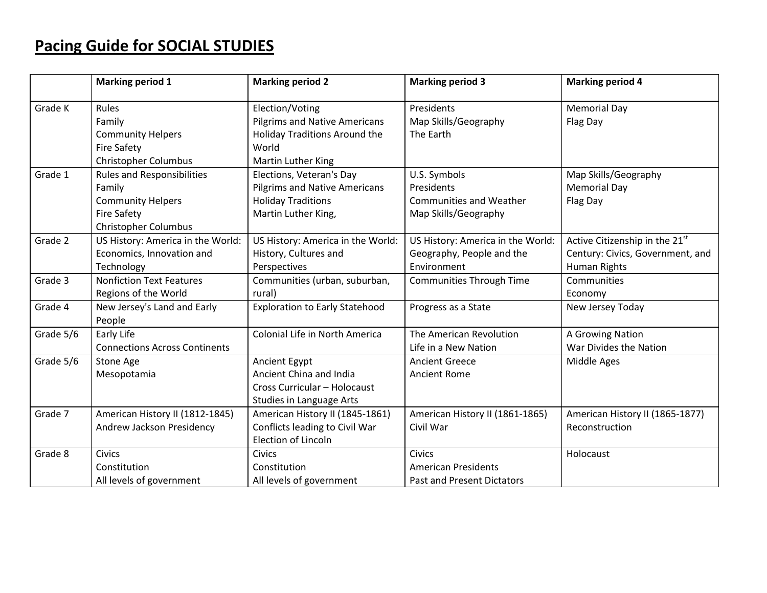# Pacing Guide for SOCIAL STUDIES

| | Marking period 1 | Marking period 2 | Marking period 3 | Marking period 4 |
|---|---|---|---|---|
| Grade K | Rules<br>Family<br>Community Helpers<br>Fire Safety<br>Christopher Columbus | Election/Voting<br>Pilgrims and Native Americans<br>Holiday Traditions Around the World<br>Martin Luther King | Presidents<br>Map Skills/Geography<br>The Earth | Memorial Day<br>Flag Day |
| Grade 1 | Rules and Responsibilities<br>Family<br>Community Helpers<br>Fire Safety<br>Christopher Columbus | Elections, Veteran's Day<br>Pilgrims and Native Americans<br>Holiday Traditions<br>Martin Luther King, | U.S. Symbols<br>Presidents<br>Communities and Weather<br>Map Skills/Geography | Map Skills/Geography<br>Memorial Day<br>Flag Day |
| Grade 2 | US History: America in the World: Economics, Innovation and Technology | US History: America in the World: History, Cultures and Perspectives | US History: America in the World: Geography, People and the Environment | Active Citizenship in the 21st Century: Civics, Government, and Human Rights |
| Grade 3 | Nonfiction Text Features<br>Regions of the World | Communities (urban, suburban, rural) | Communities Through Time | Communities<br>Economy |
| Grade 4 | New Jersey's Land and Early People | Exploration to Early Statehood | Progress as a State | New Jersey Today |
| Grade 5/6 | Early Life<br>Connections Across Continents | Colonial Life in North America | The American Revolution<br>Life in a New Nation | A Growing Nation<br>War Divides the Nation |
| Grade 5/6 | Stone Age<br>Mesopotamia | Ancient Egypt<br>Ancient China and India<br>Cross Curricular – Holocaust Studies in Language Arts | Ancient Greece<br>Ancient Rome | Middle Ages |
| Grade 7 | American History II (1812-1845)<br>Andrew Jackson Presidency | American History II (1845-1861)<br>Conflicts leading to Civil War<br>Election of Lincoln | American History II (1861-1865)<br>Civil War | American History II (1865-1877)<br>Reconstruction |
| Grade 8 | Civics<br>Constitution<br>All levels of government | Civics<br>Constitution<br>All levels of government | Civics<br>American Presidents<br>Past and Present Dictators | Holocaust |